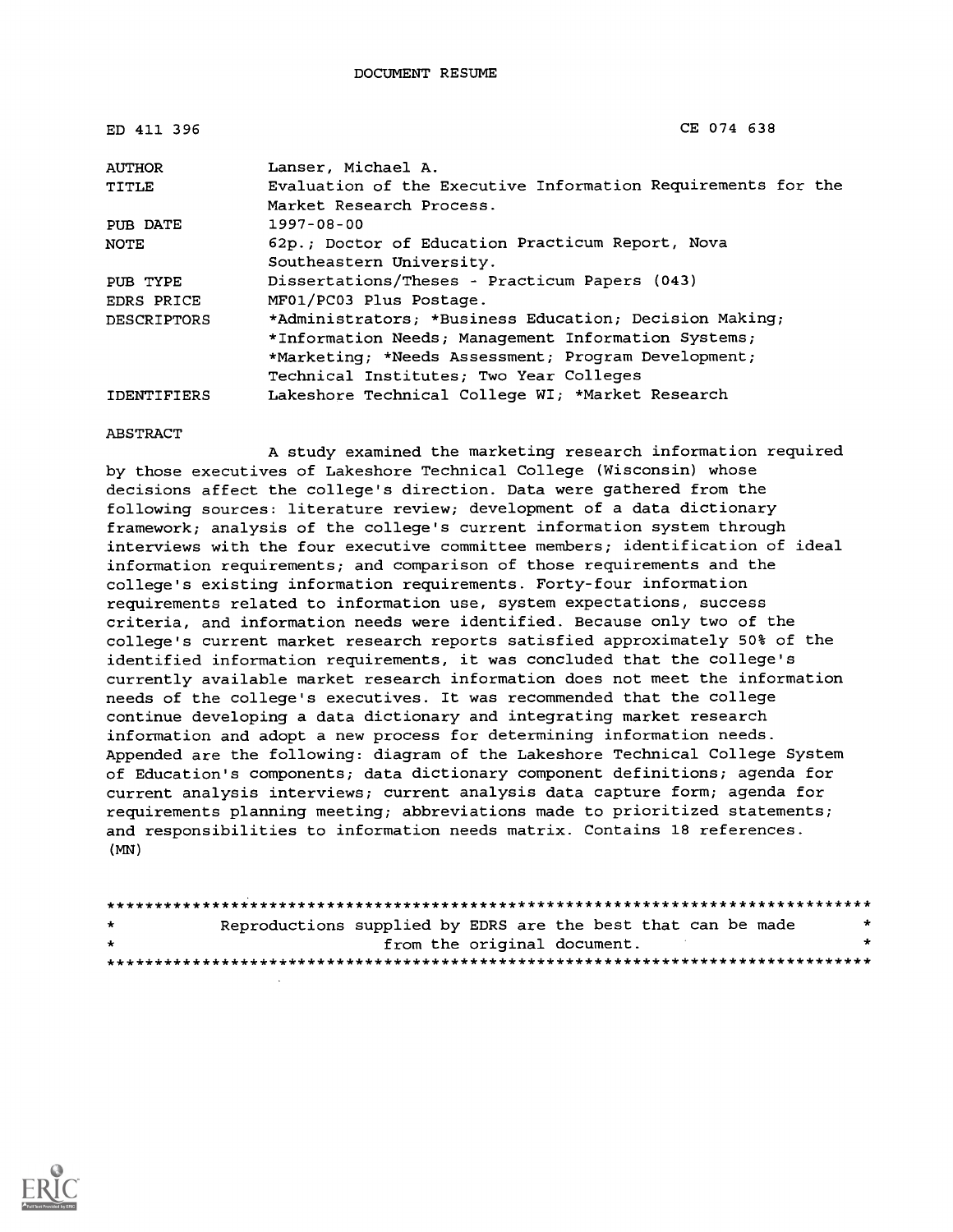DOCUMENT RESUME

ED 411 396 CE 074 638

| | |
|---|---|
| AUTHOR | Lanser, Michael A. |
| TITLE | Evaluation of the Executive Information Requirements for the Market Research Process. |
| PUB DATE | 1997-08-00 |
| NOTE | 62p.; Doctor of Education Practicum Report, Nova Southeastern University. |
| PUB TYPE | Dissertations/Theses - Practicum Papers (043) |
| EDRS PRICE | MF01/PC03 Plus Postage. |
| DESCRIPTORS | *Administrators; *Business Education; Decision Making; *Information Needs; Management Information Systems; *Marketing; *Needs Assessment; Program Development; Technical Institutes; Two Year Colleges |
| IDENTIFIERS | Lakeshore Technical College WI; *Market Research |

ABSTRACT

A study examined the marketing research information required by those executives of Lakeshore Technical College (Wisconsin) whose decisions affect the college's direction. Data were gathered from the following sources: literature review; development of a data dictionary framework; analysis of the college's current information system through interviews with the four executive committee members; identification of ideal information requirements; and comparison of those requirements and the college's existing information requirements. Forty-four information requirements related to information use, system expectations, success criteria, and information needs were identified. Because only two of the college's current market research reports satisfied approximately 50% of the identified information requirements, it was concluded that the college's currently available market research information does not meet the information needs of the college's executives. It was recommended that the college continue developing a data dictionary and integrating market research information and adopt a new process for determining information needs. Appended are the following: diagram of the Lakeshore Technical College System of Education's components; data dictionary component definitions; agenda for current analysis interviews; current analysis data capture form; agenda for requirements planning meeting; abbreviations made to prioritized statements; and responsibilities to information needs matrix. Contains 18 references. (MN)

********************************************************************************
* Reproductions supplied by EDRS are the best that can be made *
* from the original document. *
********************************************************************************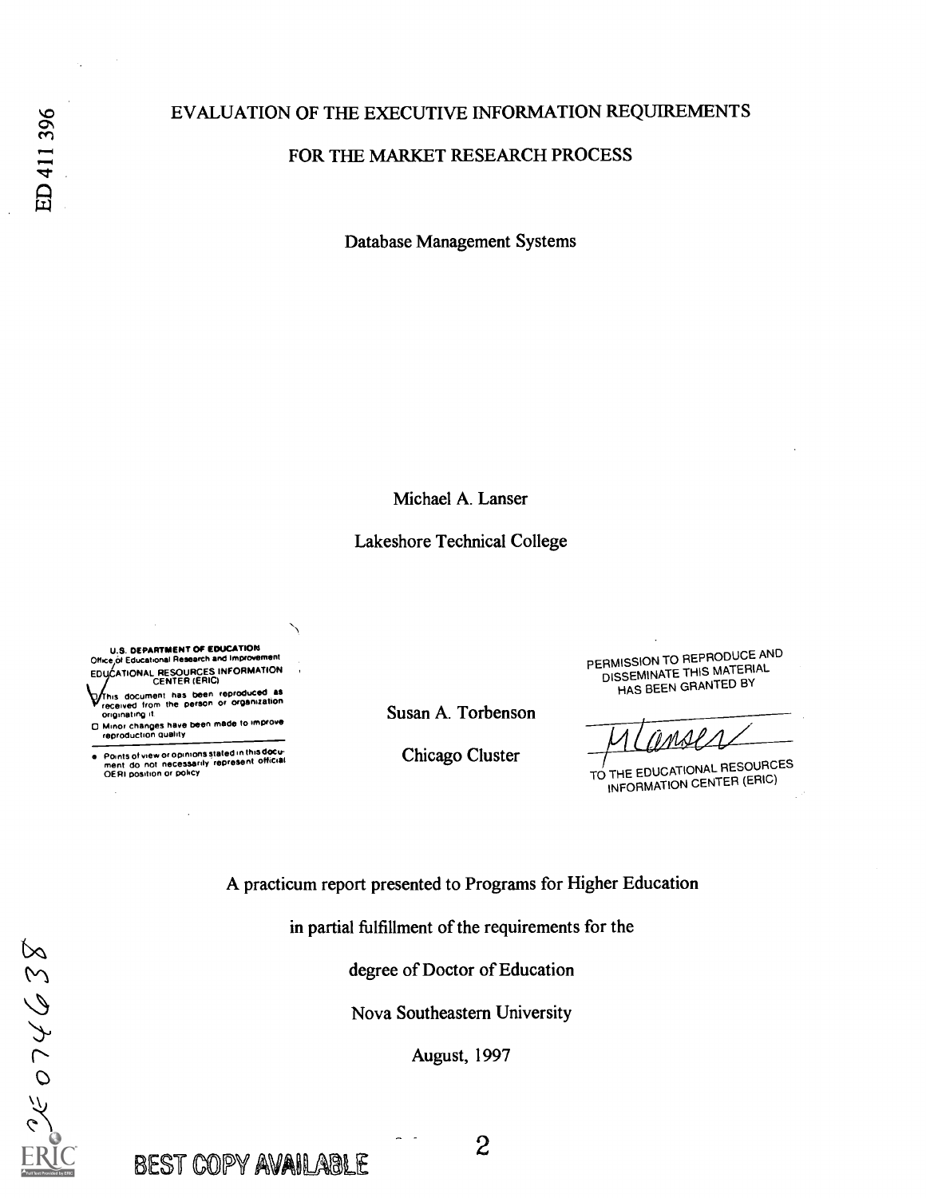ED 411 396

# EVALUATION OF THE EXECUTIVE INFORMATION REQUIREMENTS FOR THE MARKET RESEARCH PROCESS

Database Management Systems

Michael A. Lanser

Lakeshore Technical College

U.S. DEPARTMENT OF EDUCATION
Office of Educational Research and Improvement
EDUCATIONAL RESOURCES INFORMATION CENTER (ERIC)

- This document has been reproduced as received from the person or organization originating it.
- Minor changes have been made to improve reproduction quality.
- Points of view or opinions stated in this document do not necessarily represent official OERI position or policy.

Susan A. Torbenson

Chicago Cluster

PERMISSION TO REPRODUCE AND DISSEMINATE THIS MATERIAL HAS BEEN GRANTED BY

M Lanser

TO THE EDUCATIONAL RESOURCES INFORMATION CENTER (ERIC)

A practicum report presented to Programs for Higher Education

in partial fulfillment of the requirements for the

degree of Doctor of Education

Nova Southeastern University

August, 1997

JC 974 638

BEST COPY AVAILABLE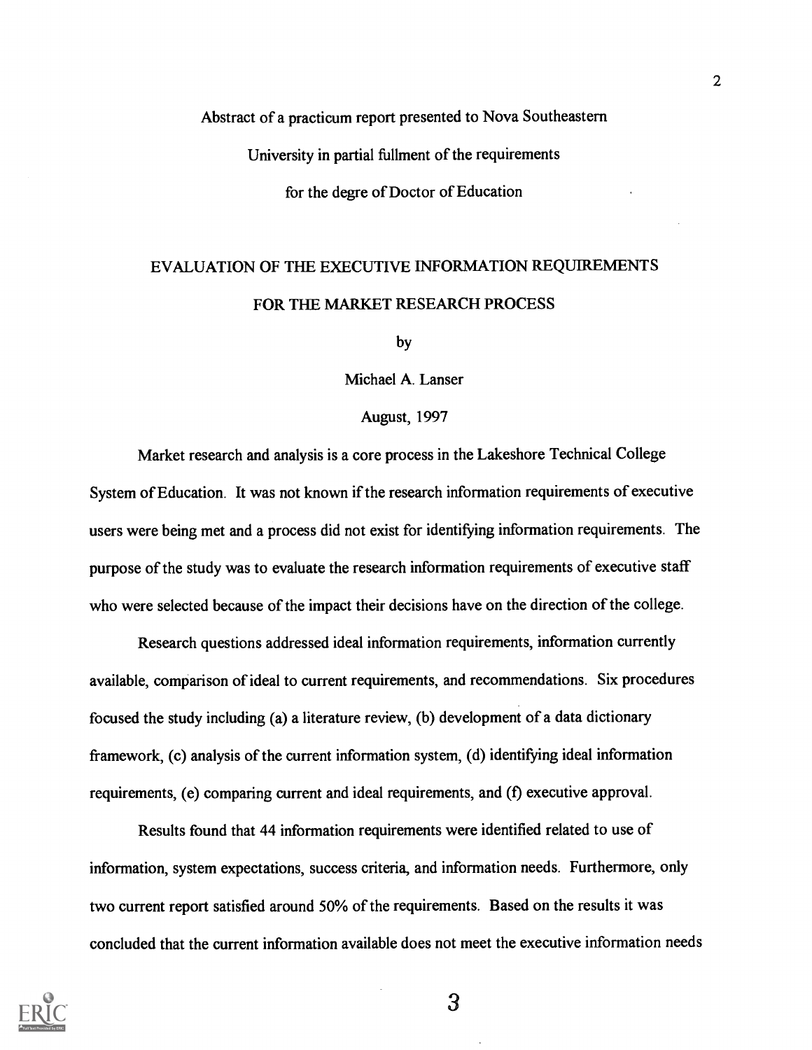Abstract of a practicum report presented to Nova Southeastern

University in partial fullment of the requirements

for the degre of Doctor of Education

EVALUATION OF THE EXECUTIVE INFORMATION REQUIREMENTS

FOR THE MARKET RESEARCH PROCESS

by

Michael A. Lanser

August, 1997

Market research and analysis is a core process in the Lakeshore Technical College System of Education. It was not known if the research information requirements of executive users were being met and a process did not exist for identifying information requirements. The purpose of the study was to evaluate the research information requirements of executive staff who were selected because of the impact their decisions have on the direction of the college.

Research questions addressed ideal information requirements, information currently available, comparison of ideal to current requirements, and recommendations. Six procedures focused the study including (a) a literature review, (b) development of a data dictionary framework, (c) analysis of the current information system, (d) identifying ideal information requirements, (e) comparing current and ideal requirements, and (f) executive approval.

Results found that 44 information requirements were identified related to use of information, system expectations, success criteria, and information needs. Furthermore, only two current report satisfied around 50% of the requirements. Based on the results it was concluded that the current information available does not meet the executive information needs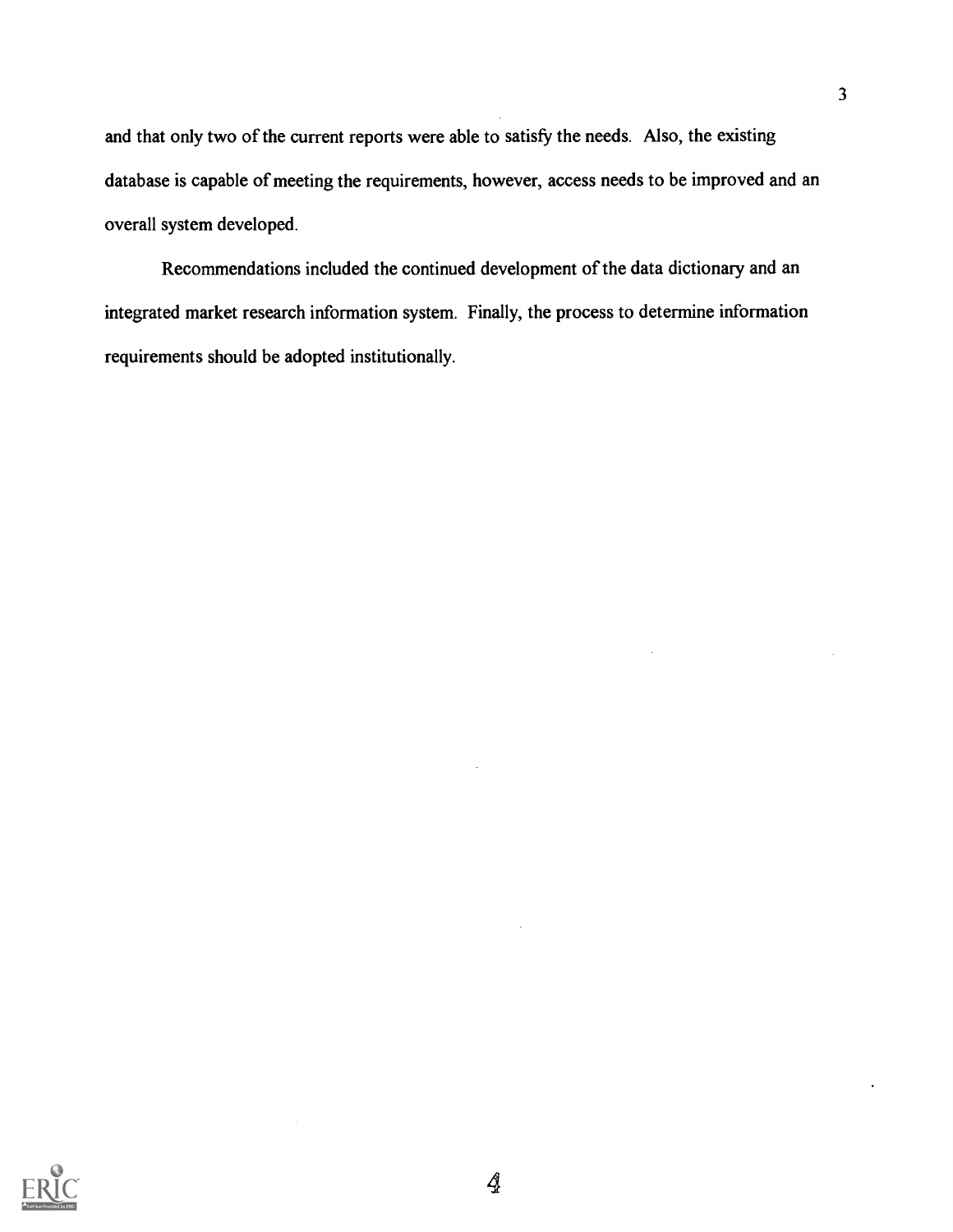and that only two of the current reports were able to satisfy the needs. Also, the existing database is capable of meeting the requirements, however, access needs to be improved and an overall system developed.

Recommendations included the continued development of the data dictionary and an integrated market research information system. Finally, the process to determine information requirements should be adopted institutionally.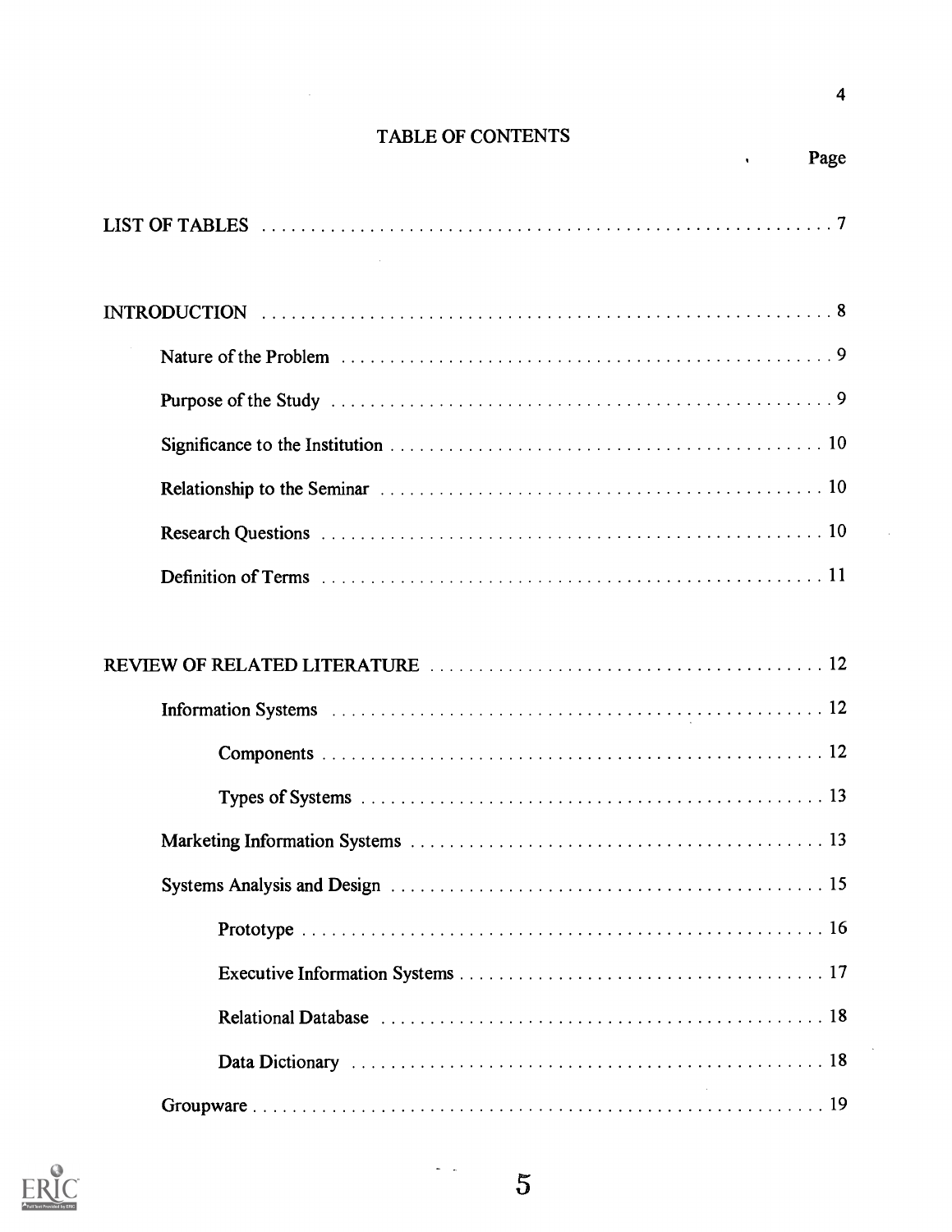# TABLE OF CONTENTS

Page

LIST OF TABLES . . . . . . . . . . . . . . . . . . . . . . . . . . . . . . . . . . . . . . . . . . . . . . . . . . . . . . . . . . . . 7

INTRODUCTION . . . . . . . . . . . . . . . . . . . . . . . . . . . . . . . . . . . . . . . . . . . . . . . . . . . . . . . . . . . . 8

- Nature of the Problem . . . . . . . . . . . . . . . . . . . . . . . . . . . . . . . . . . . . . . . . . . . . . . . . . . . 9
- Purpose of the Study . . . . . . . . . . . . . . . . . . . . . . . . . . . . . . . . . . . . . . . . . . . . . . . . . . . 9
- Significance to the Institution . . . . . . . . . . . . . . . . . . . . . . . . . . . . . . . . . . . . . . . . . . . . 10
- Relationship to the Seminar . . . . . . . . . . . . . . . . . . . . . . . . . . . . . . . . . . . . . . . . . . . . . 10
- Research Questions . . . . . . . . . . . . . . . . . . . . . . . . . . . . . . . . . . . . . . . . . . . . . . . . . . . 10
- Definition of Terms . . . . . . . . . . . . . . . . . . . . . . . . . . . . . . . . . . . . . . . . . . . . . . . . . . . 11

REVIEW OF RELATED LITERATURE . . . . . . . . . . . . . . . . . . . . . . . . . . . . . . . . . . . . . . . . . . 12

- Information Systems . . . . . . . . . . . . . . . . . . . . . . . . . . . . . . . . . . . . . . . . . . . . . . . . . . . 12
  - Components . . . . . . . . . . . . . . . . . . . . . . . . . . . . . . . . . . . . . . . . . . . . . . . . . . . . 12
  - Types of Systems . . . . . . . . . . . . . . . . . . . . . . . . . . . . . . . . . . . . . . . . . . . . . . . . . 13
- Marketing Information Systems . . . . . . . . . . . . . . . . . . . . . . . . . . . . . . . . . . . . . . . . . . . 13
- Systems Analysis and Design . . . . . . . . . . . . . . . . . . . . . . . . . . . . . . . . . . . . . . . . . . . . . 15
  - Prototype . . . . . . . . . . . . . . . . . . . . . . . . . . . . . . . . . . . . . . . . . . . . . . . . . . . . . . 16
  - Executive Information Systems . . . . . . . . . . . . . . . . . . . . . . . . . . . . . . . . . . . . . . 17
  - Relational Database . . . . . . . . . . . . . . . . . . . . . . . . . . . . . . . . . . . . . . . . . . . . . . 18
  - Data Dictionary . . . . . . . . . . . . . . . . . . . . . . . . . . . . . . . . . . . . . . . . . . . . . . . . . 18
- Groupware . . . . . . . . . . . . . . . . . . . . . . . . . . . . . . . . . . . . . . . . . . . . . . . . . . . . . . . . . . 19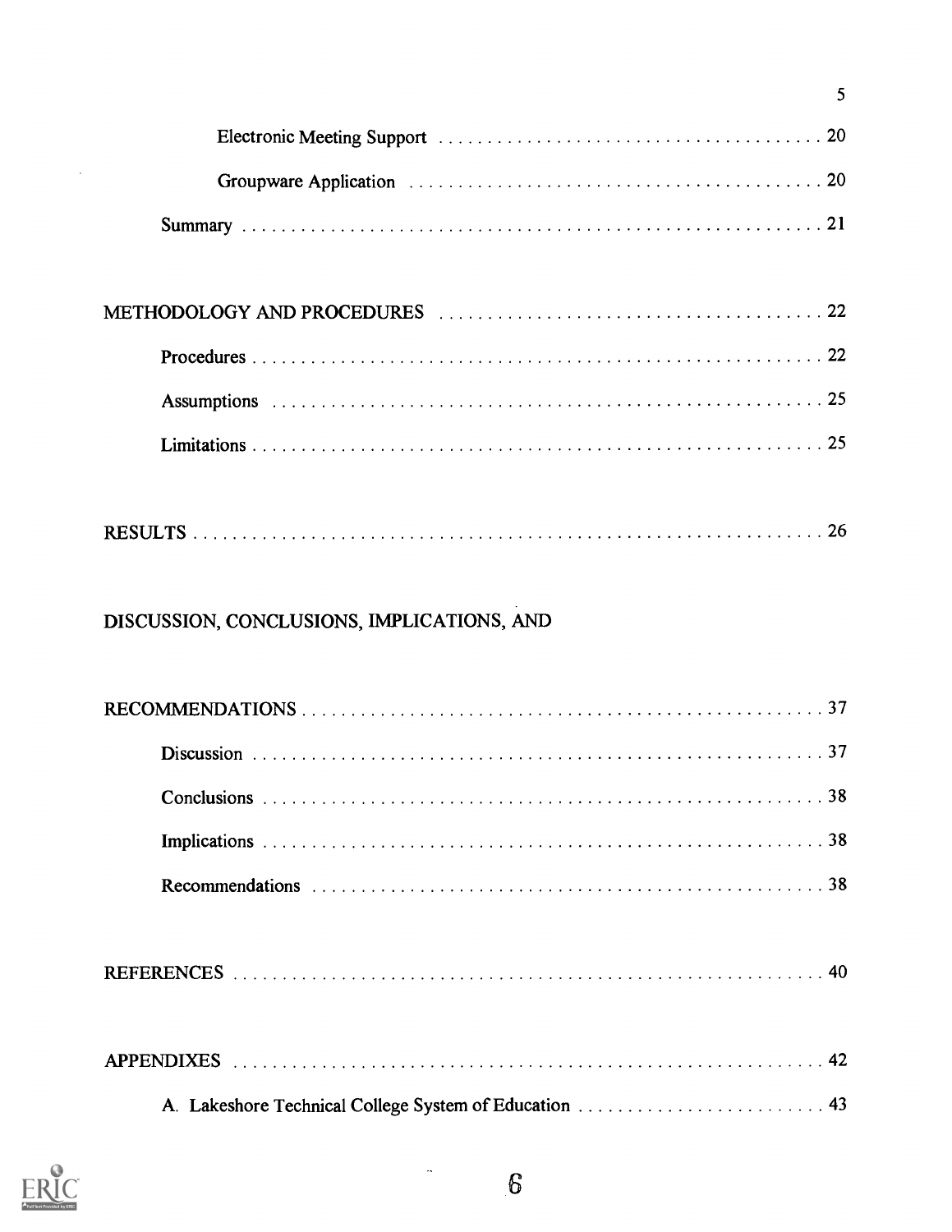Electronic Meeting Support . . . . . . . . . . . . . . . . . . . . . . . . . . . . . . . . . . . . . . 20

Groupware Application . . . . . . . . . . . . . . . . . . . . . . . . . . . . . . . . . . . . . . . . . 20

Summary . . . . . . . . . . . . . . . . . . . . . . . . . . . . . . . . . . . . . . . . . . . . . . . . . . . . . 21

METHODOLOGY AND PROCEDURES . . . . . . . . . . . . . . . . . . . . . . . . . . . . . . . . . . 22

Procedures . . . . . . . . . . . . . . . . . . . . . . . . . . . . . . . . . . . . . . . . . . . . . . . . . . . . 22

Assumptions . . . . . . . . . . . . . . . . . . . . . . . . . . . . . . . . . . . . . . . . . . . . . . . . . . 25

Limitations . . . . . . . . . . . . . . . . . . . . . . . . . . . . . . . . . . . . . . . . . . . . . . . . . . . . 25

RESULTS . . . . . . . . . . . . . . . . . . . . . . . . . . . . . . . . . . . . . . . . . . . . . . . . . . . . . . . 26

DISCUSSION, CONCLUSIONS, IMPLICATIONS, AND

RECOMMENDATIONS . . . . . . . . . . . . . . . . . . . . . . . . . . . . . . . . . . . . . . . . . . . . . 37

Discussion . . . . . . . . . . . . . . . . . . . . . . . . . . . . . . . . . . . . . . . . . . . . . . . . . . . . . 37

Conclusions . . . . . . . . . . . . . . . . . . . . . . . . . . . . . . . . . . . . . . . . . . . . . . . . . . . . 38

Implications . . . . . . . . . . . . . . . . . . . . . . . . . . . . . . . . . . . . . . . . . . . . . . . . . . . . 38

Recommendations . . . . . . . . . . . . . . . . . . . . . . . . . . . . . . . . . . . . . . . . . . . . . . . 38

REFERENCES . . . . . . . . . . . . . . . . . . . . . . . . . . . . . . . . . . . . . . . . . . . . . . . . . . . . 40

APPENDIXES . . . . . . . . . . . . . . . . . . . . . . . . . . . . . . . . . . . . . . . . . . . . . . . . . . . . 42

A. Lakeshore Technical College System of Education . . . . . . . . . . . . . . . . . . . . . . . . . 43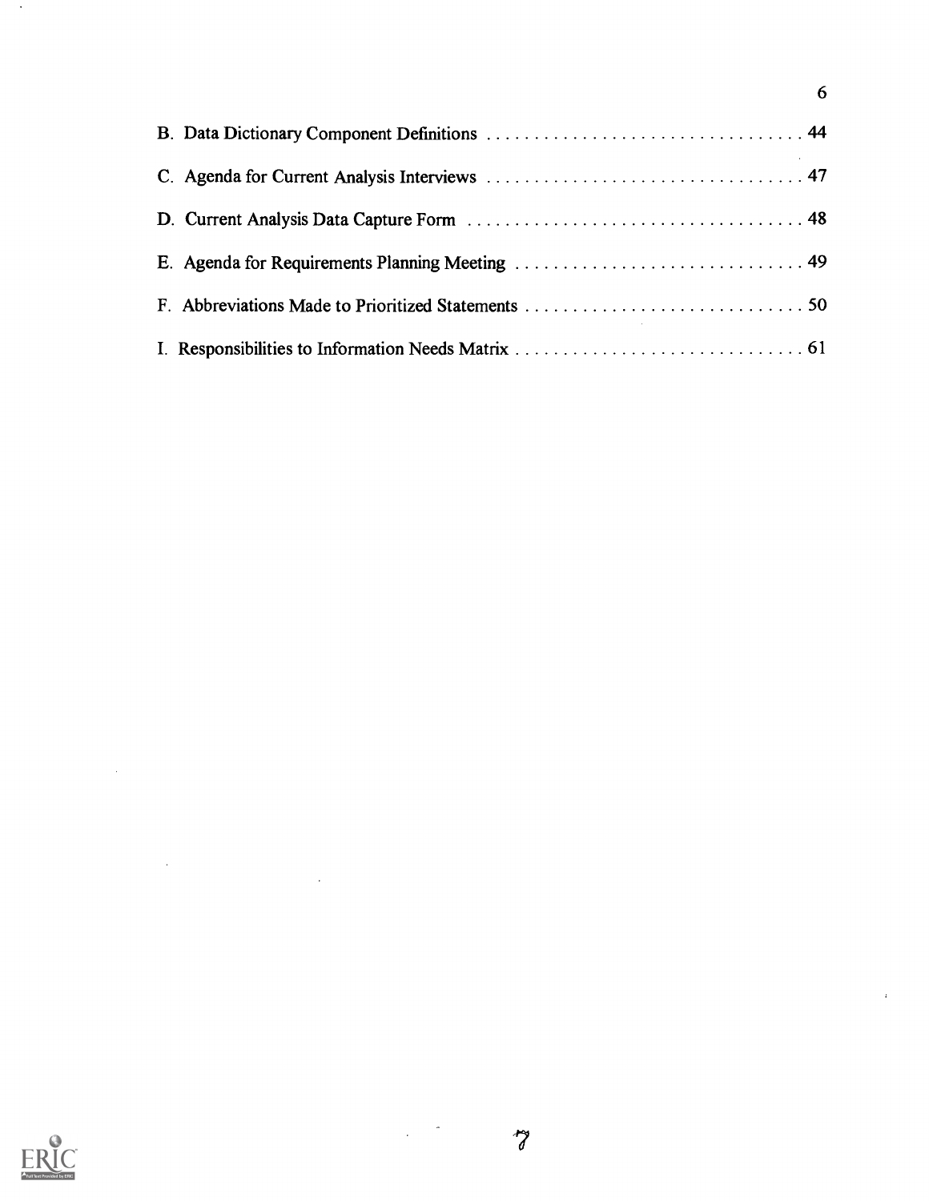B. Data Dictionary Component Definitions . . . . . . . . . . . . . . . . . . . . . . . . . . . . . . . . . 44

C. Agenda for Current Analysis Interviews . . . . . . . . . . . . . . . . . . . . . . . . . . . . . . . . . 47

D. Current Analysis Data Capture Form . . . . . . . . . . . . . . . . . . . . . . . . . . . . . . . . . . . 48

E. Agenda for Requirements Planning Meeting . . . . . . . . . . . . . . . . . . . . . . . . . . . . . . 49

F. Abbreviations Made to Prioritized Statements . . . . . . . . . . . . . . . . . . . . . . . . . . . . . 50

I. Responsibilities to Information Needs Matrix . . . . . . . . . . . . . . . . . . . . . . . . . . . . . . 61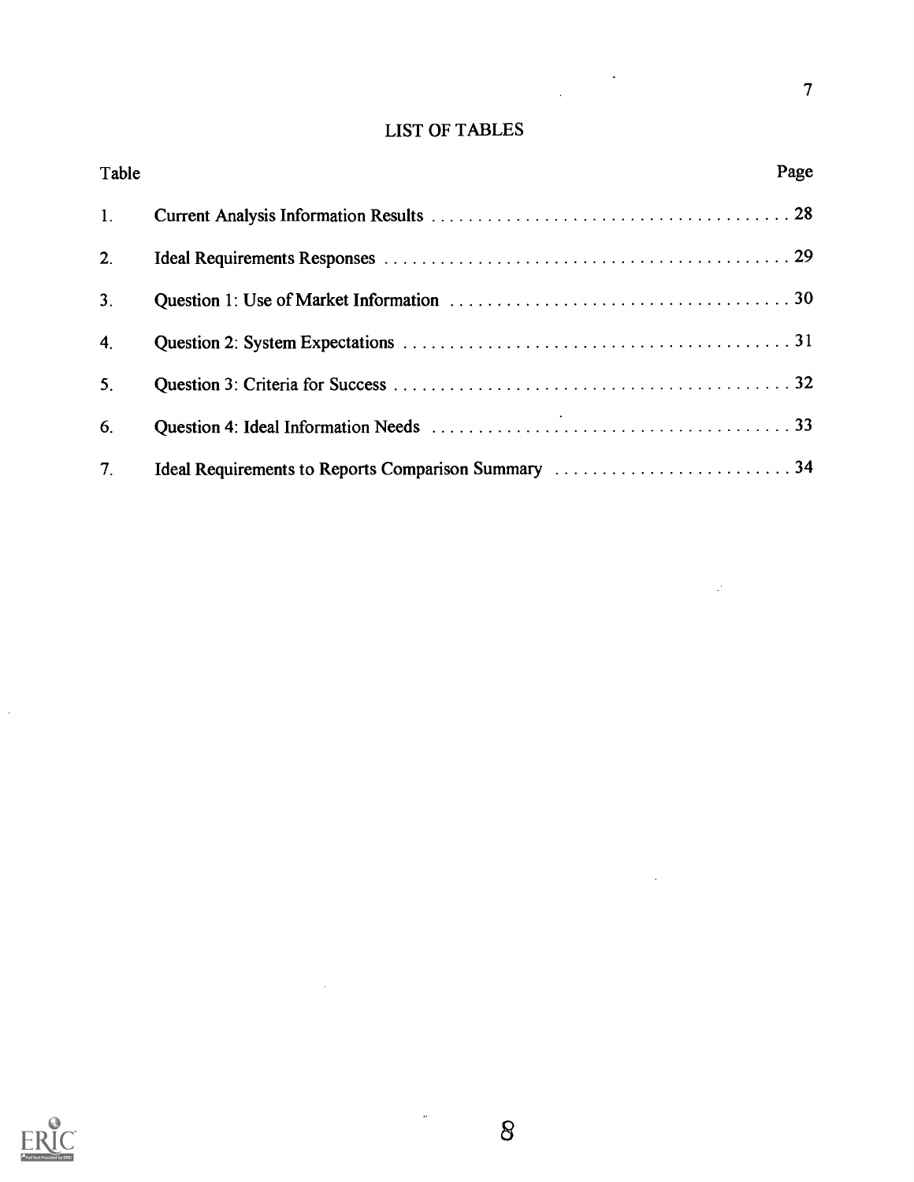# LIST OF TABLES

| Table | | Page |
|---|---|---|
| 1. | Current Analysis Information Results | 28 |
| 2. | Ideal Requirements Responses | 29 |
| 3. | Question 1: Use of Market Information | 30 |
| 4. | Question 2: System Expectations | 31 |
| 5. | Question 3: Criteria for Success | 32 |
| 6. | Question 4: Ideal Information Needs | 33 |
| 7. | Ideal Requirements to Reports Comparison Summary | 34 |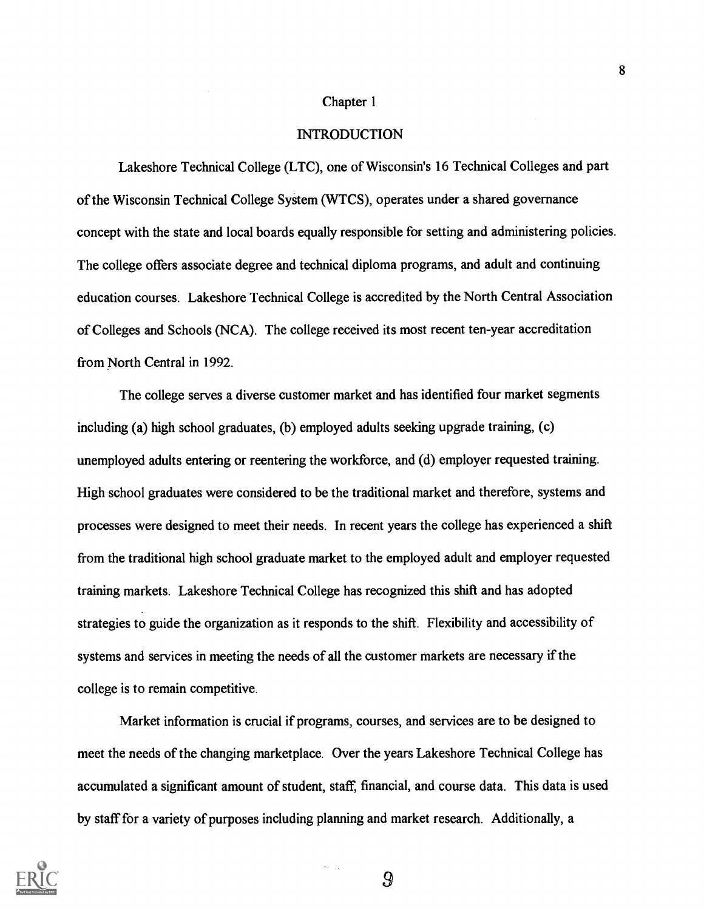# Chapter 1

## INTRODUCTION

Lakeshore Technical College (LTC), one of Wisconsin's 16 Technical Colleges and part of the Wisconsin Technical College System (WTCS), operates under a shared governance concept with the state and local boards equally responsible for setting and administering policies. The college offers associate degree and technical diploma programs, and adult and continuing education courses. Lakeshore Technical College is accredited by the North Central Association of Colleges and Schools (NCA). The college received its most recent ten-year accreditation from North Central in 1992.

The college serves a diverse customer market and has identified four market segments including (a) high school graduates, (b) employed adults seeking upgrade training, (c) unemployed adults entering or reentering the workforce, and (d) employer requested training. High school graduates were considered to be the traditional market and therefore, systems and processes were designed to meet their needs. In recent years the college has experienced a shift from the traditional high school graduate market to the employed adult and employer requested training markets. Lakeshore Technical College has recognized this shift and has adopted strategies to guide the organization as it responds to the shift. Flexibility and accessibility of systems and services in meeting the needs of all the customer markets are necessary if the college is to remain competitive.

Market information is crucial if programs, courses, and services are to be designed to meet the needs of the changing marketplace. Over the years Lakeshore Technical College has accumulated a significant amount of student, staff, financial, and course data. This data is used by staff for a variety of purposes including planning and market research. Additionally, a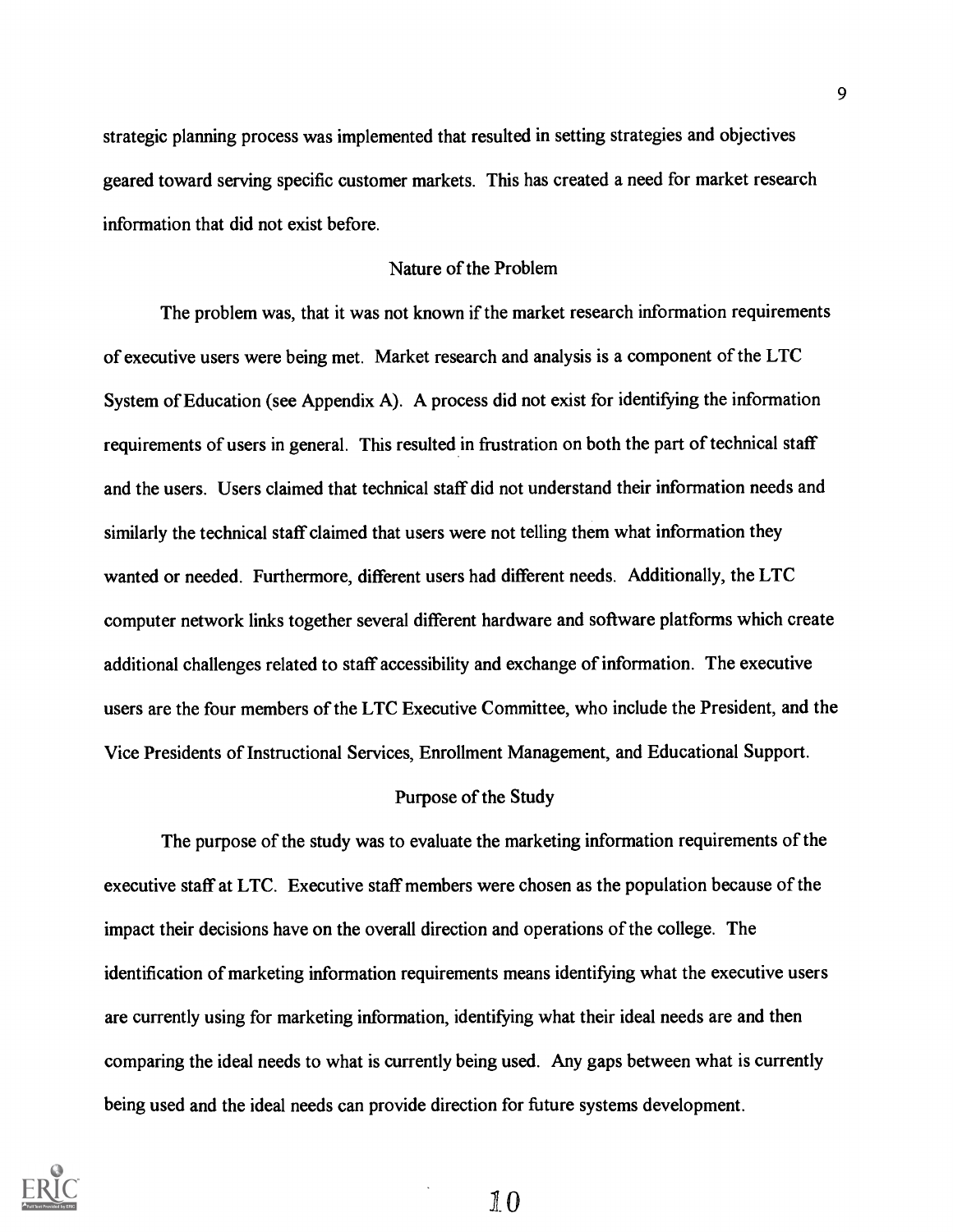strategic planning process was implemented that resulted in setting strategies and objectives geared toward serving specific customer markets. This has created a need for market research information that did not exist before.

## Nature of the Problem

The problem was, that it was not known if the market research information requirements of executive users were being met. Market research and analysis is a component of the LTC System of Education (see Appendix A). A process did not exist for identifying the information requirements of users in general. This resulted in frustration on both the part of technical staff and the users. Users claimed that technical staff did not understand their information needs and similarly the technical staff claimed that users were not telling them what information they wanted or needed. Furthermore, different users had different needs. Additionally, the LTC computer network links together several different hardware and software platforms which create additional challenges related to staff accessibility and exchange of information. The executive users are the four members of the LTC Executive Committee, who include the President, and the Vice Presidents of Instructional Services, Enrollment Management, and Educational Support.

## Purpose of the Study

The purpose of the study was to evaluate the marketing information requirements of the executive staff at LTC. Executive staff members were chosen as the population because of the impact their decisions have on the overall direction and operations of the college. The identification of marketing information requirements means identifying what the executive users are currently using for marketing information, identifying what their ideal needs are and then comparing the ideal needs to what is currently being used. Any gaps between what is currently being used and the ideal needs can provide direction for future systems development.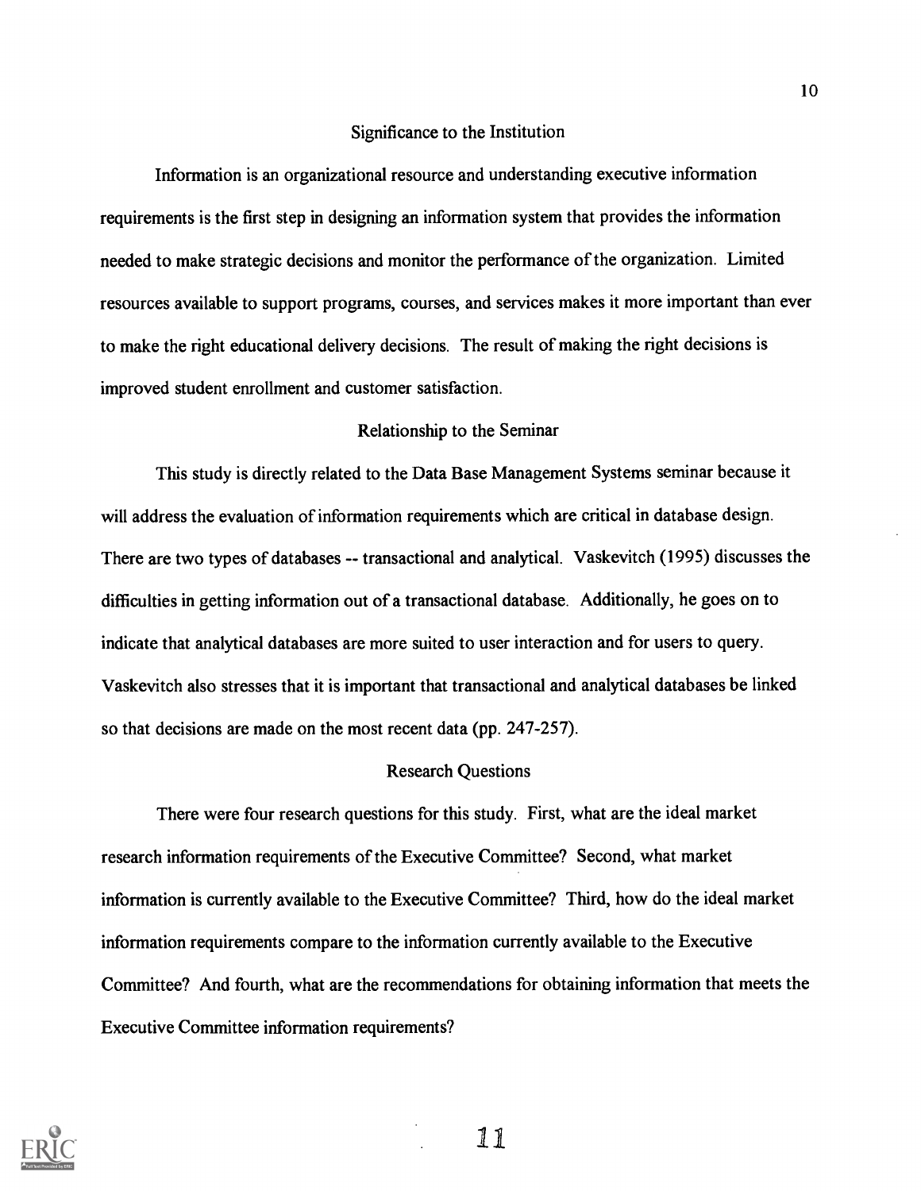## Significance to the Institution

Information is an organizational resource and understanding executive information requirements is the first step in designing an information system that provides the information needed to make strategic decisions and monitor the performance of the organization. Limited resources available to support programs, courses, and services makes it more important than ever to make the right educational delivery decisions. The result of making the right decisions is improved student enrollment and customer satisfaction.

## Relationship to the Seminar

This study is directly related to the Data Base Management Systems seminar because it will address the evaluation of information requirements which are critical in database design. There are two types of databases -- transactional and analytical. Vaskevitch (1995) discusses the difficulties in getting information out of a transactional database. Additionally, he goes on to indicate that analytical databases are more suited to user interaction and for users to query. Vaskevitch also stresses that it is important that transactional and analytical databases be linked so that decisions are made on the most recent data (pp. 247-257).

## Research Questions

There were four research questions for this study. First, what are the ideal market research information requirements of the Executive Committee? Second, what market information is currently available to the Executive Committee? Third, how do the ideal market information requirements compare to the information currently available to the Executive Committee? And fourth, what are the recommendations for obtaining information that meets the Executive Committee information requirements?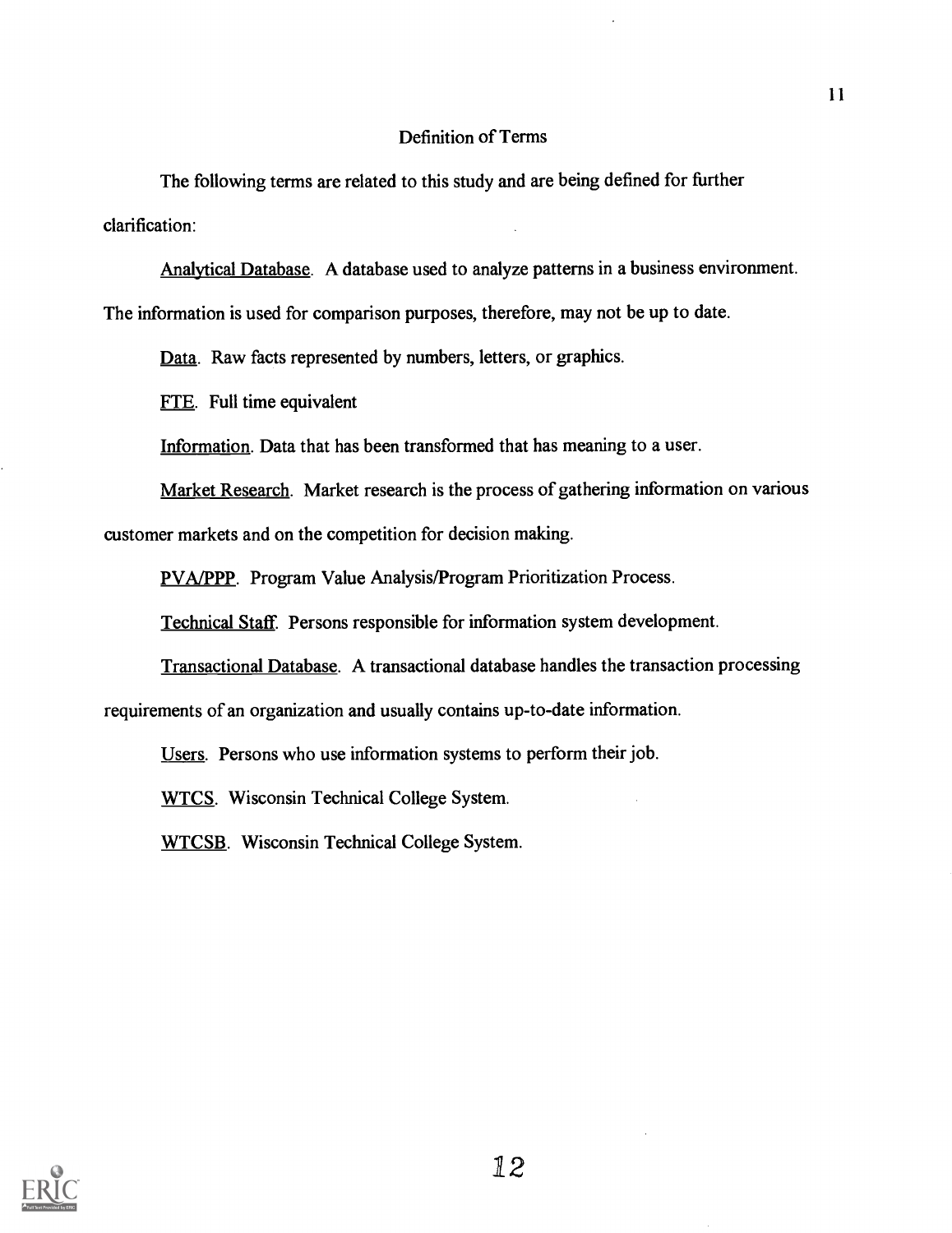## Definition of Terms

The following terms are related to this study and are being defined for further clarification:

Analytical Database. A database used to analyze patterns in a business environment. The information is used for comparison purposes, therefore, may not be up to date.

Data. Raw facts represented by numbers, letters, or graphics.

FTE. Full time equivalent

Information. Data that has been transformed that has meaning to a user.

Market Research. Market research is the process of gathering information on various customer markets and on the competition for decision making.

PVA/PPP. Program Value Analysis/Program Prioritization Process.

Technical Staff. Persons responsible for information system development.

Transactional Database. A transactional database handles the transaction processing requirements of an organization and usually contains up-to-date information.

Users. Persons who use information systems to perform their job.

WTCS. Wisconsin Technical College System.

WTCSB. Wisconsin Technical College System.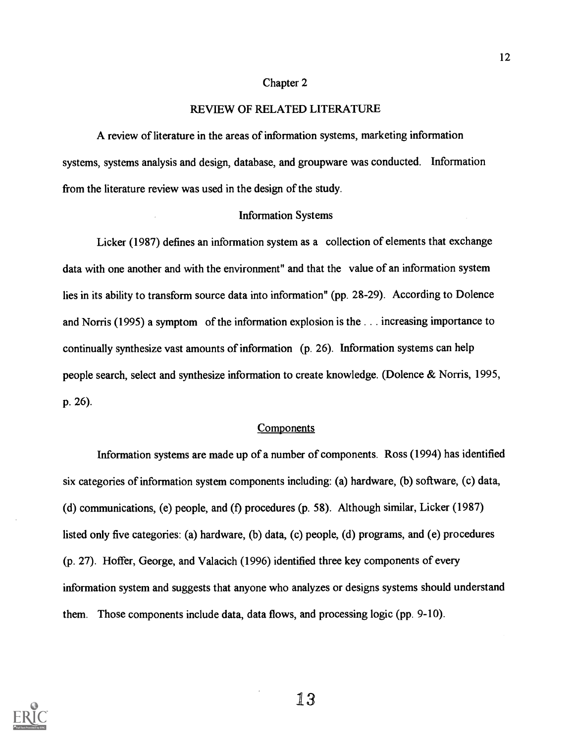# Chapter 2

## REVIEW OF RELATED LITERATURE

A review of literature in the areas of information systems, marketing information systems, systems analysis and design, database, and groupware was conducted. Information from the literature review was used in the design of the study.

### Information Systems

Licker (1987) defines an information system as a collection of elements that exchange data with one another and with the environment" and that the value of an information system lies in its ability to transform source data into information" (pp. 28-29). According to Dolence and Norris (1995) a symptom of the information explosion is the . . . increasing importance to continually synthesize vast amounts of information (p. 26). Information systems can help people search, select and synthesize information to create knowledge. (Dolence & Norris, 1995, p. 26).

#### Components

Information systems are made up of a number of components. Ross (1994) has identified six categories of information system components including: (a) hardware, (b) software, (c) data, (d) communications, (e) people, and (f) procedures (p. 58). Although similar, Licker (1987) listed only five categories: (a) hardware, (b) data, (c) people, (d) programs, and (e) procedures (p. 27). Hoffer, George, and Valacich (1996) identified three key components of every information system and suggests that anyone who analyzes or designs systems should understand them. Those components include data, data flows, and processing logic (pp. 9-10).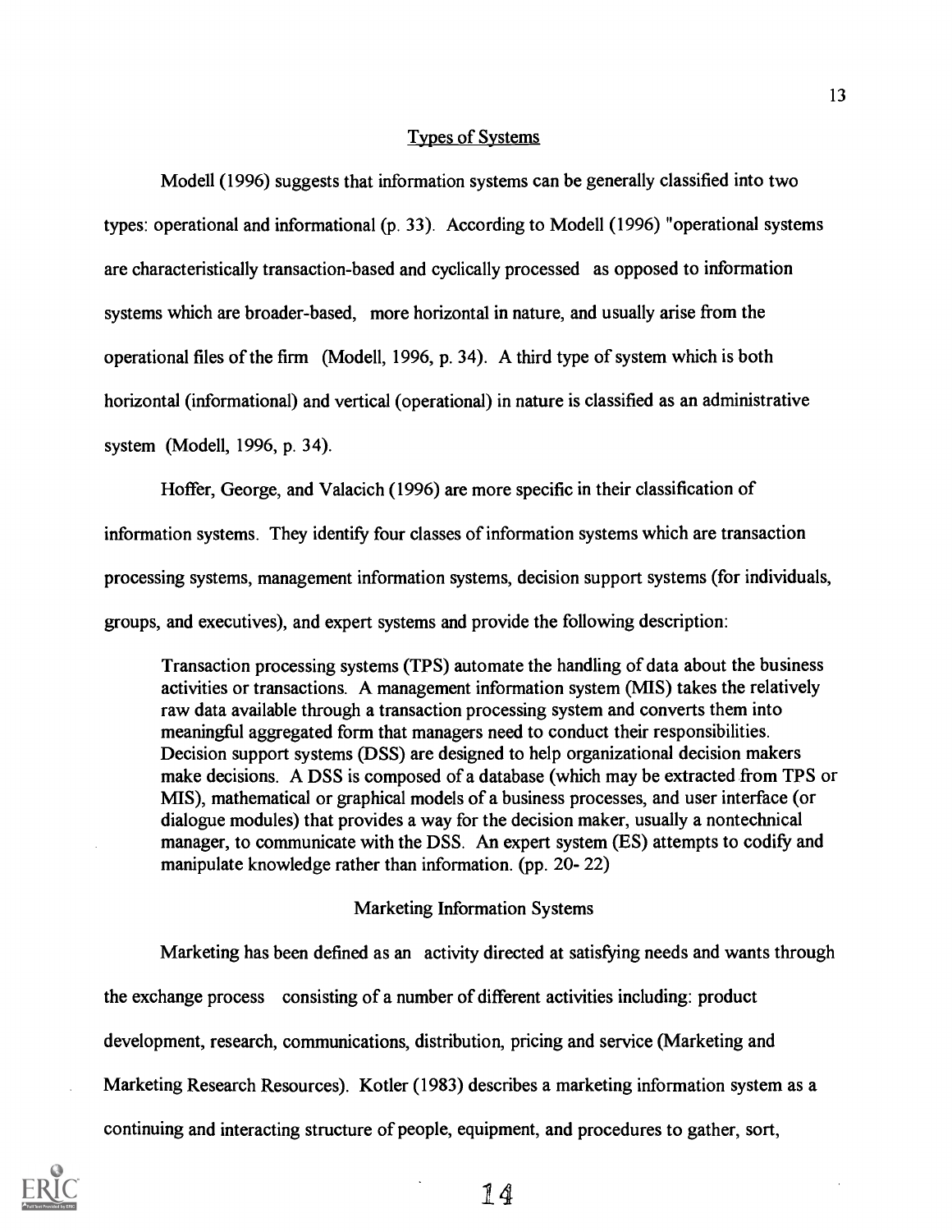## Types of Systems

Modell (1996) suggests that information systems can be generally classified into two types: operational and informational (p. 33). According to Modell (1996) "operational systems are characteristically transaction-based and cyclically processed as opposed to information systems which are broader-based, more horizontal in nature, and usually arise from the operational files of the firm (Modell, 1996, p. 34). A third type of system which is both horizontal (informational) and vertical (operational) in nature is classified as an administrative system (Modell, 1996, p. 34).

Hoffer, George, and Valacich (1996) are more specific in their classification of information systems. They identify four classes of information systems which are transaction processing systems, management information systems, decision support systems (for individuals, groups, and executives), and expert systems and provide the following description:

> Transaction processing systems (TPS) automate the handling of data about the business activities or transactions. A management information system (MIS) takes the relatively raw data available through a transaction processing system and converts them into meaningful aggregated form that managers need to conduct their responsibilities. Decision support systems (DSS) are designed to help organizational decision makers make decisions. A DSS is composed of a database (which may be extracted from TPS or MIS), mathematical or graphical models of a business processes, and user interface (or dialogue modules) that provides a way for the decision maker, usually a nontechnical manager, to communicate with the DSS. An expert system (ES) attempts to codify and manipulate knowledge rather than information. (pp. 20- 22)

## Marketing Information Systems

Marketing has been defined as an activity directed at satisfying needs and wants through the exchange process consisting of a number of different activities including: product development, research, communications, distribution, pricing and service (Marketing and Marketing Research Resources). Kotler (1983) describes a marketing information system as a continuing and interacting structure of people, equipment, and procedures to gather, sort,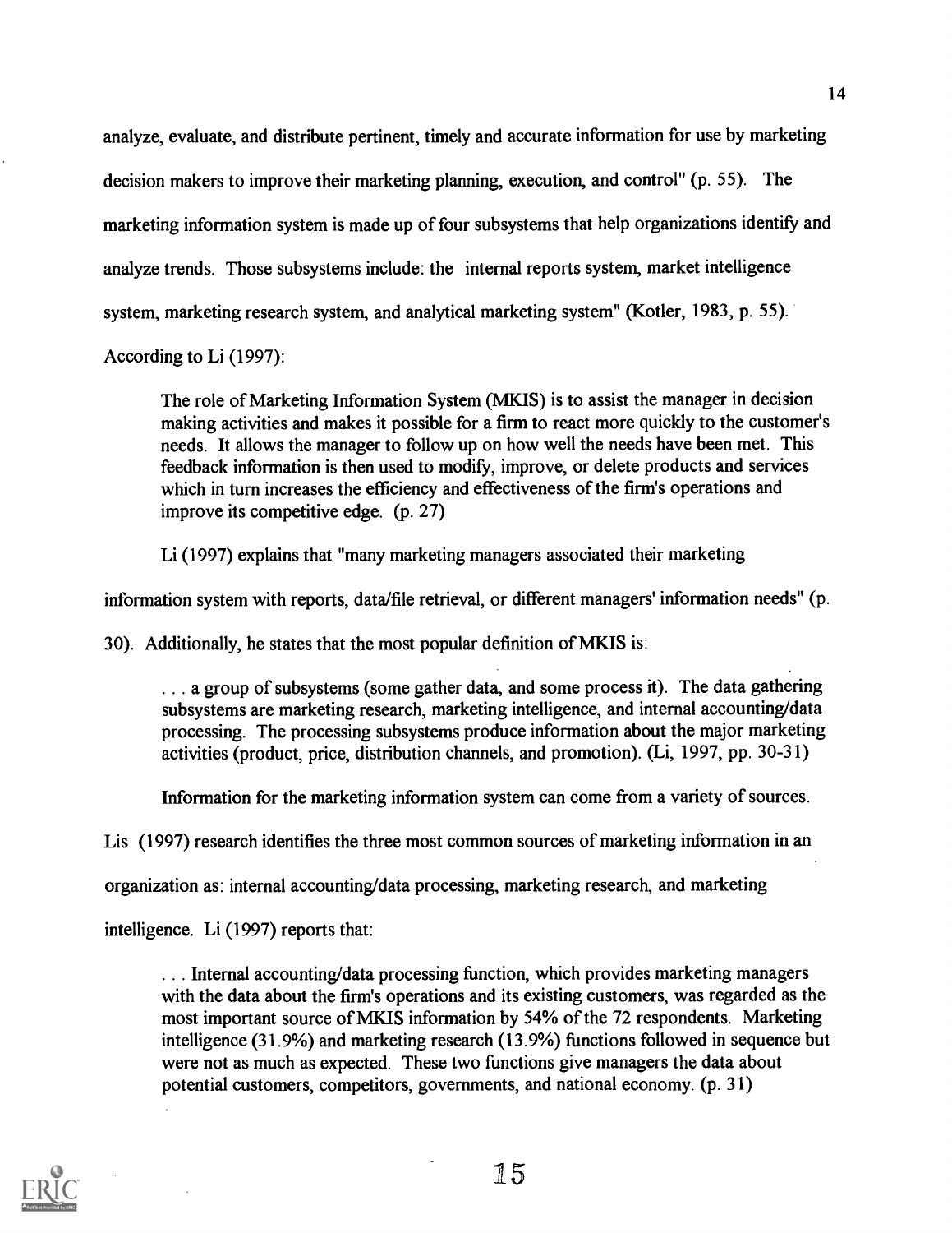analyze, evaluate, and distribute pertinent, timely and accurate information for use by marketing decision makers to improve their marketing planning, execution, and control" (p. 55). The marketing information system is made up of four subsystems that help organizations identify and analyze trends. Those subsystems include: the internal reports system, market intelligence system, marketing research system, and analytical marketing system" (Kotler, 1983, p. 55).

According to Li (1997):

> The role of Marketing Information System (MKIS) is to assist the manager in decision making activities and makes it possible for a firm to react more quickly to the customer's needs. It allows the manager to follow up on how well the needs have been met. This feedback information is then used to modify, improve, or delete products and services which in turn increases the efficiency and effectiveness of the firm's operations and improve its competitive edge. (p. 27)

Li (1997) explains that "many marketing managers associated their marketing information system with reports, data/file retrieval, or different managers' information needs" (p. 30). Additionally, he states that the most popular definition of MKIS is:

> . . . a group of subsystems (some gather data, and some process it). The data gathering subsystems are marketing research, marketing intelligence, and internal accounting/data processing. The processing subsystems produce information about the major marketing activities (product, price, distribution channels, and promotion). (Li, 1997, pp. 30-31)

Information for the marketing information system can come from a variety of sources. Lis (1997) research identifies the three most common sources of marketing information in an organization as: internal accounting/data processing, marketing research, and marketing intelligence. Li (1997) reports that:

> . . . Internal accounting/data processing function, which provides marketing managers with the data about the firm's operations and its existing customers, was regarded as the most important source of MKIS information by 54% of the 72 respondents. Marketing intelligence (31.9%) and marketing research (13.9%) functions followed in sequence but were not as much as expected. These two functions give managers the data about potential customers, competitors, governments, and national economy. (p. 31)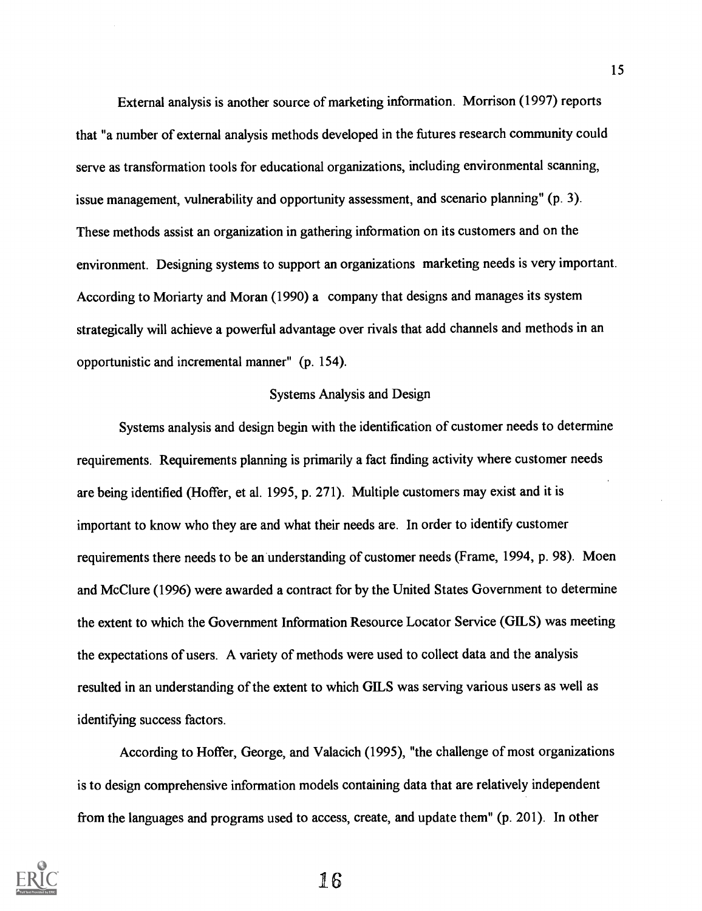External analysis is another source of marketing information. Morrison (1997) reports that "a number of external analysis methods developed in the futures research community could serve as transformation tools for educational organizations, including environmental scanning, issue management, vulnerability and opportunity assessment, and scenario planning" (p. 3). These methods assist an organization in gathering information on its customers and on the environment. Designing systems to support an organizations marketing needs is very important. According to Moriarty and Moran (1990) a company that designs and manages its system strategically will achieve a powerful advantage over rivals that add channels and methods in an opportunistic and incremental manner" (p. 154).

## Systems Analysis and Design

Systems analysis and design begin with the identification of customer needs to determine requirements. Requirements planning is primarily a fact finding activity where customer needs are being identified (Hoffer, et al. 1995, p. 271). Multiple customers may exist and it is important to know who they are and what their needs are. In order to identify customer requirements there needs to be an understanding of customer needs (Frame, 1994, p. 98). Moen and McClure (1996) were awarded a contract for by the United States Government to determine the extent to which the Government Information Resource Locator Service (GILS) was meeting the expectations of users. A variety of methods were used to collect data and the analysis resulted in an understanding of the extent to which GILS was serving various users as well as identifying success factors.

According to Hoffer, George, and Valacich (1995), "the challenge of most organizations is to design comprehensive information models containing data that are relatively independent from the languages and programs used to access, create, and update them" (p. 201). In other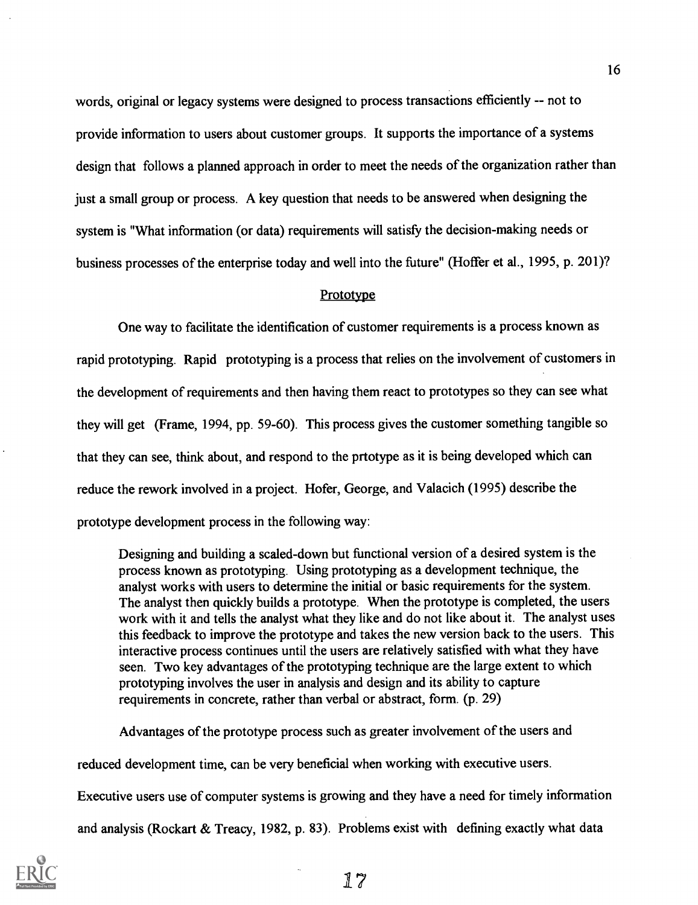words, original or legacy systems were designed to process transactions efficiently -- not to provide information to users about customer groups. It supports the importance of a systems design that follows a planned approach in order to meet the needs of the organization rather than just a small group or process. A key question that needs to be answered when designing the system is "What information (or data) requirements will satisfy the decision-making needs or business processes of the enterprise today and well into the future" (Hoffer et al., 1995, p. 201)?

## Prototype

One way to facilitate the identification of customer requirements is a process known as rapid prototyping. Rapid prototyping is a process that relies on the involvement of customers in the development of requirements and then having them react to prototypes so they can see what they will get (Frame, 1994, pp. 59-60). This process gives the customer something tangible so that they can see, think about, and respond to the prtotype as it is being developed which can reduce the rework involved in a project. Hofer, George, and Valacich (1995) describe the prototype development process in the following way:

> Designing and building a scaled-down but functional version of a desired system is the process known as prototyping. Using prototyping as a development technique, the analyst works with users to determine the initial or basic requirements for the system. The analyst then quickly builds a prototype. When the prototype is completed, the users work with it and tells the analyst what they like and do not like about it. The analyst uses this feedback to improve the prototype and takes the new version back to the users. This interactive process continues until the users are relatively satisfied with what they have seen. Two key advantages of the prototyping technique are the large extent to which prototyping involves the user in analysis and design and its ability to capture requirements in concrete, rather than verbal or abstract, form. (p. 29)

Advantages of the prototype process such as greater involvement of the users and reduced development time, can be very beneficial when working with executive users. Executive users use of computer systems is growing and they have a need for timely information and analysis (Rockart & Treacy, 1982, p. 83). Problems exist with defining exactly what data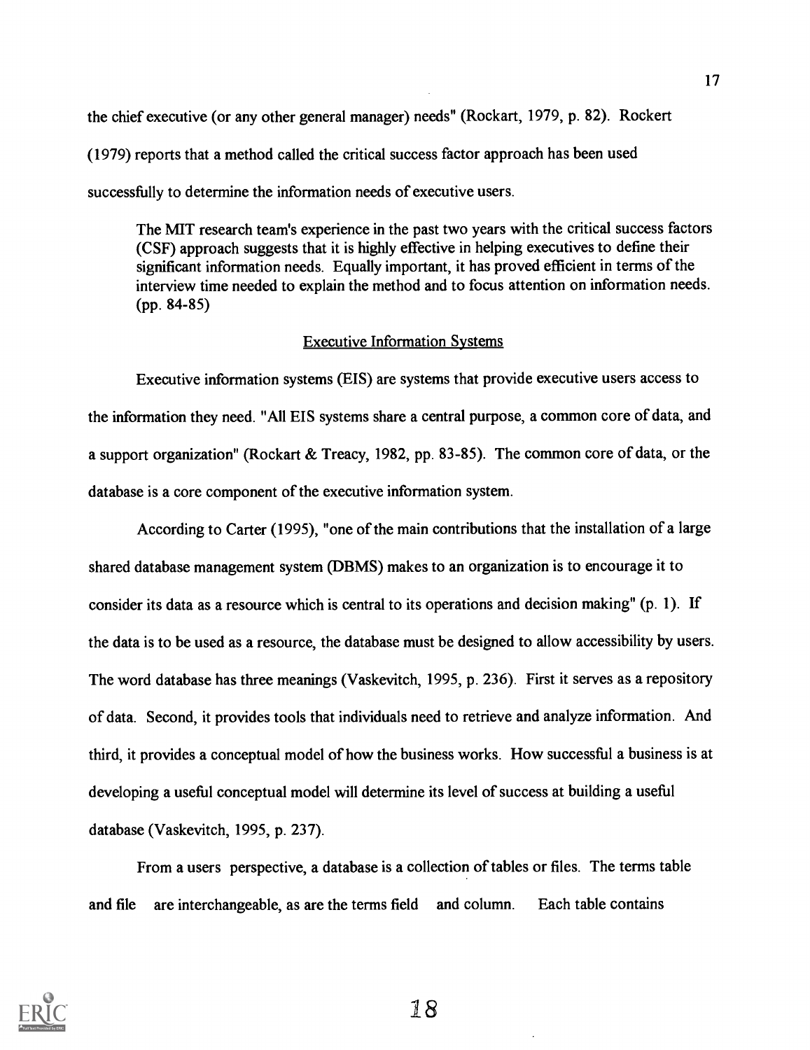the chief executive (or any other general manager) needs" (Rockart, 1979, p. 82). Rockert (1979) reports that a method called the critical success factor approach has been used successfully to determine the information needs of executive users.

> The MIT research team's experience in the past two years with the critical success factors (CSF) approach suggests that it is highly effective in helping executives to define their significant information needs. Equally important, it has proved efficient in terms of the interview time needed to explain the method and to focus attention on information needs. (pp. 84-85)

## Executive Information Systems

Executive information systems (EIS) are systems that provide executive users access to the information they need. "All EIS systems share a central purpose, a common core of data, and a support organization" (Rockart & Treacy, 1982, pp. 83-85). The common core of data, or the database is a core component of the executive information system.

According to Carter (1995), "one of the main contributions that the installation of a large shared database management system (DBMS) makes to an organization is to encourage it to consider its data as a resource which is central to its operations and decision making" (p. 1). If the data is to be used as a resource, the database must be designed to allow accessibility by users. The word database has three meanings (Vaskevitch, 1995, p. 236). First it serves as a repository of data. Second, it provides tools that individuals need to retrieve and analyze information. And third, it provides a conceptual model of how the business works. How successful a business is at developing a useful conceptual model will determine its level of success at building a useful database (Vaskevitch, 1995, p. 237).

From a users perspective, a database is a collection of tables or files. The terms table and file are interchangeable, as are the terms field and column. Each table contains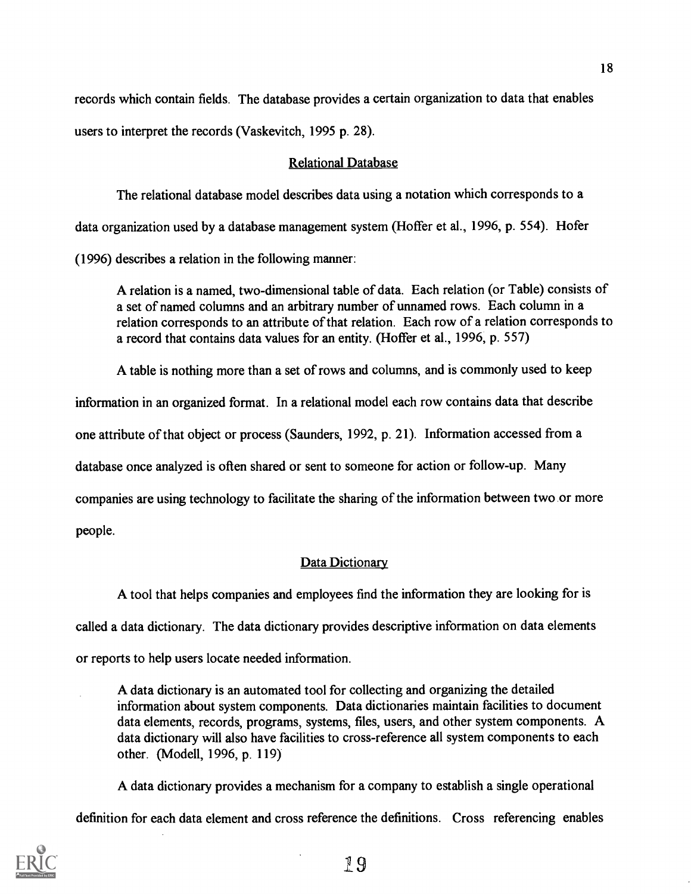records which contain fields. The database provides a certain organization to data that enables users to interpret the records (Vaskevitch, 1995 p. 28).

## Relational Database

The relational database model describes data using a notation which corresponds to a data organization used by a database management system (Hoffer et al., 1996, p. 554). Hofer (1996) describes a relation in the following manner:

> A relation is a named, two-dimensional table of data. Each relation (or Table) consists of a set of named columns and an arbitrary number of unnamed rows. Each column in a relation corresponds to an attribute of that relation. Each row of a relation corresponds to a record that contains data values for an entity. (Hoffer et al., 1996, p. 557)

A table is nothing more than a set of rows and columns, and is commonly used to keep information in an organized format. In a relational model each row contains data that describe one attribute of that object or process (Saunders, 1992, p. 21). Information accessed from a database once analyzed is often shared or sent to someone for action or follow-up. Many companies are using technology to facilitate the sharing of the information between two or more people.

## Data Dictionary

A tool that helps companies and employees find the information they are looking for is called a data dictionary. The data dictionary provides descriptive information on data elements or reports to help users locate needed information.

> A data dictionary is an automated tool for collecting and organizing the detailed information about system components. Data dictionaries maintain facilities to document data elements, records, programs, systems, files, users, and other system components. A data dictionary will also have facilities to cross-reference all system components to each other. (Modell, 1996, p. 119)

A data dictionary provides a mechanism for a company to establish a single operational definition for each data element and cross reference the definitions. Cross referencing enables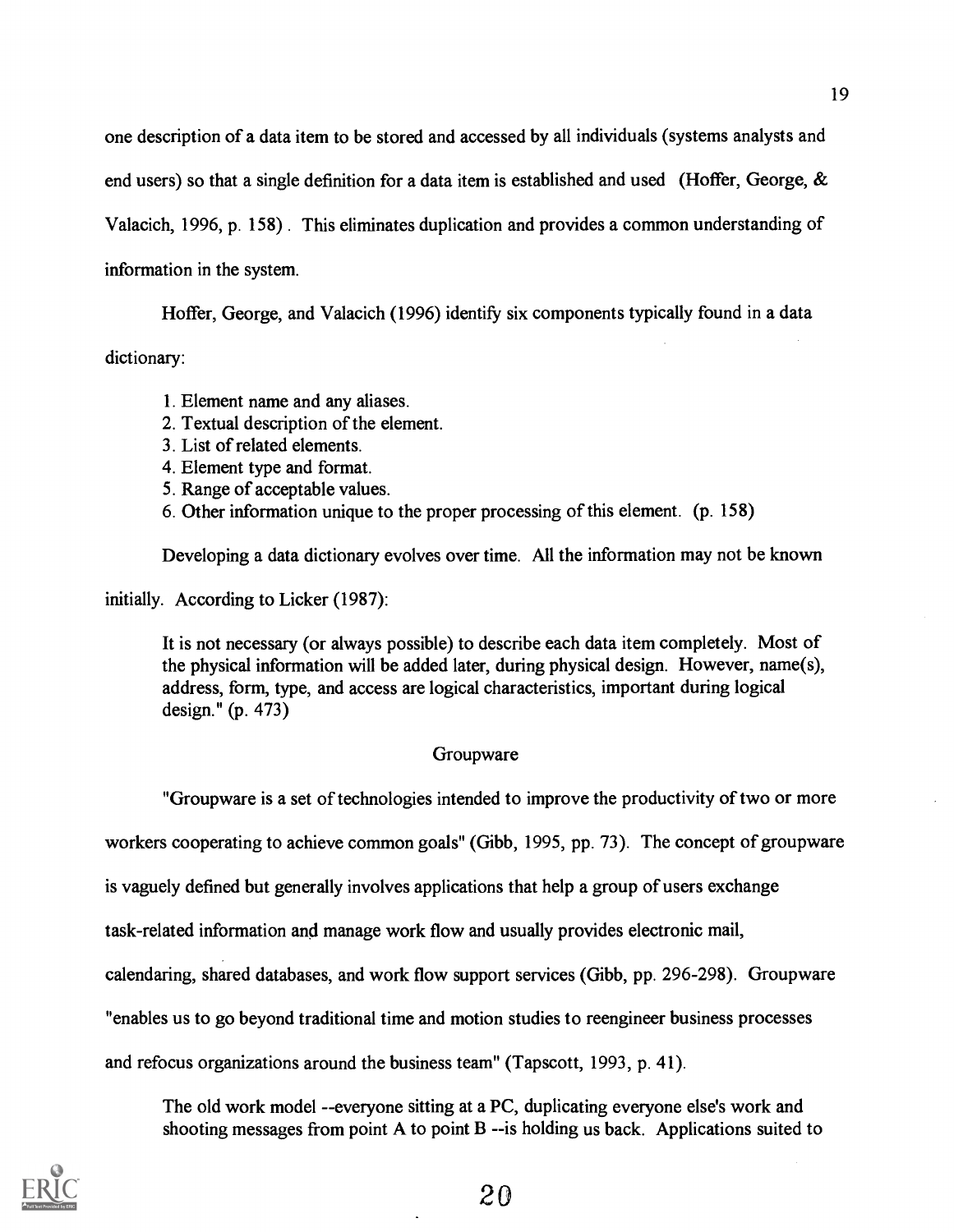one description of a data item to be stored and accessed by all individuals (systems analysts and end users) so that a single definition for a data item is established and used (Hoffer, George, & Valacich, 1996, p. 158). This eliminates duplication and provides a common understanding of information in the system.

Hoffer, George, and Valacich (1996) identify six components typically found in a data dictionary:

> 1. Element name and any aliases.
> 2. Textual description of the element.
> 3. List of related elements.
> 4. Element type and format.
> 5. Range of acceptable values.
> 6. Other information unique to the proper processing of this element. (p. 158)

Developing a data dictionary evolves over time. All the information may not be known initially. According to Licker (1987):

> It is not necessary (or always possible) to describe each data item completely. Most of the physical information will be added later, during physical design. However, name(s), address, form, type, and access are logical characteristics, important during logical design." (p. 473)

## Groupware

"Groupware is a set of technologies intended to improve the productivity of two or more workers cooperating to achieve common goals" (Gibb, 1995, pp. 73). The concept of groupware is vaguely defined but generally involves applications that help a group of users exchange task-related information and manage work flow and usually provides electronic mail, calendaring, shared databases, and work flow support services (Gibb, pp. 296-298). Groupware "enables us to go beyond traditional time and motion studies to reengineer business processes and refocus organizations around the business team" (Tapscott, 1993, p. 41).

> The old work model --everyone sitting at a PC, duplicating everyone else's work and shooting messages from point A to point B --is holding us back. Applications suited to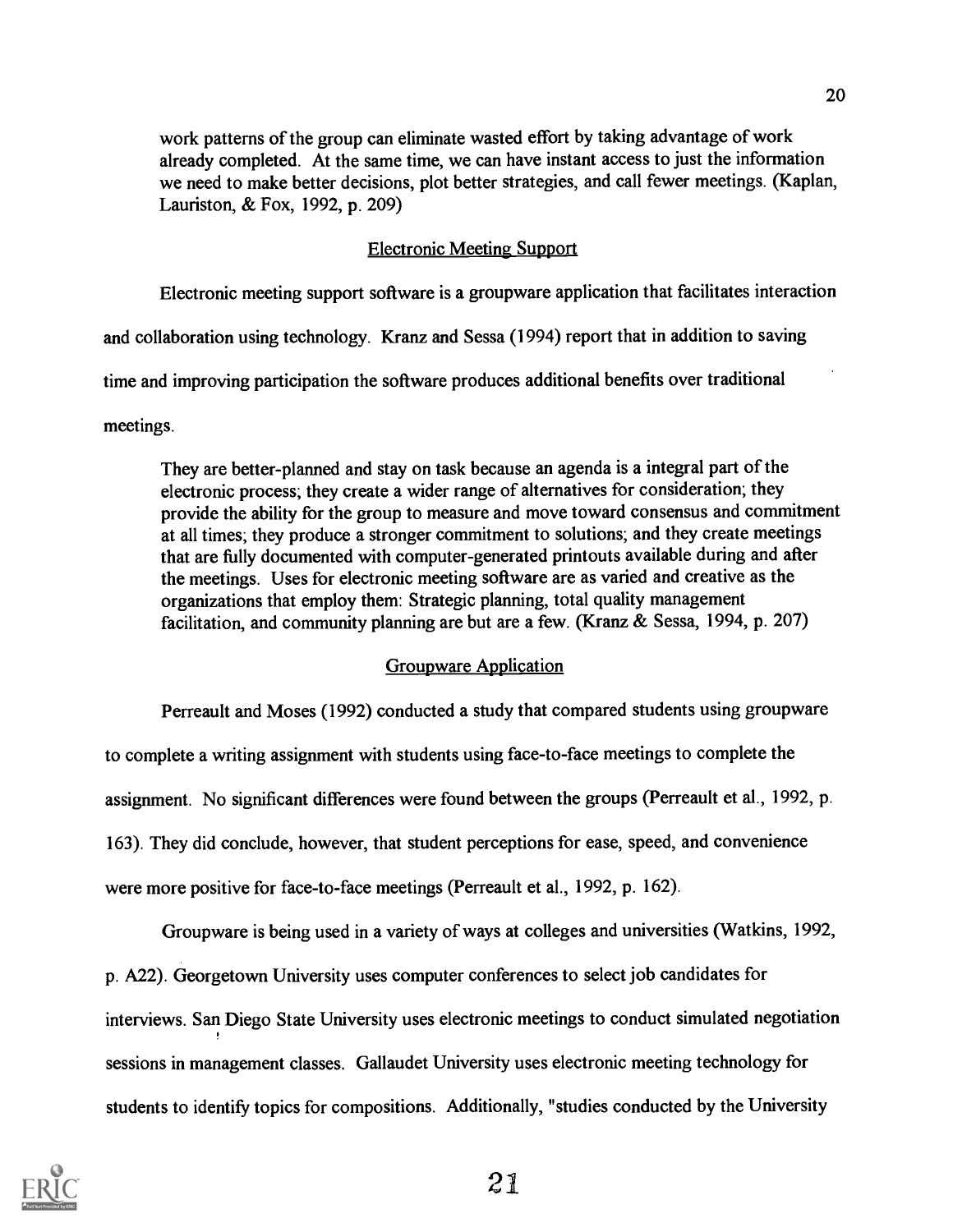> work patterns of the group can eliminate wasted effort by taking advantage of work already completed. At the same time, we can have instant access to just the information we need to make better decisions, plot better strategies, and call fewer meetings. (Kaplan, Lauriston, & Fox, 1992, p. 209)

## Electronic Meeting Support

Electronic meeting support software is a groupware application that facilitates interaction and collaboration using technology. Kranz and Sessa (1994) report that in addition to saving time and improving participation the software produces additional benefits over traditional meetings.

> They are better-planned and stay on task because an agenda is a integral part of the electronic process; they create a wider range of alternatives for consideration; they provide the ability for the group to measure and move toward consensus and commitment at all times; they produce a stronger commitment to solutions; and they create meetings that are fully documented with computer-generated printouts available during and after the meetings. Uses for electronic meeting software are as varied and creative as the organizations that employ them: Strategic planning, total quality management facilitation, and community planning are but are a few. (Kranz & Sessa, 1994, p. 207)

## Groupware Application

Perreault and Moses (1992) conducted a study that compared students using groupware to complete a writing assignment with students using face-to-face meetings to complete the assignment. No significant differences were found between the groups (Perreault et al., 1992, p. 163). They did conclude, however, that student perceptions for ease, speed, and convenience were more positive for face-to-face meetings (Perreault et al., 1992, p. 162).

Groupware is being used in a variety of ways at colleges and universities (Watkins, 1992, p. A22). Georgetown University uses computer conferences to select job candidates for interviews. San Diego State University uses electronic meetings to conduct simulated negotiation sessions in management classes. Gallaudet University uses electronic meeting technology for students to identify topics for compositions. Additionally, "studies conducted by the University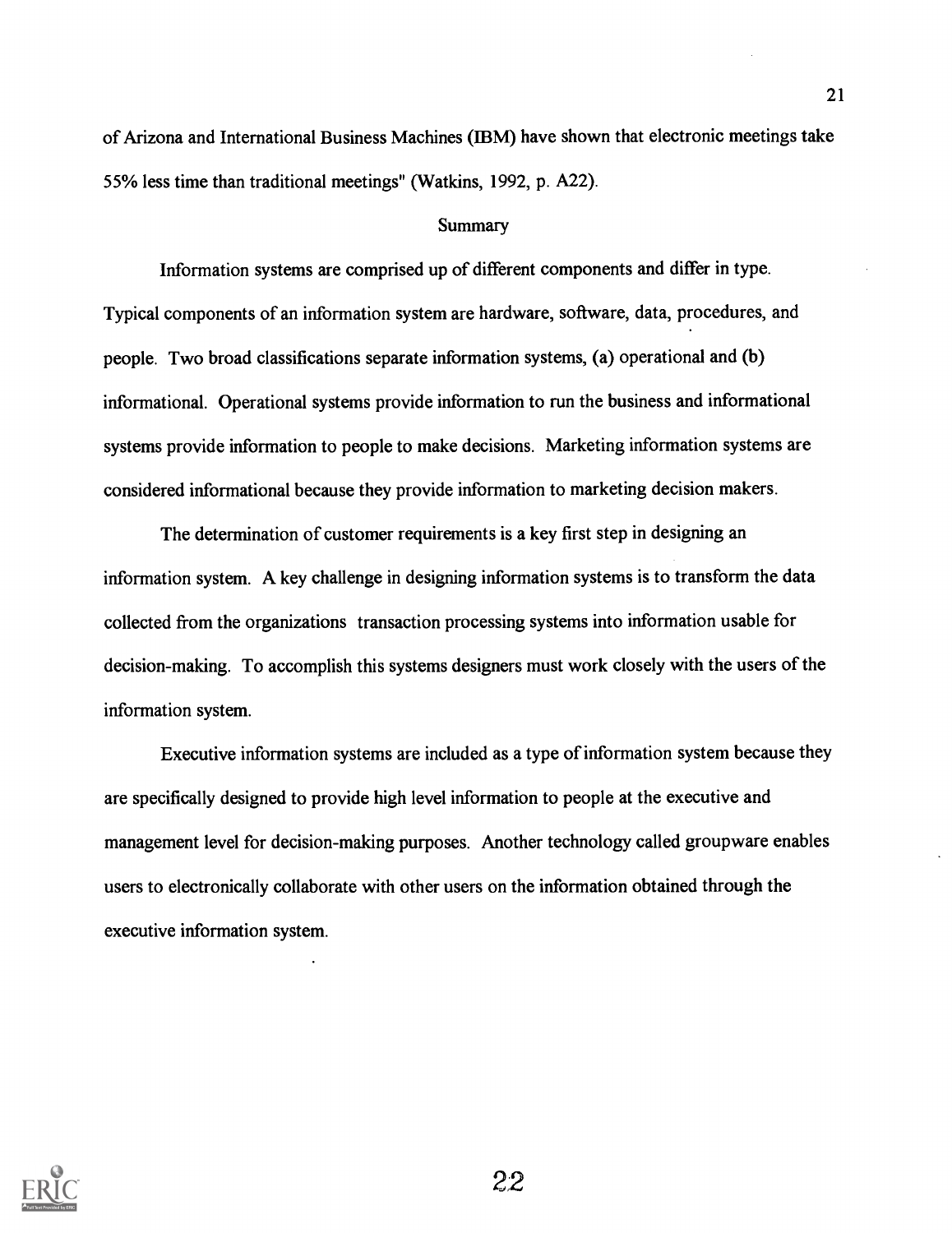of Arizona and International Business Machines (IBM) have shown that electronic meetings take 55% less time than traditional meetings" (Watkins, 1992, p. A22).

## Summary

Information systems are comprised up of different components and differ in type. Typical components of an information system are hardware, software, data, procedures, and people. Two broad classifications separate information systems, (a) operational and (b) informational. Operational systems provide information to run the business and informational systems provide information to people to make decisions. Marketing information systems are considered informational because they provide information to marketing decision makers.

The determination of customer requirements is a key first step in designing an information system. A key challenge in designing information systems is to transform the data collected from the organizations transaction processing systems into information usable for decision-making. To accomplish this systems designers must work closely with the users of the information system.

Executive information systems are included as a type of information system because they are specifically designed to provide high level information to people at the executive and management level for decision-making purposes. Another technology called groupware enables users to electronically collaborate with other users on the information obtained through the executive information system.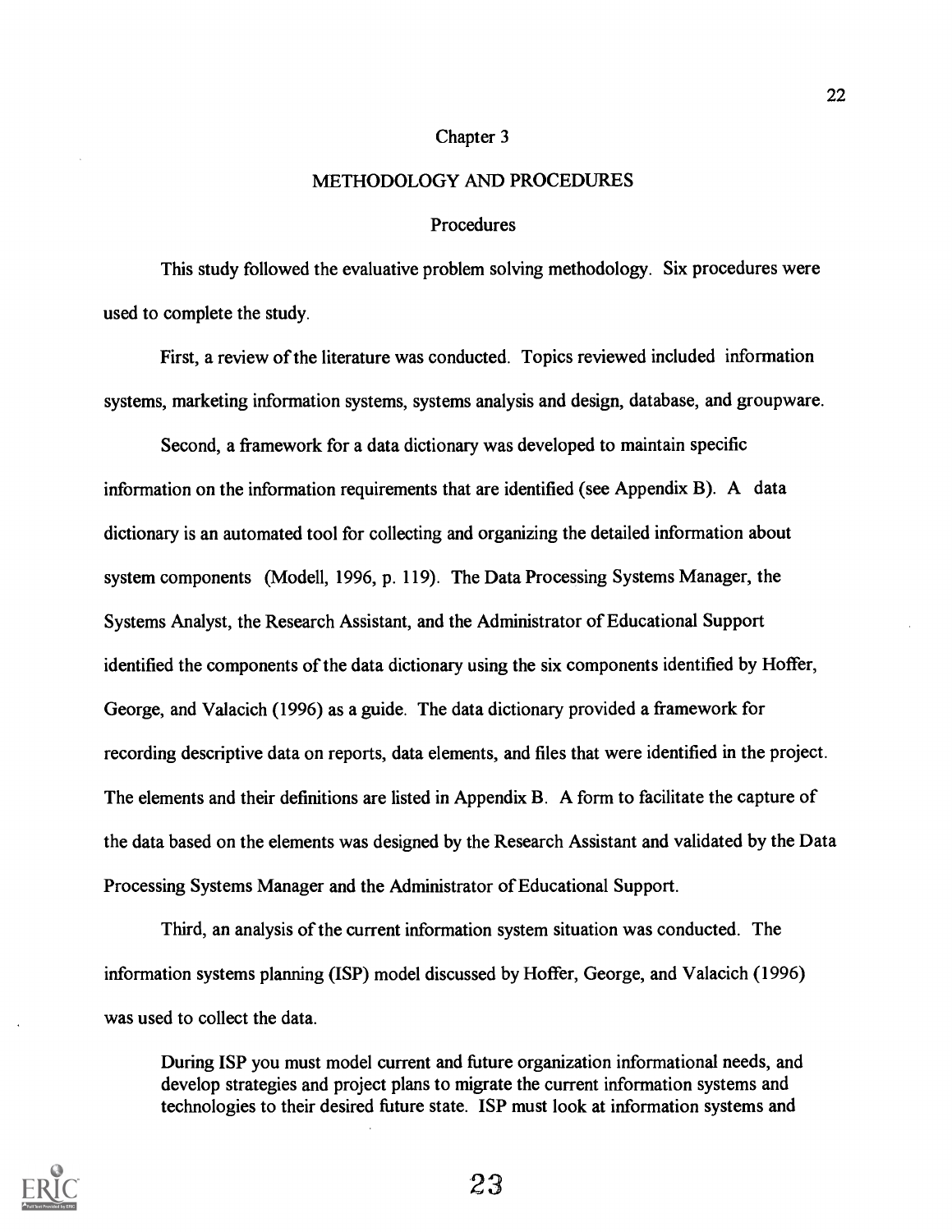## Chapter 3

## METHODOLOGY AND PROCEDURES

### Procedures

This study followed the evaluative problem solving methodology. Six procedures were used to complete the study.

First, a review of the literature was conducted. Topics reviewed included information systems, marketing information systems, systems analysis and design, database, and groupware.

Second, a framework for a data dictionary was developed to maintain specific information on the information requirements that are identified (see Appendix B). A data dictionary is an automated tool for collecting and organizing the detailed information about system components (Modell, 1996, p. 119). The Data Processing Systems Manager, the Systems Analyst, the Research Assistant, and the Administrator of Educational Support identified the components of the data dictionary using the six components identified by Hoffer, George, and Valacich (1996) as a guide. The data dictionary provided a framework for recording descriptive data on reports, data elements, and files that were identified in the project. The elements and their definitions are listed in Appendix B. A form to facilitate the capture of the data based on the elements was designed by the Research Assistant and validated by the Data Processing Systems Manager and the Administrator of Educational Support.

Third, an analysis of the current information system situation was conducted. The information systems planning (ISP) model discussed by Hoffer, George, and Valacich (1996) was used to collect the data.

> During ISP you must model current and future organization informational needs, and develop strategies and project plans to migrate the current information systems and technologies to their desired future state. ISP must look at information systems and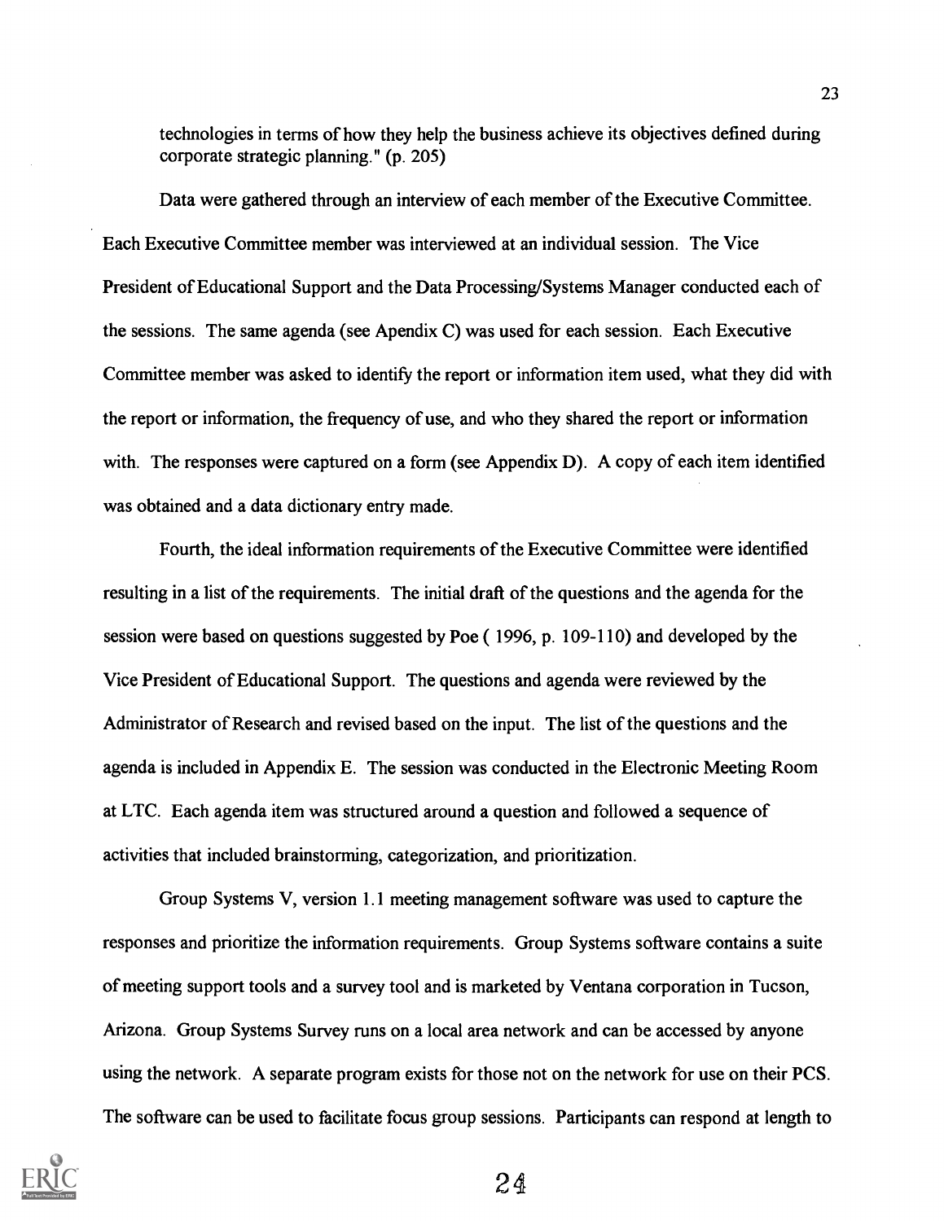technologies in terms of how they help the business achieve its objectives defined during corporate strategic planning." (p. 205)

Data were gathered through an interview of each member of the Executive Committee. Each Executive Committee member was interviewed at an individual session. The Vice President of Educational Support and the Data Processing/Systems Manager conducted each of the sessions. The same agenda (see Apendix C) was used for each session. Each Executive Committee member was asked to identify the report or information item used, what they did with the report or information, the frequency of use, and who they shared the report or information with. The responses were captured on a form (see Appendix D). A copy of each item identified was obtained and a data dictionary entry made.

Fourth, the ideal information requirements of the Executive Committee were identified resulting in a list of the requirements. The initial draft of the questions and the agenda for the session were based on questions suggested by Poe ( 1996, p. 109-110) and developed by the Vice President of Educational Support. The questions and agenda were reviewed by the Administrator of Research and revised based on the input. The list of the questions and the agenda is included in Appendix E. The session was conducted in the Electronic Meeting Room at LTC. Each agenda item was structured around a question and followed a sequence of activities that included brainstorming, categorization, and prioritization.

Group Systems V, version 1.1 meeting management software was used to capture the responses and prioritize the information requirements. Group Systems software contains a suite of meeting support tools and a survey tool and is marketed by Ventana corporation in Tucson, Arizona. Group Systems Survey runs on a local area network and can be accessed by anyone using the network. A separate program exists for those not on the network for use on their PCS. The software can be used to facilitate focus group sessions. Participants can respond at length to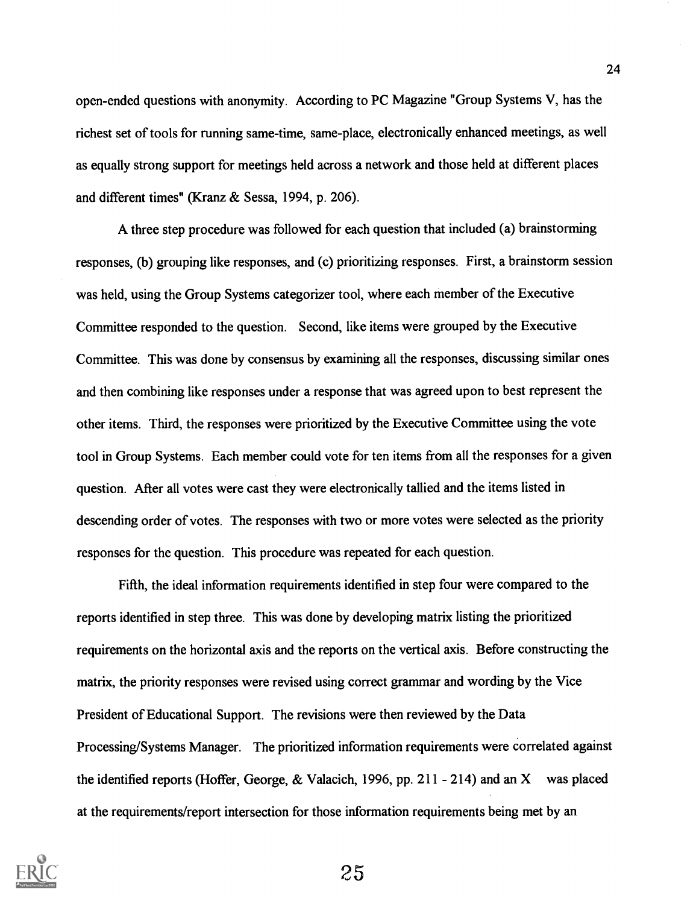open-ended questions with anonymity. According to PC Magazine "Group Systems V, has the richest set of tools for running same-time, same-place, electronically enhanced meetings, as well as equally strong support for meetings held across a network and those held at different places and different times" (Kranz & Sessa, 1994, p. 206).

A three step procedure was followed for each question that included (a) brainstorming responses, (b) grouping like responses, and (c) prioritizing responses. First, a brainstorm session was held, using the Group Systems categorizer tool, where each member of the Executive Committee responded to the question. Second, like items were grouped by the Executive Committee. This was done by consensus by examining all the responses, discussing similar ones and then combining like responses under a response that was agreed upon to best represent the other items. Third, the responses were prioritized by the Executive Committee using the vote tool in Group Systems. Each member could vote for ten items from all the responses for a given question. After all votes were cast they were electronically tallied and the items listed in descending order of votes. The responses with two or more votes were selected as the priority responses for the question. This procedure was repeated for each question.

Fifth, the ideal information requirements identified in step four were compared to the reports identified in step three. This was done by developing matrix listing the prioritized requirements on the horizontal axis and the reports on the vertical axis. Before constructing the matrix, the priority responses were revised using correct grammar and wording by the Vice President of Educational Support. The revisions were then reviewed by the Data Processing/Systems Manager. The prioritized information requirements were correlated against the identified reports (Hoffer, George, & Valacich, 1996, pp. 211 - 214) and an X was placed at the requirements/report intersection for those information requirements being met by an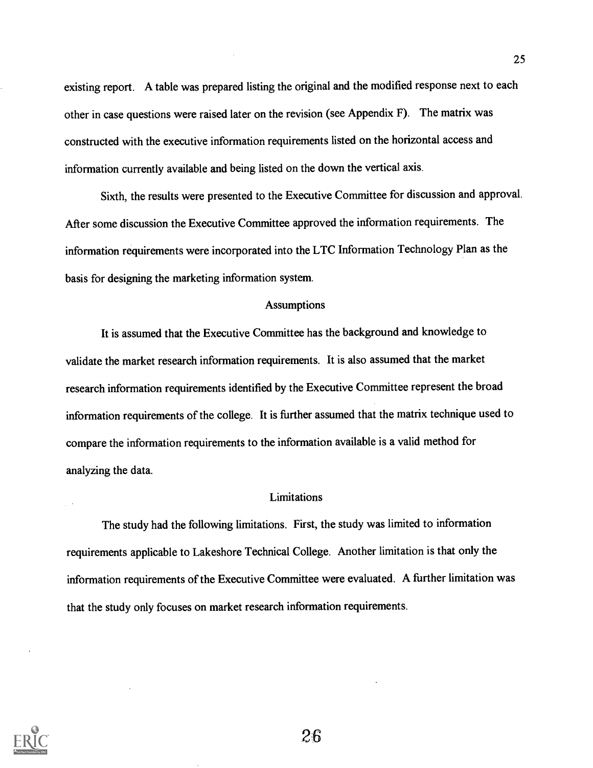existing report. A table was prepared listing the original and the modified response next to each other in case questions were raised later on the revision (see Appendix F). The matrix was constructed with the executive information requirements listed on the horizontal access and information currently available and being listed on the down the vertical axis.

Sixth, the results were presented to the Executive Committee for discussion and approval. After some discussion the Executive Committee approved the information requirements. The information requirements were incorporated into the LTC Information Technology Plan as the basis for designing the marketing information system.

## Assumptions

It is assumed that the Executive Committee has the background and knowledge to validate the market research information requirements. It is also assumed that the market research information requirements identified by the Executive Committee represent the broad information requirements of the college. It is further assumed that the matrix technique used to compare the information requirements to the information available is a valid method for analyzing the data.

## Limitations

The study had the following limitations. First, the study was limited to information requirements applicable to Lakeshore Technical College. Another limitation is that only the information requirements of the Executive Committee were evaluated. A further limitation was that the study only focuses on market research information requirements.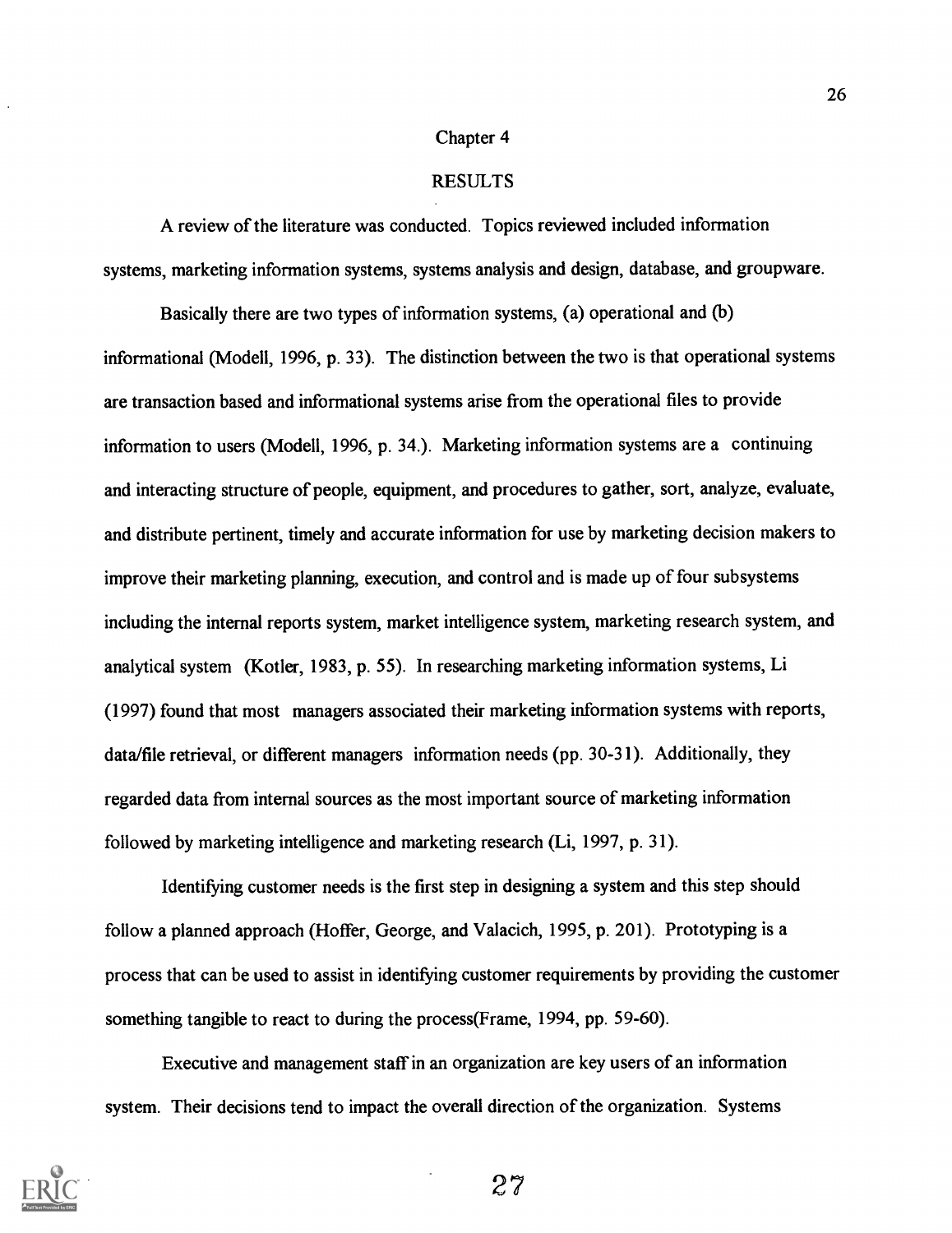Chapter 4

# RESULTS

A review of the literature was conducted. Topics reviewed included information systems, marketing information systems, systems analysis and design, database, and groupware.

Basically there are two types of information systems, (a) operational and (b) informational (Modell, 1996, p. 33). The distinction between the two is that operational systems are transaction based and informational systems arise from the operational files to provide information to users (Modell, 1996, p. 34.). Marketing information systems are a continuing and interacting structure of people, equipment, and procedures to gather, sort, analyze, evaluate, and distribute pertinent, timely and accurate information for use by marketing decision makers to improve their marketing planning, execution, and control and is made up of four subsystems including the internal reports system, market intelligence system, marketing research system, and analytical system (Kotler, 1983, p. 55). In researching marketing information systems, Li (1997) found that most managers associated their marketing information systems with reports, data/file retrieval, or different managers information needs (pp. 30-31). Additionally, they regarded data from internal sources as the most important source of marketing information followed by marketing intelligence and marketing research (Li, 1997, p. 31).

Identifying customer needs is the first step in designing a system and this step should follow a planned approach (Hoffer, George, and Valacich, 1995, p. 201). Prototyping is a process that can be used to assist in identifying customer requirements by providing the customer something tangible to react to during the process(Frame, 1994, pp. 59-60).

Executive and management staff in an organization are key users of an information system. Their decisions tend to impact the overall direction of the organization. Systems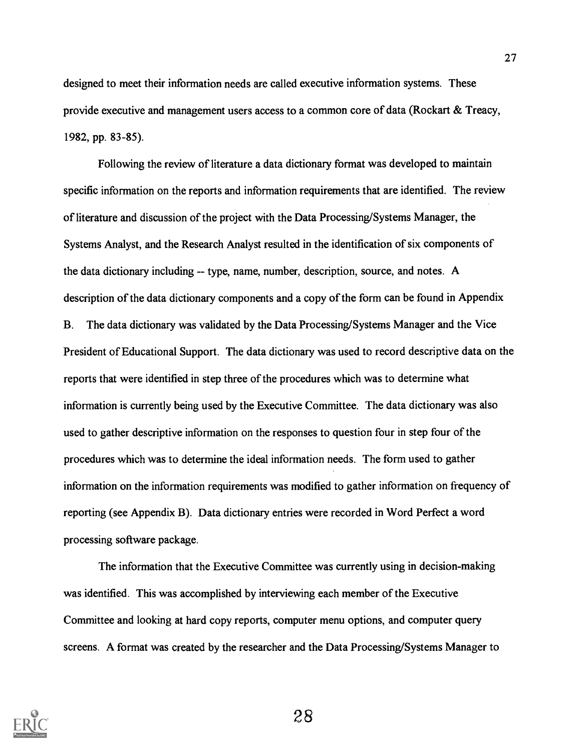designed to meet their information needs are called executive information systems. These provide executive and management users access to a common core of data (Rockart & Treacy, 1982, pp. 83-85).

Following the review of literature a data dictionary format was developed to maintain specific information on the reports and information requirements that are identified. The review of literature and discussion of the project with the Data Processing/Systems Manager, the Systems Analyst, and the Research Analyst resulted in the identification of six components of the data dictionary including -- type, name, number, description, source, and notes. A description of the data dictionary components and a copy of the form can be found in Appendix B. The data dictionary was validated by the Data Processing/Systems Manager and the Vice President of Educational Support. The data dictionary was used to record descriptive data on the reports that were identified in step three of the procedures which was to determine what information is currently being used by the Executive Committee. The data dictionary was also used to gather descriptive information on the responses to question four in step four of the procedures which was to determine the ideal information needs. The form used to gather information on the information requirements was modified to gather information on frequency of reporting (see Appendix B). Data dictionary entries were recorded in Word Perfect a word processing software package.

The information that the Executive Committee was currently using in decision-making was identified. This was accomplished by interviewing each member of the Executive Committee and looking at hard copy reports, computer menu options, and computer query screens. A format was created by the researcher and the Data Processing/Systems Manager to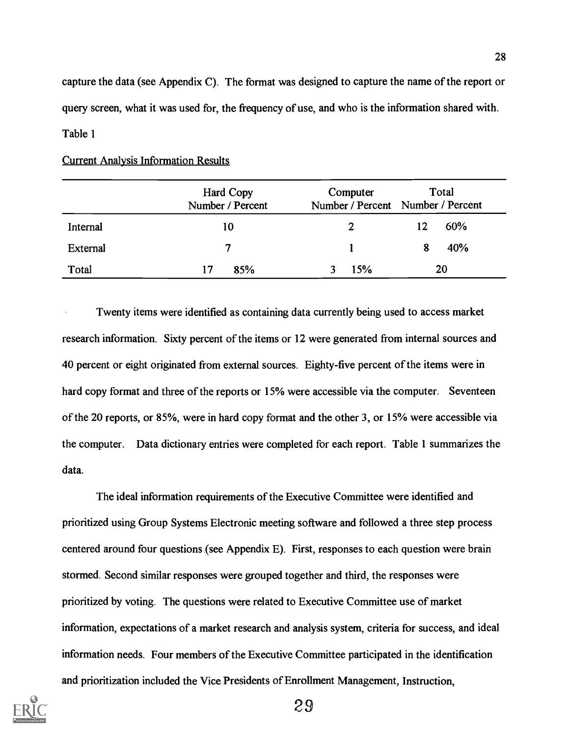capture the data (see Appendix C). The format was designed to capture the name of the report or query screen, what it was used for, the frequency of use, and who is the information shared with.

Table 1

Current Analysis Information Results

| | Hard Copy Number / Percent | Computer Number / Percent | Total Number / Percent |
|---|---|---|---|
| Internal | 10 | 2 | 12 60% |
| External | 7 | 1 | 8 40% |
| Total | 17 85% | 3 15% | 20 |

Twenty items were identified as containing data currently being used to access market research information. Sixty percent of the items or 12 were generated from internal sources and 40 percent or eight originated from external sources. Eighty-five percent of the items were in hard copy format and three of the reports or 15% were accessible via the computer. Seventeen of the 20 reports, or 85%, were in hard copy format and the other 3, or 15% were accessible via the computer. Data dictionary entries were completed for each report. Table 1 summarizes the data.

The ideal information requirements of the Executive Committee were identified and prioritized using Group Systems Electronic meeting software and followed a three step process centered around four questions (see Appendix E). First, responses to each question were brain stormed. Second similar responses were grouped together and third, the responses were prioritized by voting. The questions were related to Executive Committee use of market information, expectations of a market research and analysis system, criteria for success, and ideal information needs. Four members of the Executive Committee participated in the identification and prioritization included the Vice Presidents of Enrollment Management, Instruction,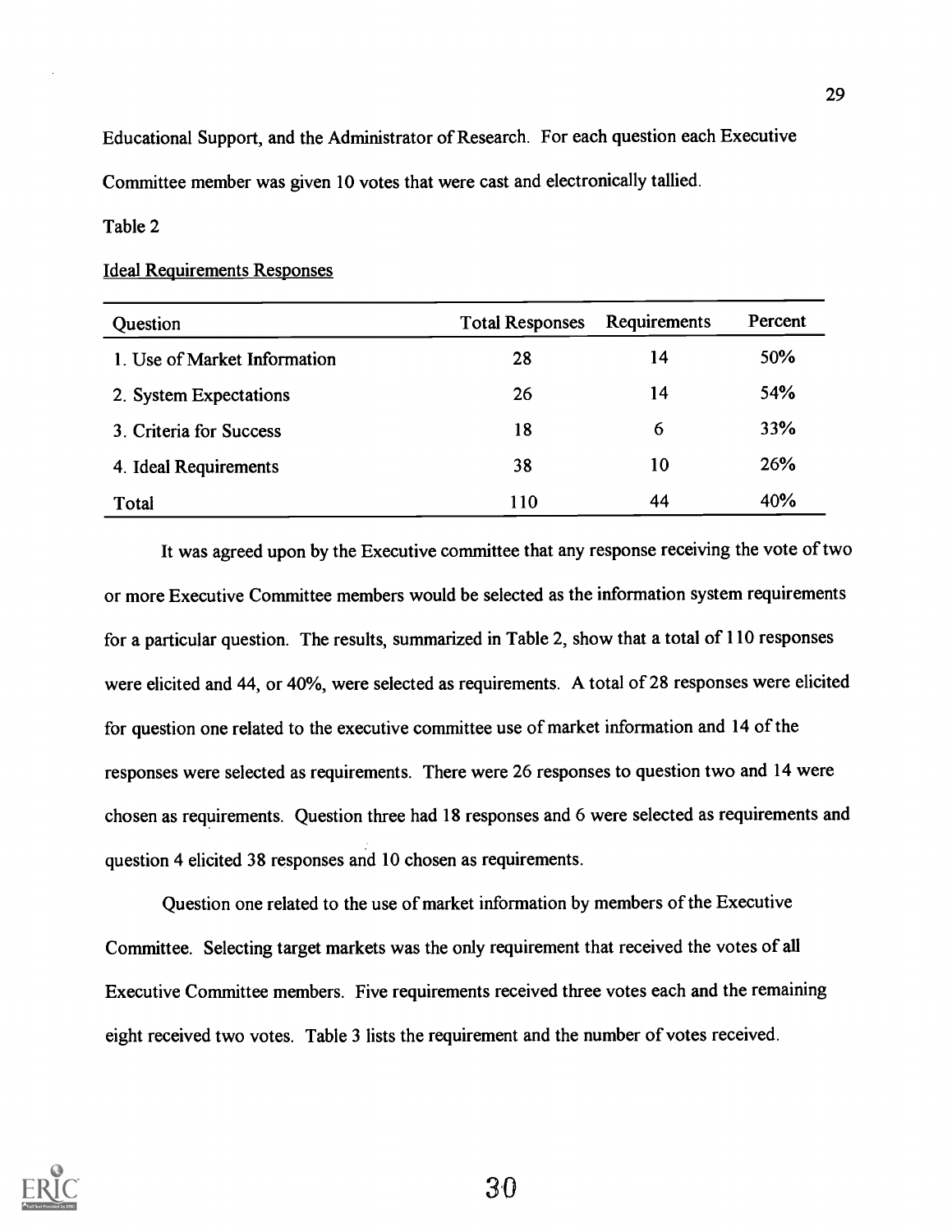Educational Support, and the Administrator of Research. For each question each Executive Committee member was given 10 votes that were cast and electronically tallied.

Table 2

Ideal Requirements Responses

| Question | Total Responses | Requirements | Percent |
|---|---|---|---|
| 1. Use of Market Information | 28 | 14 | 50% |
| 2. System Expectations | 26 | 14 | 54% |
| 3. Criteria for Success | 18 | 6 | 33% |
| 4. Ideal Requirements | 38 | 10 | 26% |
| Total | 110 | 44 | 40% |

It was agreed upon by the Executive committee that any response receiving the vote of two or more Executive Committee members would be selected as the information system requirements for a particular question. The results, summarized in Table 2, show that a total of 110 responses were elicited and 44, or 40%, were selected as requirements. A total of 28 responses were elicited for question one related to the executive committee use of market information and 14 of the responses were selected as requirements. There were 26 responses to question two and 14 were chosen as requirements. Question three had 18 responses and 6 were selected as requirements and question 4 elicited 38 responses and 10 chosen as requirements.

Question one related to the use of market information by members of the Executive Committee. Selecting target markets was the only requirement that received the votes of all Executive Committee members. Five requirements received three votes each and the remaining eight received two votes. Table 3 lists the requirement and the number of votes received.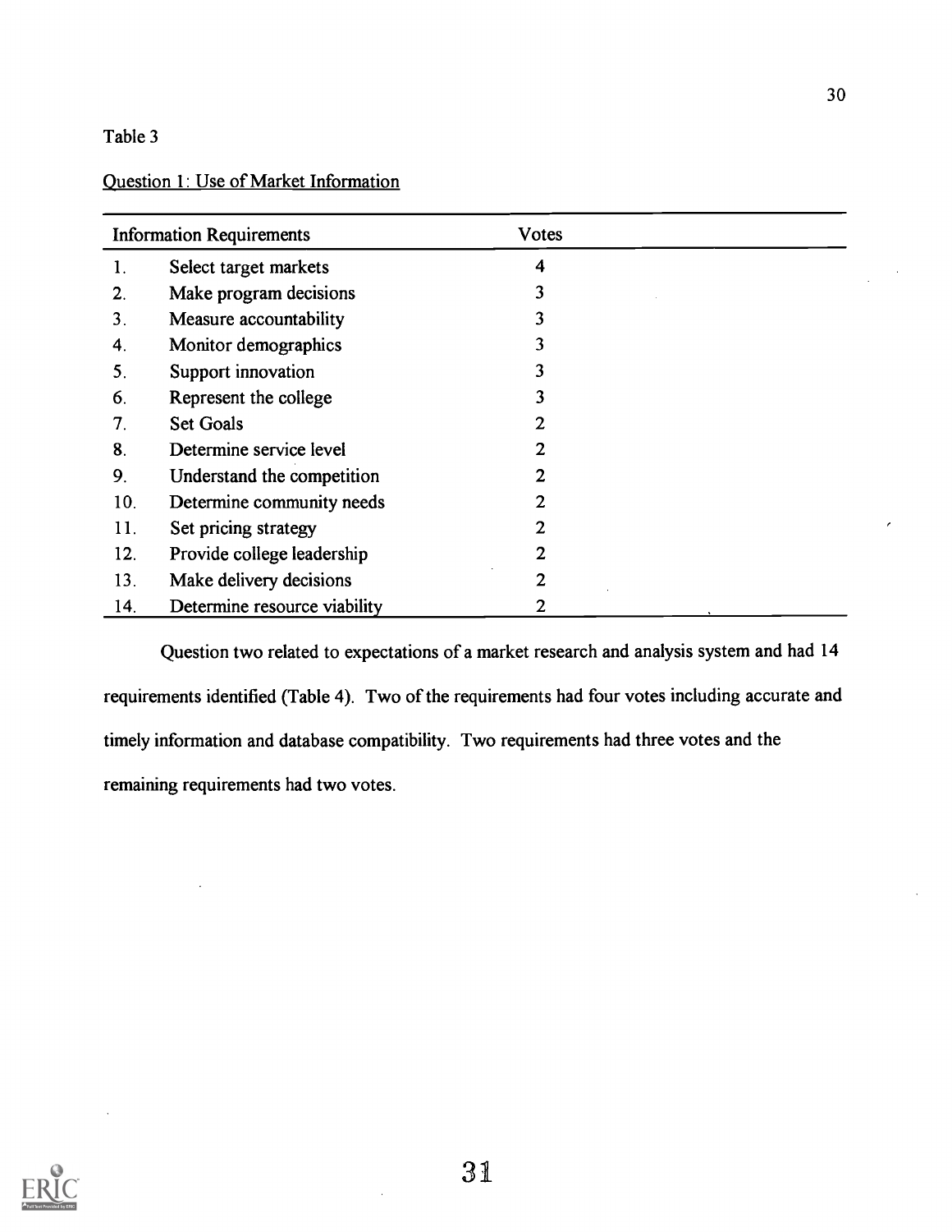Table 3

Question 1: Use of Market Information

| | Information Requirements | Votes |
|---|---|---|
| 1. | Select target markets | 4 |
| 2. | Make program decisions | 3 |
| 3. | Measure accountability | 3 |
| 4. | Monitor demographics | 3 |
| 5. | Support innovation | 3 |
| 6. | Represent the college | 3 |
| 7. | Set Goals | 2 |
| 8. | Determine service level | 2 |
| 9. | Understand the competition | 2 |
| 10. | Determine community needs | 2 |
| 11. | Set pricing strategy | 2 |
| 12. | Provide college leadership | 2 |
| 13. | Make delivery decisions | 2 |
| 14. | Determine resource viability | 2 |

Question two related to expectations of a market research and analysis system and had 14 requirements identified (Table 4). Two of the requirements had four votes including accurate and timely information and database compatibility. Two requirements had three votes and the remaining requirements had two votes.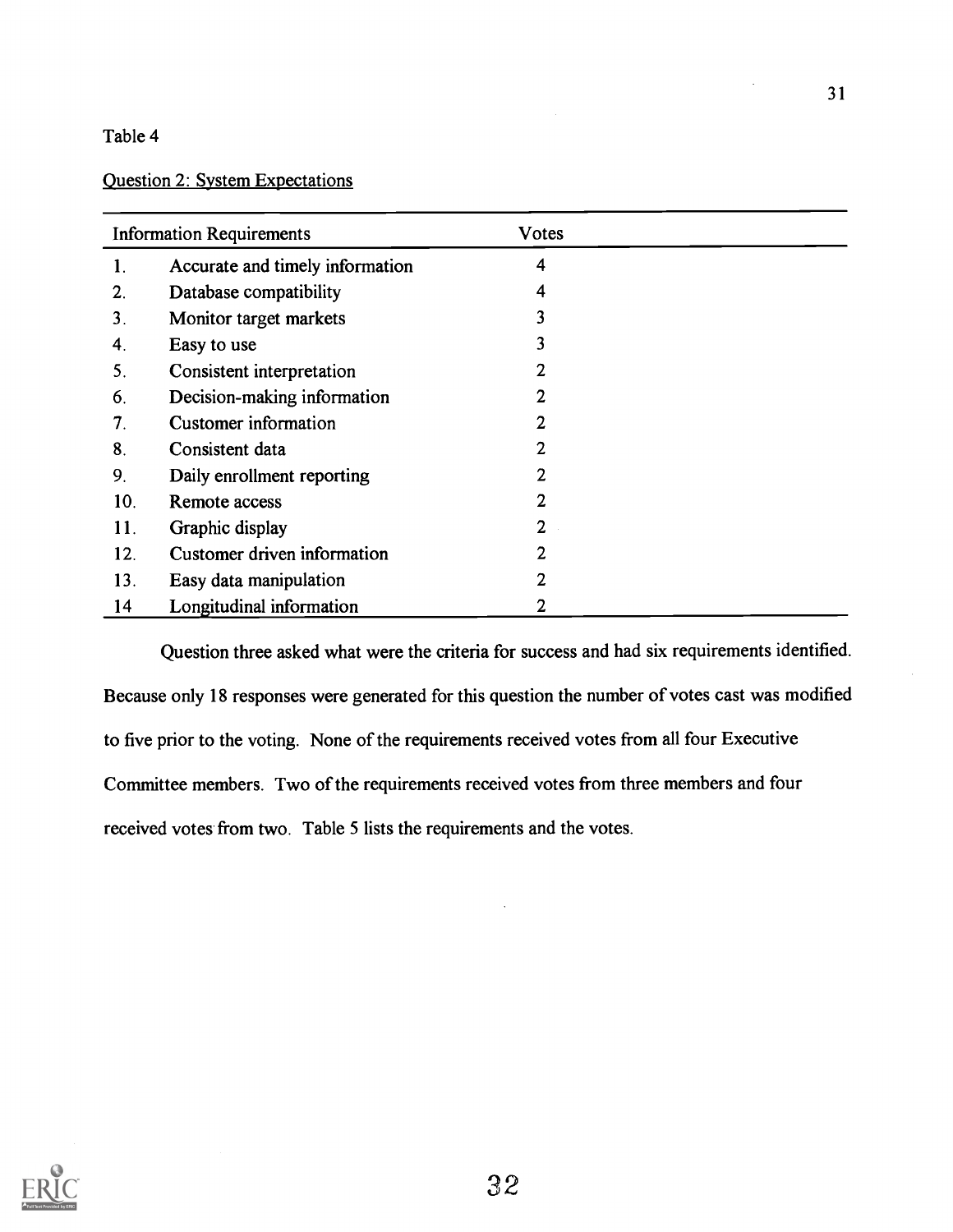Table 4

Question 2: System Expectations

| | Information Requirements | Votes |
|---|---|---|
| 1. | Accurate and timely information | 4 |
| 2. | Database compatibility | 4 |
| 3. | Monitor target markets | 3 |
| 4. | Easy to use | 3 |
| 5. | Consistent interpretation | 2 |
| 6. | Decision-making information | 2 |
| 7. | Customer information | 2 |
| 8. | Consistent data | 2 |
| 9. | Daily enrollment reporting | 2 |
| 10. | Remote access | 2 |
| 11. | Graphic display | 2 |
| 12. | Customer driven information | 2 |
| 13. | Easy data manipulation | 2 |
| 14 | Longitudinal information | 2 |

Question three asked what were the criteria for success and had six requirements identified. Because only 18 responses were generated for this question the number of votes cast was modified to five prior to the voting. None of the requirements received votes from all four Executive Committee members. Two of the requirements received votes from three members and four received votes from two. Table 5 lists the requirements and the votes.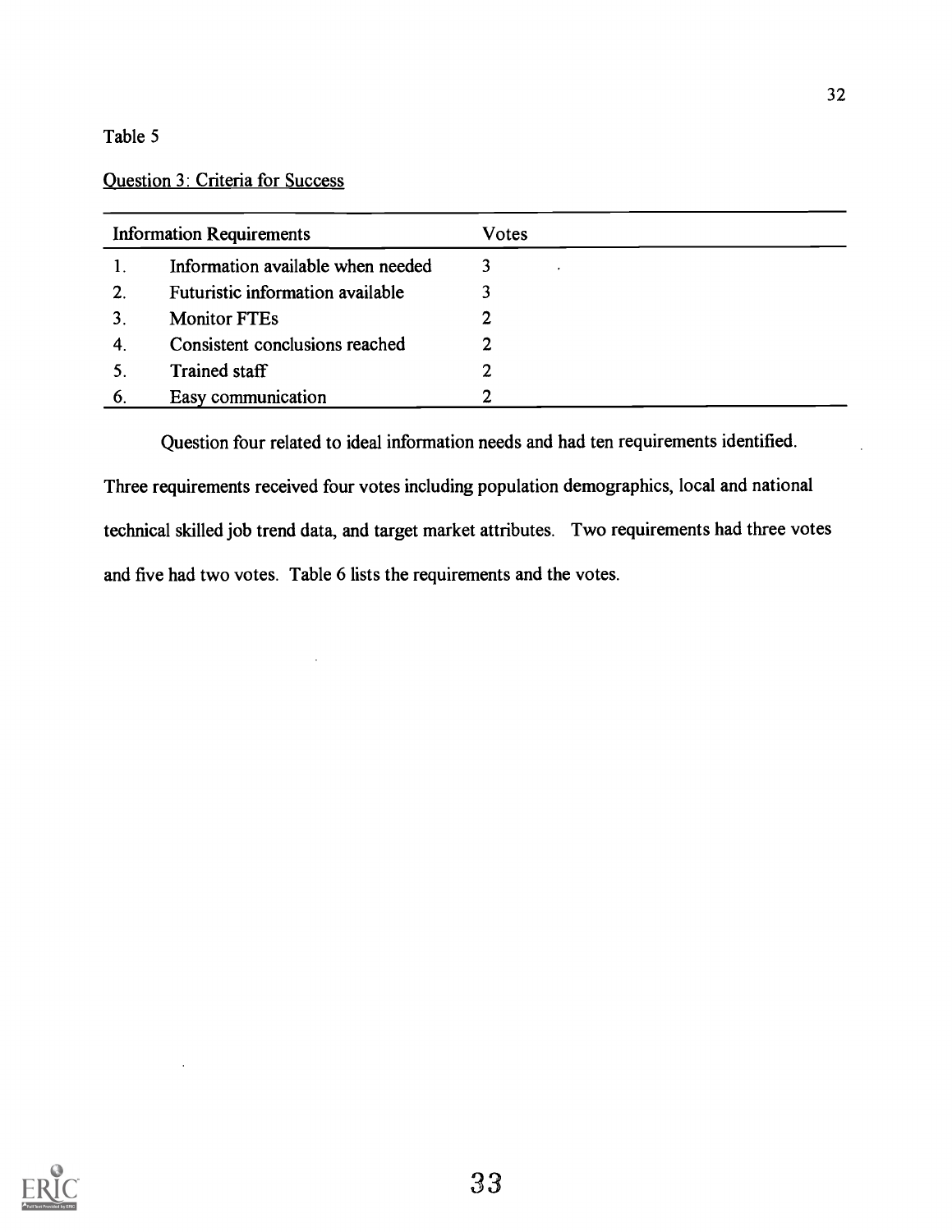Table 5

Question 3: Criteria for Success

| | Information Requirements | Votes |
|---|---|---|
| 1. | Information available when needed | 3 |
| 2. | Futuristic information available | 3 |
| 3. | Monitor FTEs | 2 |
| 4. | Consistent conclusions reached | 2 |
| 5. | Trained staff | 2 |
| 6. | Easy communication | 2 |

Question four related to ideal information needs and had ten requirements identified. Three requirements received four votes including population demographics, local and national technical skilled job trend data, and target market attributes. Two requirements had three votes and five had two votes. Table 6 lists the requirements and the votes.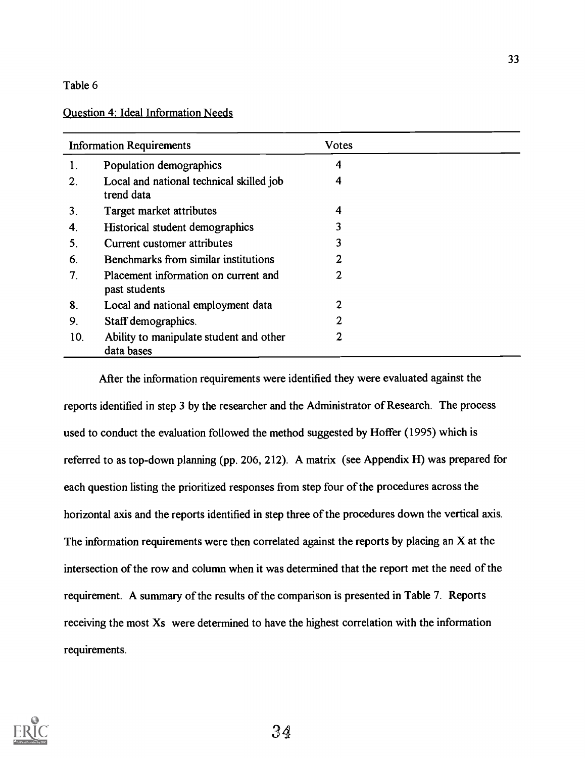Table 6

Question 4: Ideal Information Needs

| Information Requirements | | Votes |
|---|---|---|
| 1. | Population demographics | 4 |
| 2. | Local and national technical skilled job trend data | 4 |
| 3. | Target market attributes | 4 |
| 4. | Historical student demographics | 3 |
| 5. | Current customer attributes | 3 |
| 6. | Benchmarks from similar institutions | 2 |
| 7. | Placement information on current and past students | 2 |
| 8. | Local and national employment data | 2 |
| 9. | Staff demographics. | 2 |
| 10. | Ability to manipulate student and other data bases | 2 |

After the information requirements were identified they were evaluated against the reports identified in step 3 by the researcher and the Administrator of Research. The process used to conduct the evaluation followed the method suggested by Hoffer (1995) which is referred to as top-down planning (pp. 206, 212). A matrix (see Appendix H) was prepared for each question listing the prioritized responses from step four of the procedures across the horizontal axis and the reports identified in step three of the procedures down the vertical axis. The information requirements were then correlated against the reports by placing an X at the intersection of the row and column when it was determined that the report met the need of the requirement. A summary of the results of the comparison is presented in Table 7. Reports receiving the most Xs were determined to have the highest correlation with the information requirements.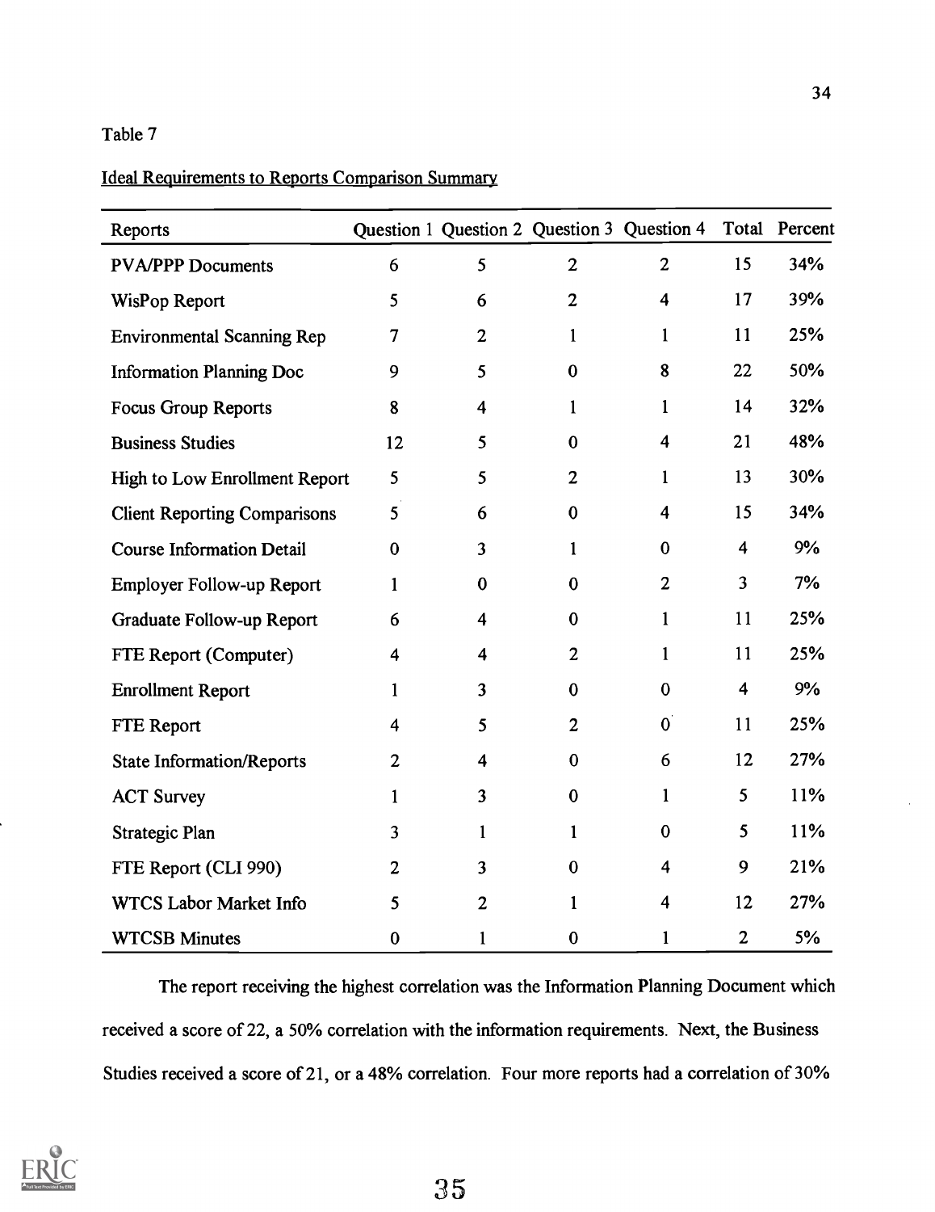Table 7

<u>Ideal Requirements to Reports Comparison Summary</u>

| Reports | Question 1 | Question 2 | Question 3 | Question 4 | Total | Percent |
|---|---|---|---|---|---|---|
| PVA/PPP Documents | 6 | 5 | 2 | 2 | 15 | 34% |
| WisPop Report | 5 | 6 | 2 | 4 | 17 | 39% |
| Environmental Scanning Rep | 7 | 2 | 1 | 1 | 11 | 25% |
| Information Planning Doc | 9 | 5 | 0 | 8 | 22 | 50% |
| Focus Group Reports | 8 | 4 | 1 | 1 | 14 | 32% |
| Business Studies | 12 | 5 | 0 | 4 | 21 | 48% |
| High to Low Enrollment Report | 5 | 5 | 2 | 1 | 13 | 30% |
| Client Reporting Comparisons | 5 | 6 | 0 | 4 | 15 | 34% |
| Course Information Detail | 0 | 3 | 1 | 0 | 4 | 9% |
| Employer Follow-up Report | 1 | 0 | 0 | 2 | 3 | 7% |
| Graduate Follow-up Report | 6 | 4 | 0 | 1 | 11 | 25% |
| FTE Report (Computer) | 4 | 4 | 2 | 1 | 11 | 25% |
| Enrollment Report | 1 | 3 | 0 | 0 | 4 | 9% |
| FTE Report | 4 | 5 | 2 | 0 | 11 | 25% |
| State Information/Reports | 2 | 4 | 0 | 6 | 12 | 27% |
| ACT Survey | 1 | 3 | 0 | 1 | 5 | 11% |
| Strategic Plan | 3 | 1 | 1 | 0 | 5 | 11% |
| FTE Report (CLI 990) | 2 | 3 | 0 | 4 | 9 | 21% |
| WTCS Labor Market Info | 5 | 2 | 1 | 4 | 12 | 27% |
| WTCSB Minutes | 0 | 1 | 0 | 1 | 2 | 5% |

The report receiving the highest correlation was the Information Planning Document which received a score of 22, a 50% correlation with the information requirements. Next, the Business Studies received a score of 21, or a 48% correlation. Four more reports had a correlation of 30%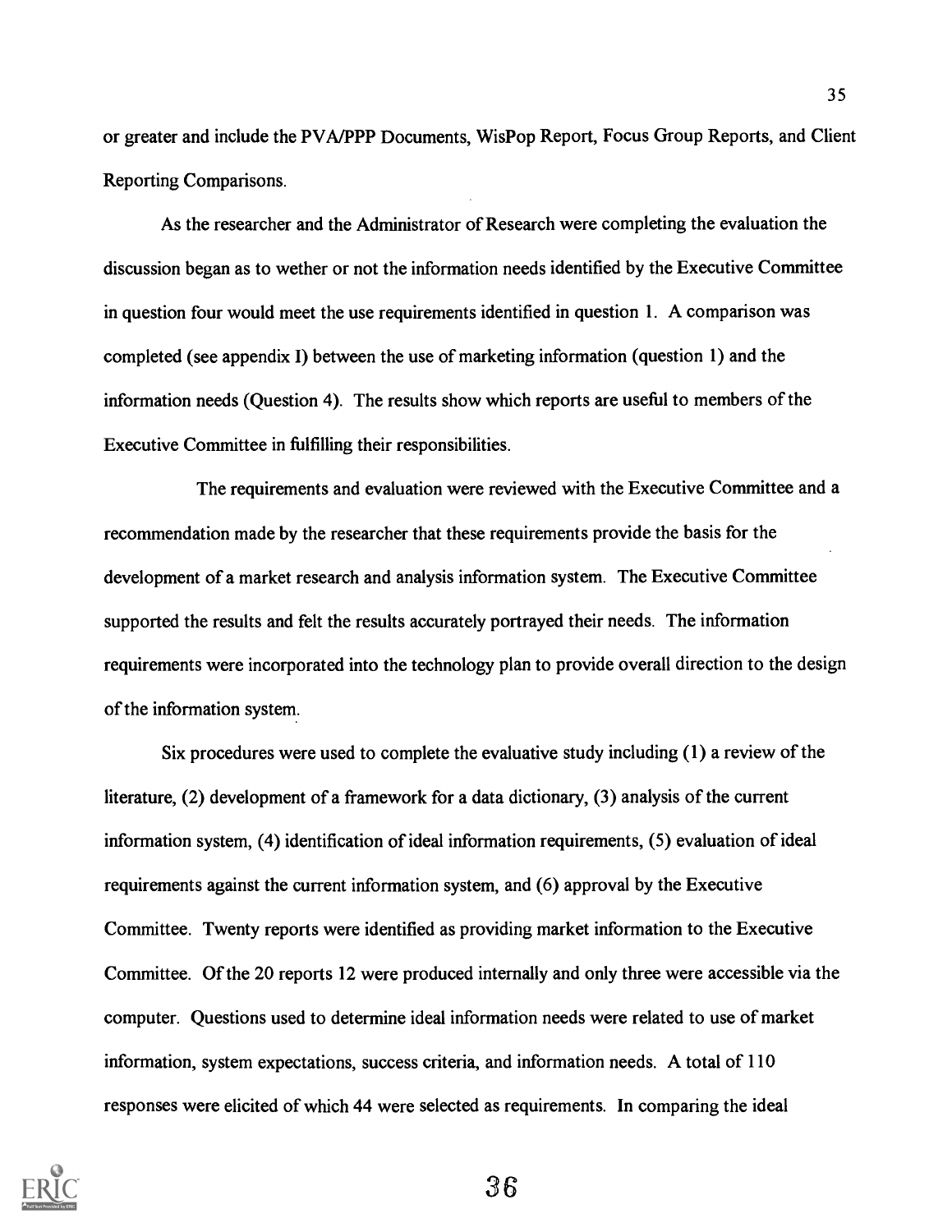or greater and include the PVA/PPP Documents, WisPop Report, Focus Group Reports, and Client Reporting Comparisons.

As the researcher and the Administrator of Research were completing the evaluation the discussion began as to wether or not the information needs identified by the Executive Committee in question four would meet the use requirements identified in question 1. A comparison was completed (see appendix I) between the use of marketing information (question 1) and the information needs (Question 4). The results show which reports are useful to members of the Executive Committee in fulfilling their responsibilities.

The requirements and evaluation were reviewed with the Executive Committee and a recommendation made by the researcher that these requirements provide the basis for the development of a market research and analysis information system. The Executive Committee supported the results and felt the results accurately portrayed their needs. The information requirements were incorporated into the technology plan to provide overall direction to the design of the information system.

Six procedures were used to complete the evaluative study including (1) a review of the literature, (2) development of a framework for a data dictionary, (3) analysis of the current information system, (4) identification of ideal information requirements, (5) evaluation of ideal requirements against the current information system, and (6) approval by the Executive Committee. Twenty reports were identified as providing market information to the Executive Committee. Of the 20 reports 12 were produced internally and only three were accessible via the computer. Questions used to determine ideal information needs were related to use of market information, system expectations, success criteria, and information needs. A total of 110 responses were elicited of which 44 were selected as requirements. In comparing the ideal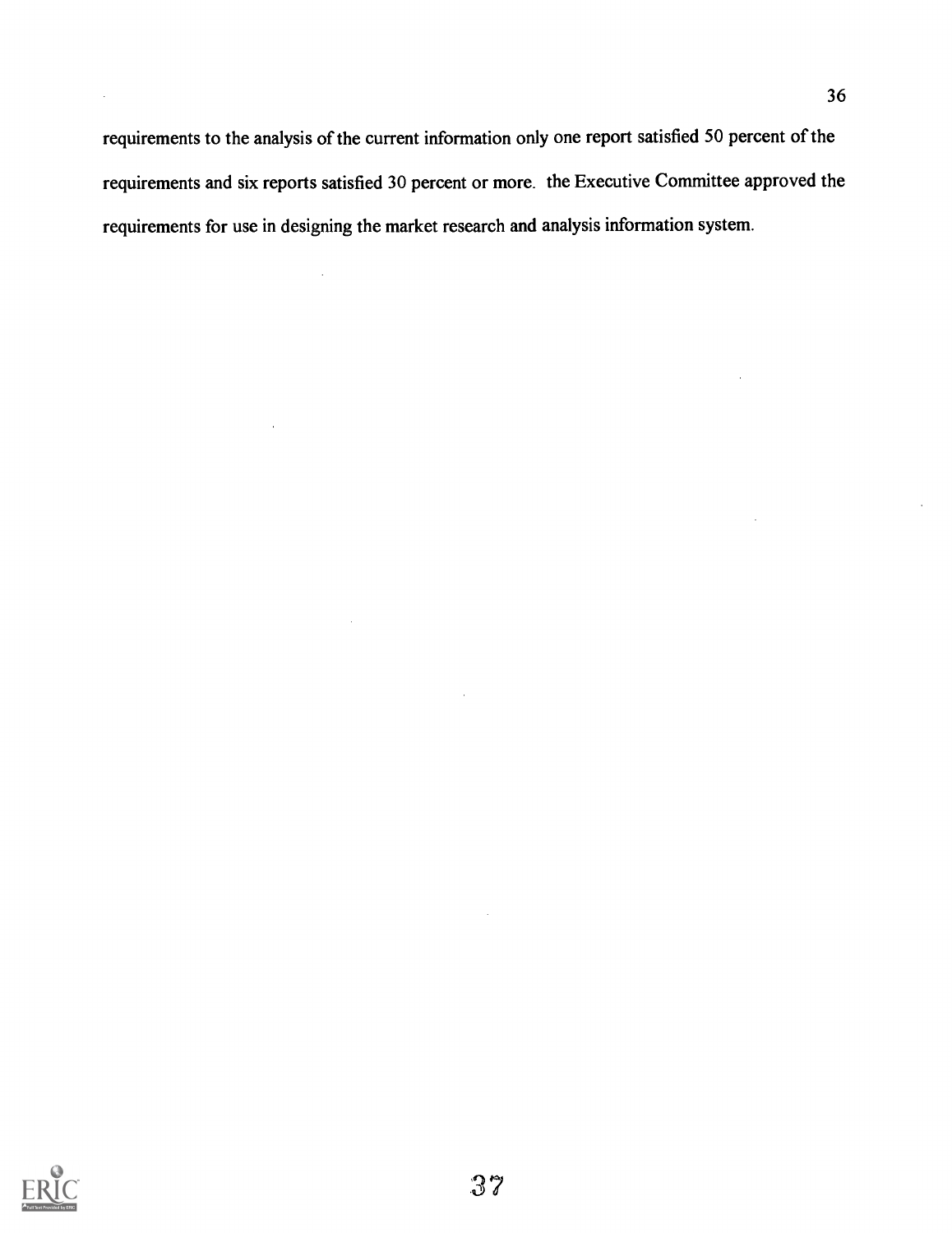requirements to the analysis of the current information only one report satisfied 50 percent of the requirements and six reports satisfied 30 percent or more. the Executive Committee approved the requirements for use in designing the market research and analysis information system.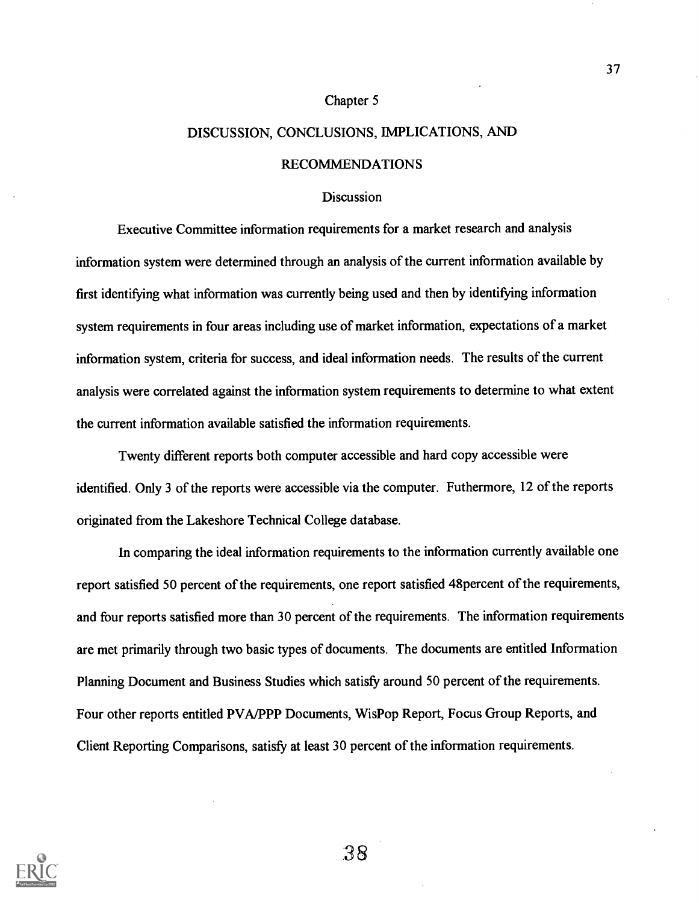# Chapter 5

## DISCUSSION, CONCLUSIONS, IMPLICATIONS, AND RECOMMENDATIONS

### Discussion

Executive Committee information requirements for a market research and analysis information system were determined through an analysis of the current information available by first identifying what information was currently being used and then by identifying information system requirements in four areas including use of market information, expectations of a market information system, criteria for success, and ideal information needs. The results of the current analysis were correlated against the information system requirements to determine to what extent the current information available satisfied the information requirements.

Twenty different reports both computer accessible and hard copy accessible were identified. Only 3 of the reports were accessible via the computer. Futhermore, 12 of the reports originated from the Lakeshore Technical College database.

In comparing the ideal information requirements to the information currently available one report satisfied 50 percent of the requirements, one report satisfied 48percent of the requirements, and four reports satisfied more than 30 percent of the requirements. The information requirements are met primarily through two basic types of documents. The documents are entitled Information Planning Document and Business Studies which satisfy around 50 percent of the requirements. Four other reports entitled PVA/PPP Documents, WisPop Report, Focus Group Reports, and Client Reporting Comparisons, satisfy at least 30 percent of the information requirements.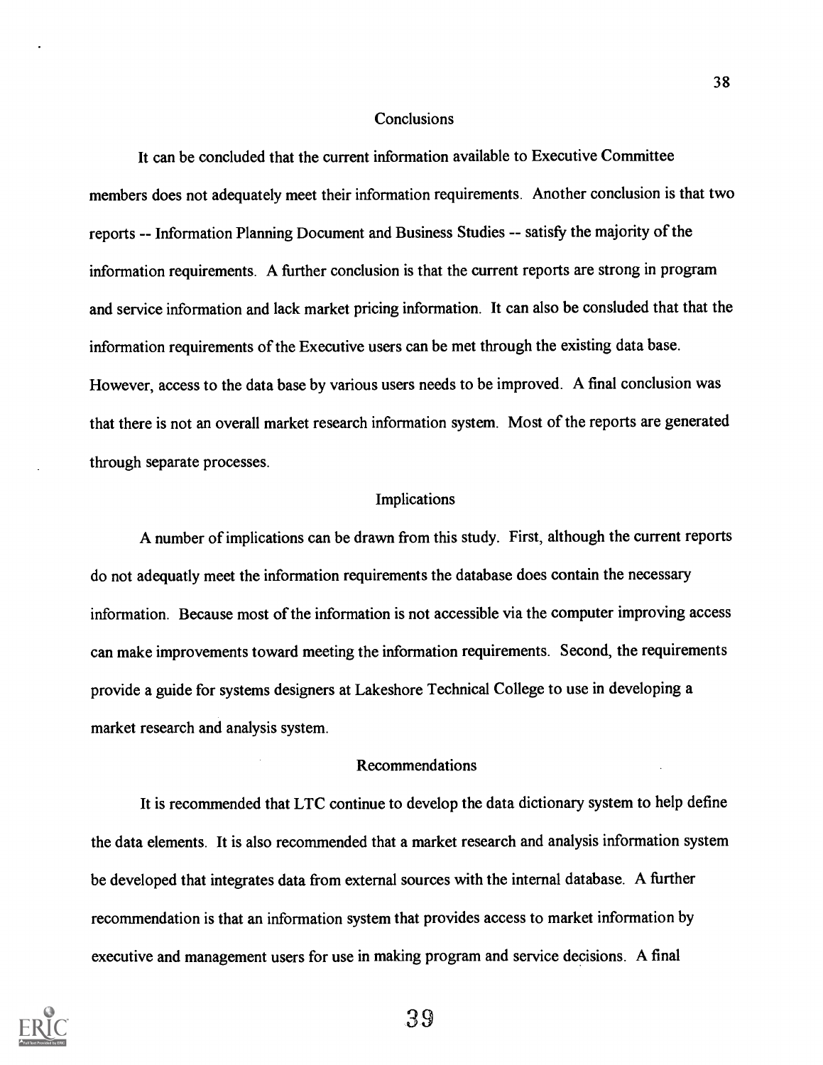## Conclusions

It can be concluded that the current information available to Executive Committee members does not adequately meet their information requirements. Another conclusion is that two reports -- Information Planning Document and Business Studies -- satisfy the majority of the information requirements. A further conclusion is that the current reports are strong in program and service information and lack market pricing information. It can also be consluded that that the information requirements of the Executive users can be met through the existing data base. However, access to the data base by various users needs to be improved. A final conclusion was that there is not an overall market research information system. Most of the reports are generated through separate processes.

## Implications

A number of implications can be drawn from this study. First, although the current reports do not adequatly meet the information requirements the database does contain the necessary information. Because most of the information is not accessible via the computer improving access can make improvements toward meeting the information requirements. Second, the requirements provide a guide for systems designers at Lakeshore Technical College to use in developing a market research and analysis system.

## Recommendations

It is recommended that LTC continue to develop the data dictionary system to help define the data elements. It is also recommended that a market research and analysis information system be developed that integrates data from external sources with the internal database. A further recommendation is that an information system that provides access to market information by executive and management users for use in making program and service decisions. A final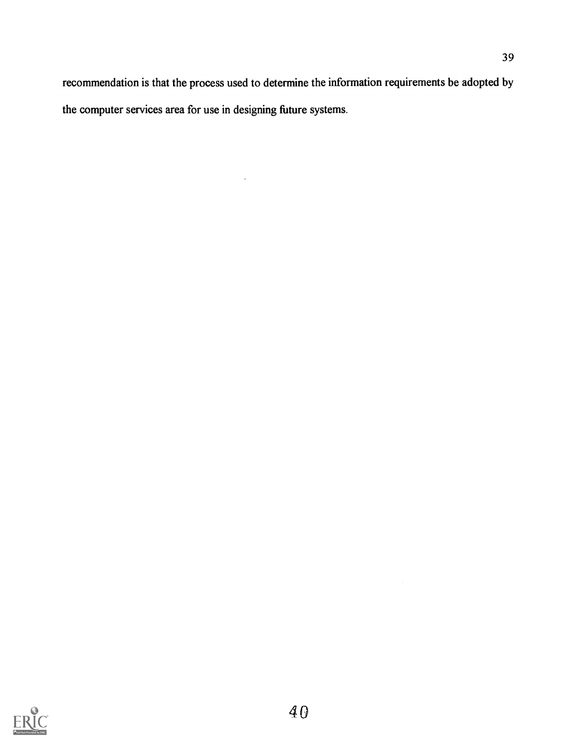recommendation is that the process used to determine the information requirements be adopted by the computer services area for use in designing future systems.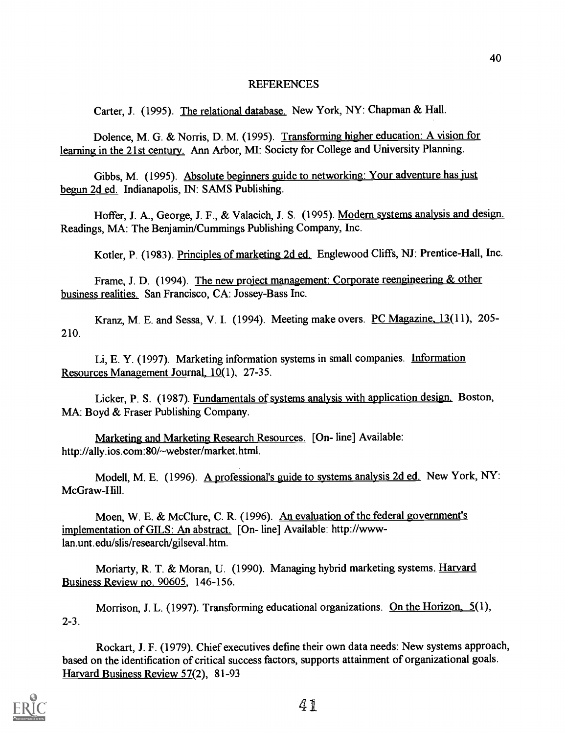## REFERENCES

Carter, J. (1995). The relational database. New York, NY: Chapman & Hall.

Dolence, M. G. & Norris, D. M. (1995). Transforming higher education: A vision for learning in the 21st century. Ann Arbor, MI: Society for College and University Planning.

Gibbs, M. (1995). Absolute beginners guide to networking: Your adventure has just begun 2d ed. Indianapolis, IN: SAMS Publishing.

Hoffer, J. A., George, J. F., & Valacich, J. S. (1995). Modern systems analysis and design. Readings, MA: The Benjamin/Cummings Publishing Company, Inc.

Kotler, P. (1983). Principles of marketing 2d ed. Englewood Cliffs, NJ: Prentice-Hall, Inc.

Frame, J. D. (1994). The new project management: Corporate reengineering & other business realities. San Francisco, CA: Jossey-Bass Inc.

Kranz, M. E. and Sessa, V. I. (1994). Meeting make overs. PC Magazine, 13(11), 205-210.

Li, E. Y. (1997). Marketing information systems in small companies. Information Resources Management Journal, 10(1), 27-35.

Licker, P. S. (1987). Fundamentals of systems analysis with application design. Boston, MA: Boyd & Fraser Publishing Company.

Marketing and Marketing Research Resources. [On- line] Available: http://ally.ios.com:80/~webster/market.html.

Modell, M. E. (1996). A professional's guide to systems analysis 2d ed. New York, NY: McGraw-Hill.

Moen, W. E. & McClure, C. R. (1996). An evaluation of the federal government's implementation of GILS: An abstract. [On- line] Available: http://www-lan.unt.edu/slis/research/gilseval.htm.

Moriarty, R. T. & Moran, U. (1990). Managing hybrid marketing systems. Harvard Business Review no. 90605, 146-156.

Morrison, J. L. (1997). Transforming educational organizations. On the Horizon, 5(1), 2-3.

Rockart, J. F. (1979). Chief executives define their own data needs: New systems approach, based on the identification of critical success factors, supports attainment of organizational goals. Harvard Business Review 57(2), 81-93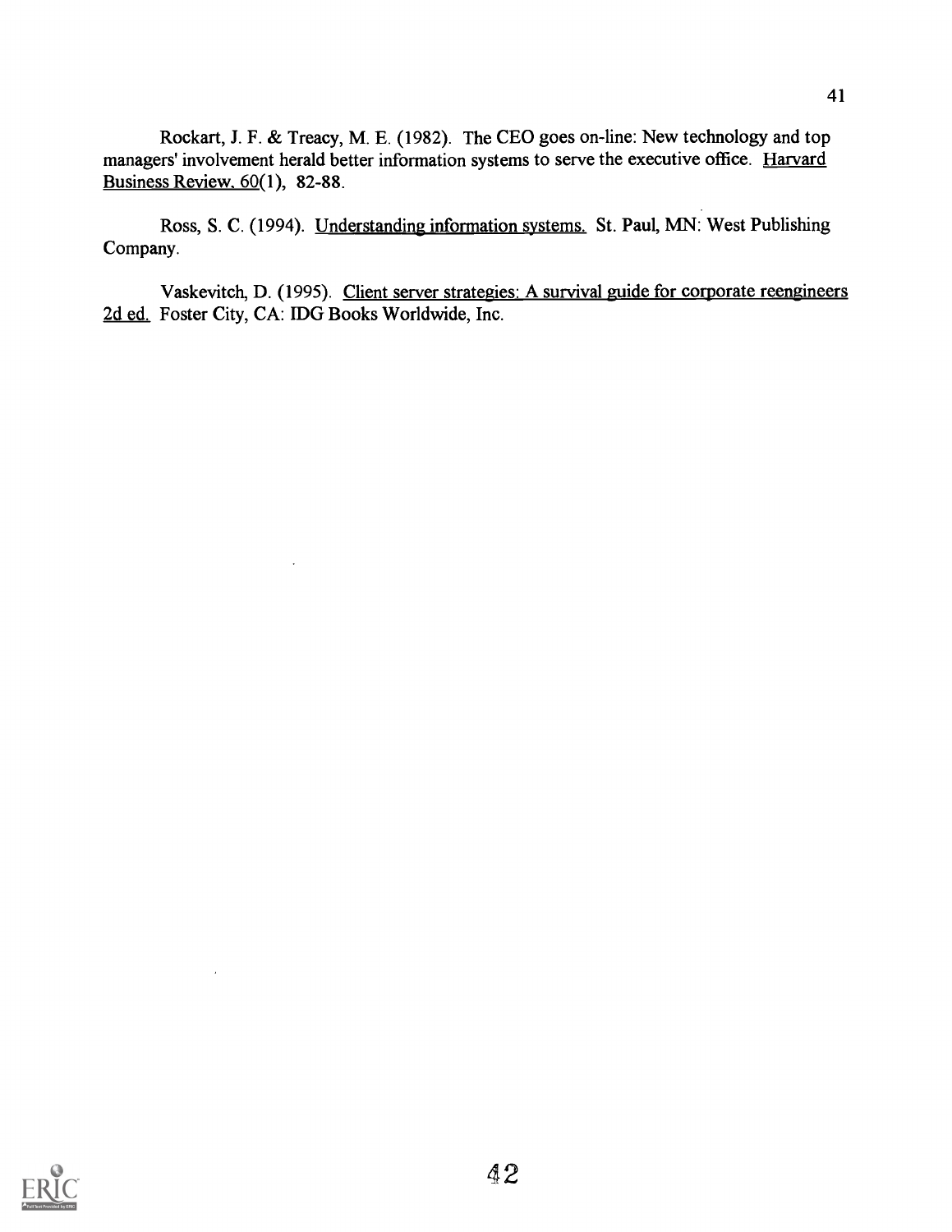Rockart, J. F. & Treacy, M. E. (1982). The CEO goes on-line: New technology and top managers' involvement herald better information systems to serve the executive office. Harvard Business Review, 60(1), 82-88.

Ross, S. C. (1994). Understanding information systems. St. Paul, MN: West Publishing Company.

Vaskevitch, D. (1995). Client server strategies: A survival guide for corporate reengineers 2d ed. Foster City, CA: IDG Books Worldwide, Inc.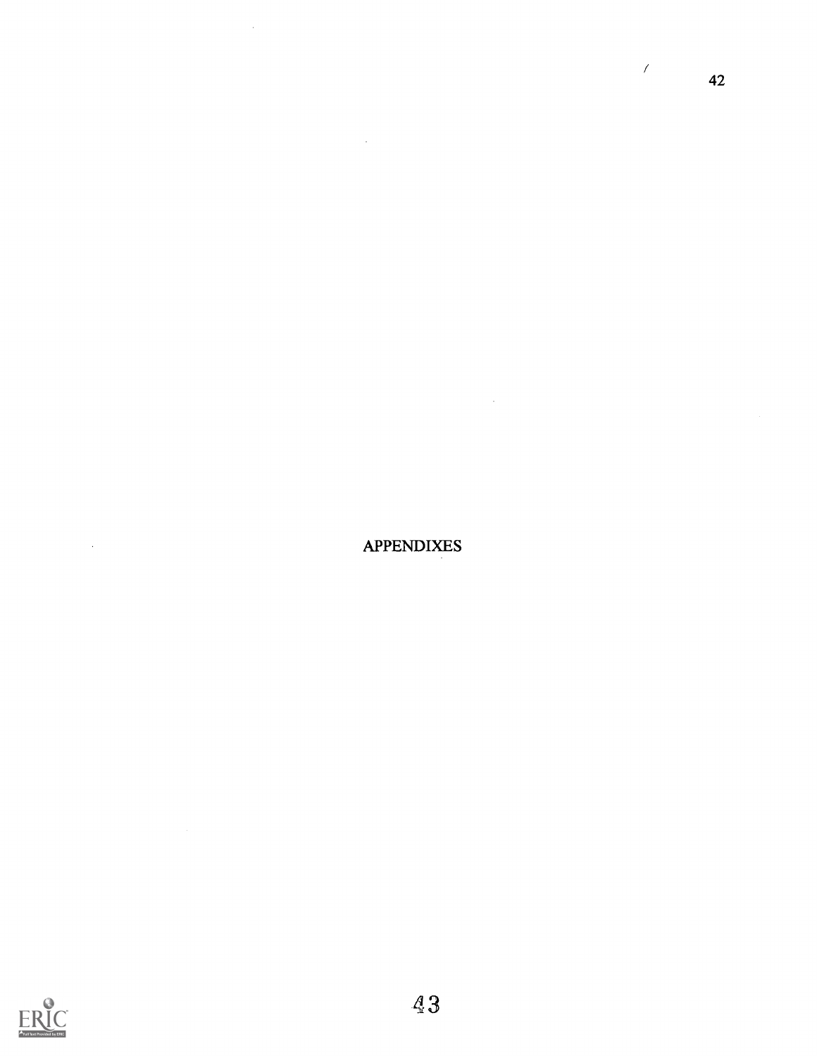# APPENDIXES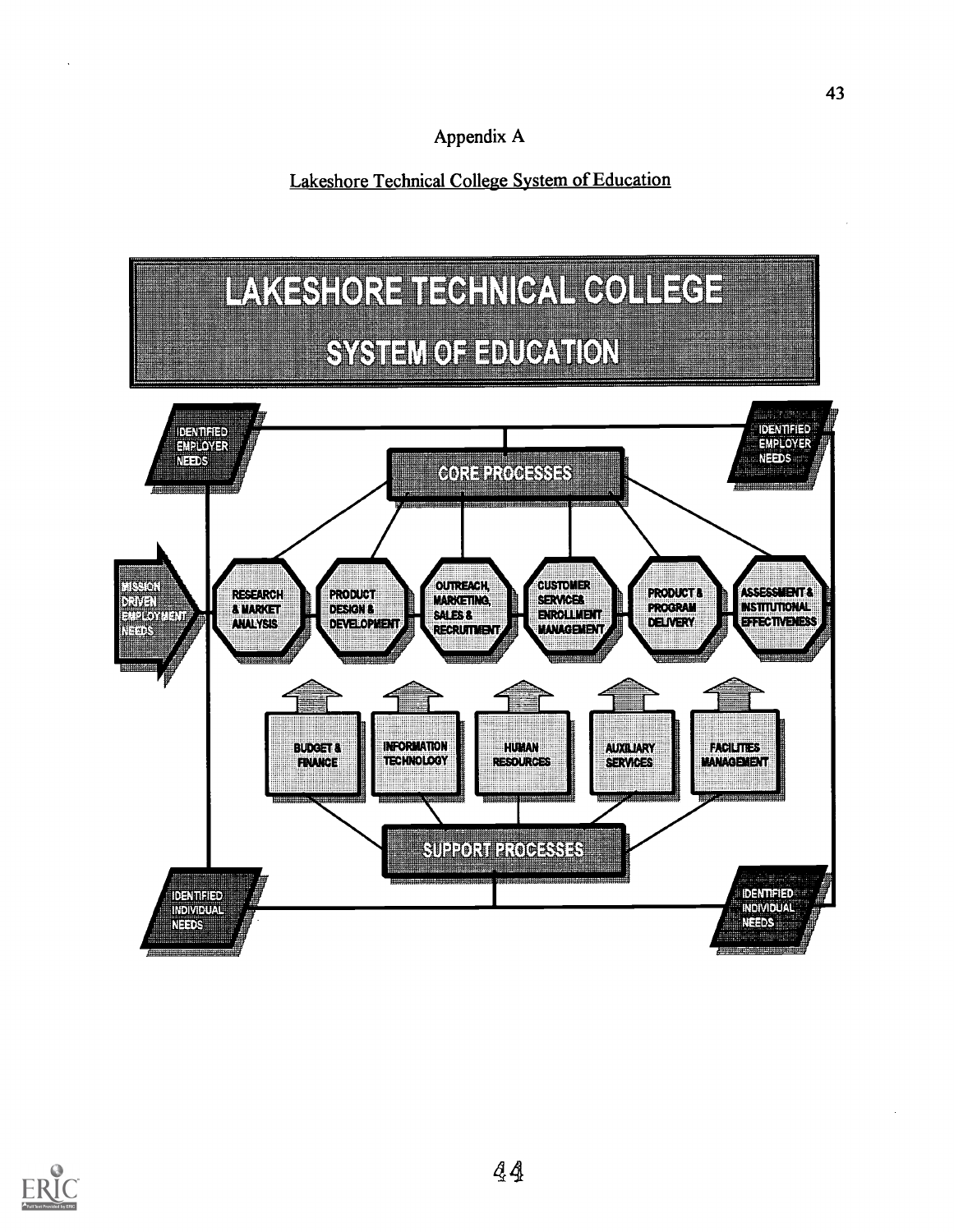# Appendix A

## Lakeshore Technical College System of Education

LAKESHORE TECHNICAL COLLEGE

SYSTEM OF EDUCATION

IDENTIFIED EMPLOYER NEEDS

IDENTIFIED EMPLOYER NEEDS

CORE PROCESSES

MISSION DRIVEN EMPLOYMENT NEEDS

RESEARCH & MARKET ANALYSIS

PRODUCT DESIGN & DEVELOPMENT

OUTREACH, MARKETING, SALES & RECRUITMENT

CUSTOMER SERVICES ENROLLMENT MANAGEMENT

PRODUCT & PROGRAM DELIVERY

ASSESSMENT & INSTITUTIONAL EFFECTIVENESS

BUDGET & FINANCE

INFORMATION TECHNOLOGY

HUMAN RESOURCES

AUXILIARY SERVICES

FACILITIES MANAGEMENT

SUPPORT PROCESSES

IDENTIFIED INDIVIDUAL NEEDS

IDENTIFIED INDIVIDUAL NEEDS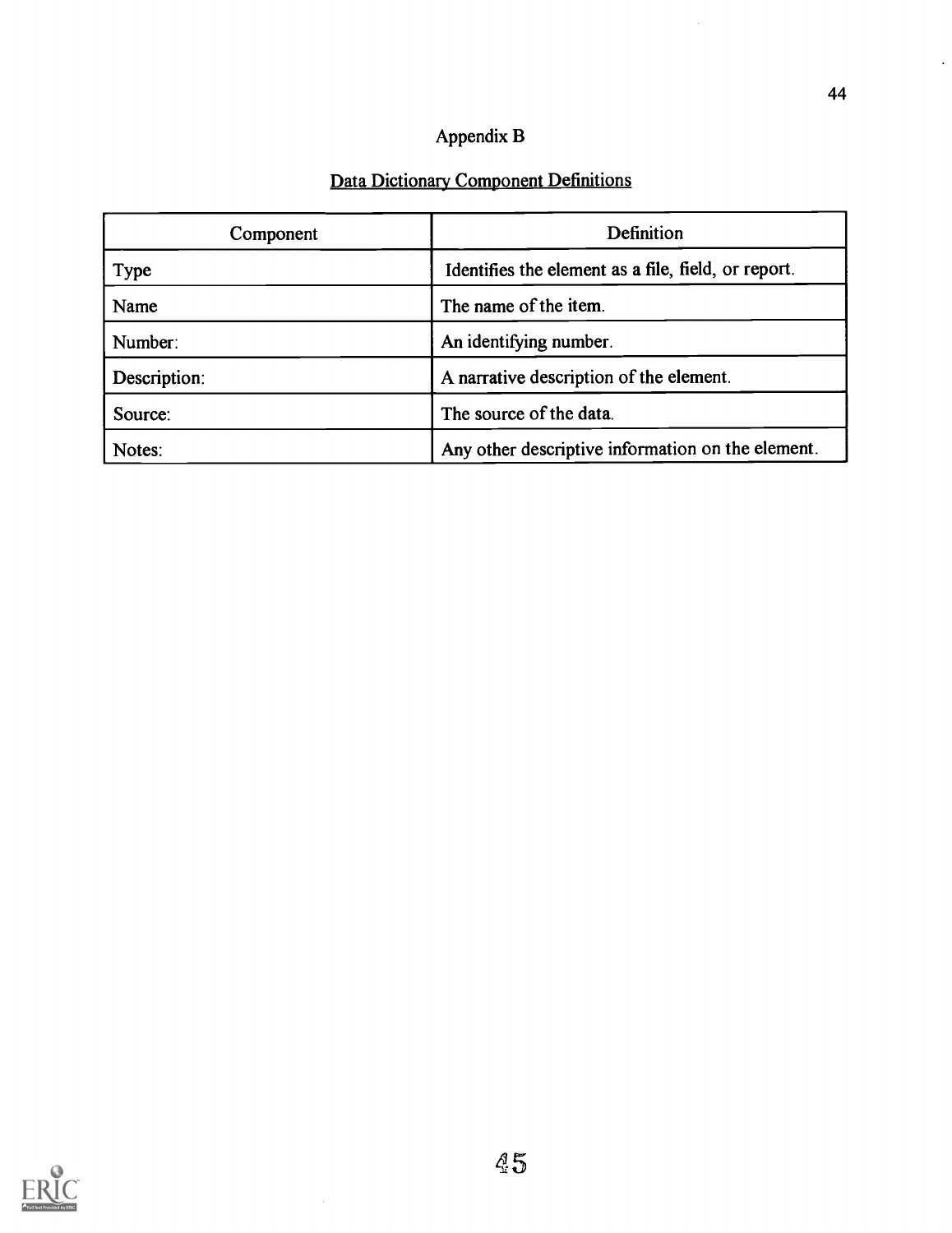# Appendix B

## Data Dictionary Component Definitions

| Component | Definition |
|---|---|
| Type | Identifies the element as a file, field, or report. |
| Name | The name of the item. |
| Number: | An identifying number. |
| Description: | A narrative description of the element. |
| Source: | The source of the data. |
| Notes: | Any other descriptive information on the element. |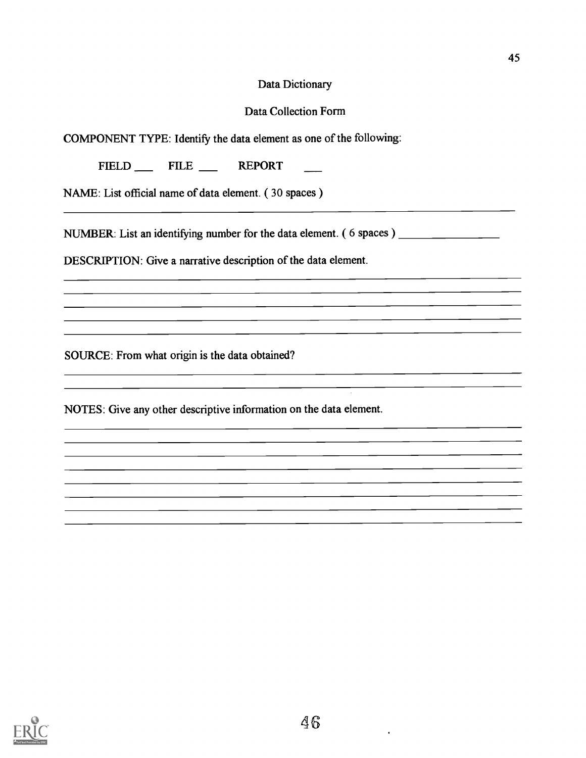## Data Dictionary

## Data Collection Form

COMPONENT TYPE: Identify the data element as one of the following:

FIELD ___ FILE ___ REPORT ___

NAME: List official name of data element. ( 30 spaces )

______________________________________________________________________

NUMBER: List an identifying number for the data element. ( 6 spaces ) ________________

DESCRIPTION: Give a narrative description of the data element.

______________________________________________________________________
______________________________________________________________________
______________________________________________________________________
______________________________________________________________________
______________________________________________________________________

SOURCE: From what origin is the data obtained?

______________________________________________________________________
______________________________________________________________________

NOTES: Give any other descriptive information on the data element.

______________________________________________________________________
______________________________________________________________________
______________________________________________________________________
______________________________________________________________________
______________________________________________________________________
______________________________________________________________________
______________________________________________________________________
______________________________________________________________________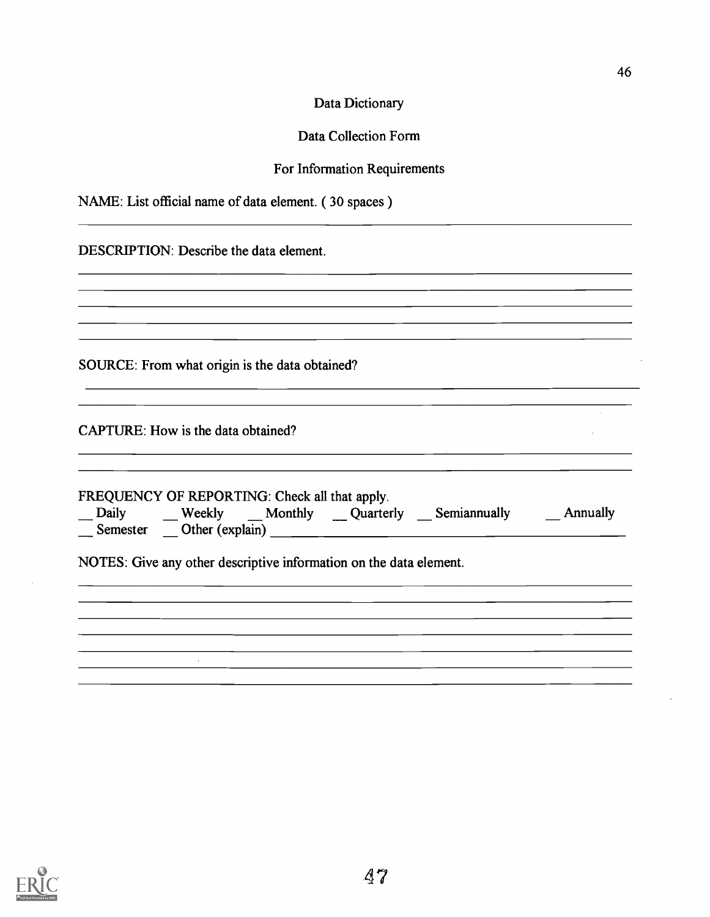# Data Dictionary

## Data Collection Form

## For Information Requirements

NAME: List official name of data element. ( 30 spaces )

______________________________________________________________

DESCRIPTION: Describe the data element.

______________________________________________________________

______________________________________________________________

______________________________________________________________

______________________________________________________________

______________________________________________________________

SOURCE: From what origin is the data obtained?

______________________________________________________________

______________________________________________________________

CAPTURE: How is the data obtained?

______________________________________________________________

______________________________________________________________

FREQUENCY OF REPORTING: Check all that apply.

__ Daily  __ Weekly  __ Monthly  __ Quarterly  __ Semiannually  __ Annually

__ Semester  __ Other (explain) ______________________________________

NOTES: Give any other descriptive information on the data element.

______________________________________________________________

______________________________________________________________

______________________________________________________________

______________________________________________________________

______________________________________________________________

______________________________________________________________

______________________________________________________________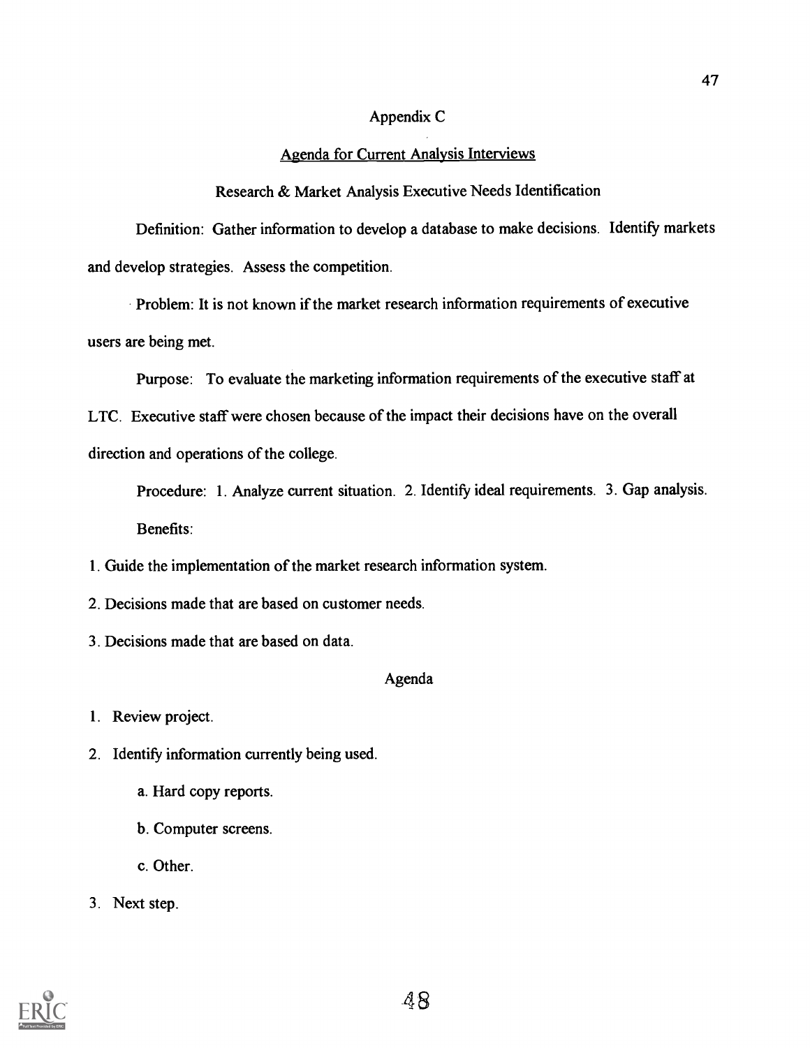# Appendix C

## Agenda for Current Analysis Interviews

### Research & Market Analysis Executive Needs Identification

Definition: Gather information to develop a database to make decisions. Identify markets and develop strategies. Assess the competition.

Problem: It is not known if the market research information requirements of executive users are being met.

Purpose: To evaluate the marketing information requirements of the executive staff at LTC. Executive staff were chosen because of the impact their decisions have on the overall direction and operations of the college.

Procedure: 1. Analyze current situation. 2. Identify ideal requirements. 3. Gap analysis.

Benefits:

1. Guide the implementation of the market research information system.
2. Decisions made that are based on customer needs.
3. Decisions made that are based on data.

### Agenda

1. Review project.
2. Identify information currently being used.
    a. Hard copy reports.
    b. Computer screens.
    c. Other.
3. Next step.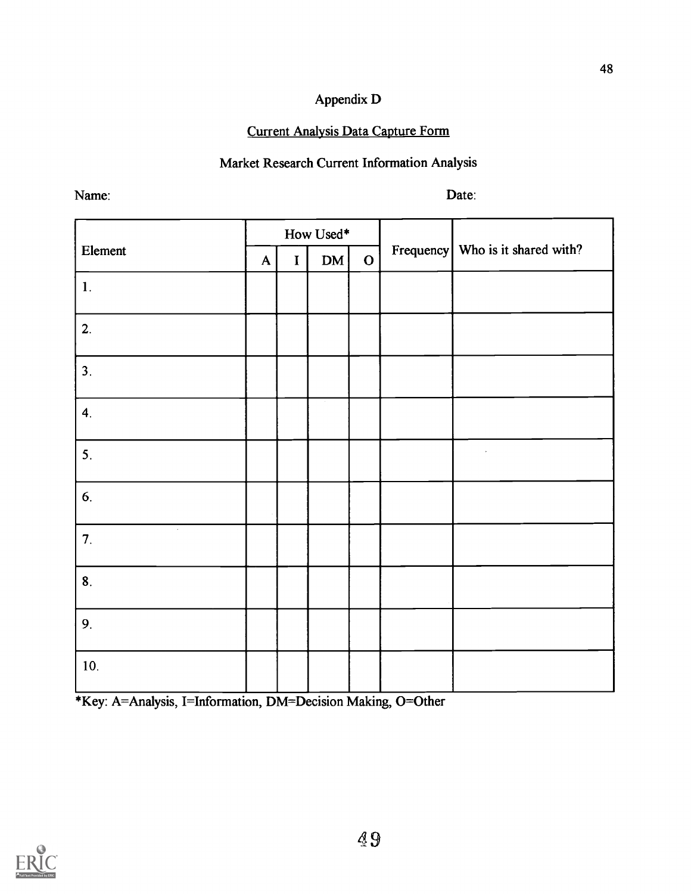# Appendix D

## Current Analysis Data Capture Form

### Market Research Current Information Analysis

Name: Date:

| Element | How Used* | | | | Frequency | Who is it shared with? |
|---|---|---|---|---|---|---|
| | A | I | DM | O | | |
| 1. | | | | | | |
| 2. | | | | | | |
| 3. | | | | | | |
| 4. | | | | | | |
| 5. | | | | | | |
| 6. | | | | | | |
| 7. | | | | | | |
| 8. | | | | | | |
| 9. | | | | | | |
| 10. | | | | | | |

*Key: A=Analysis, I=Information, DM=Decision Making, O=Other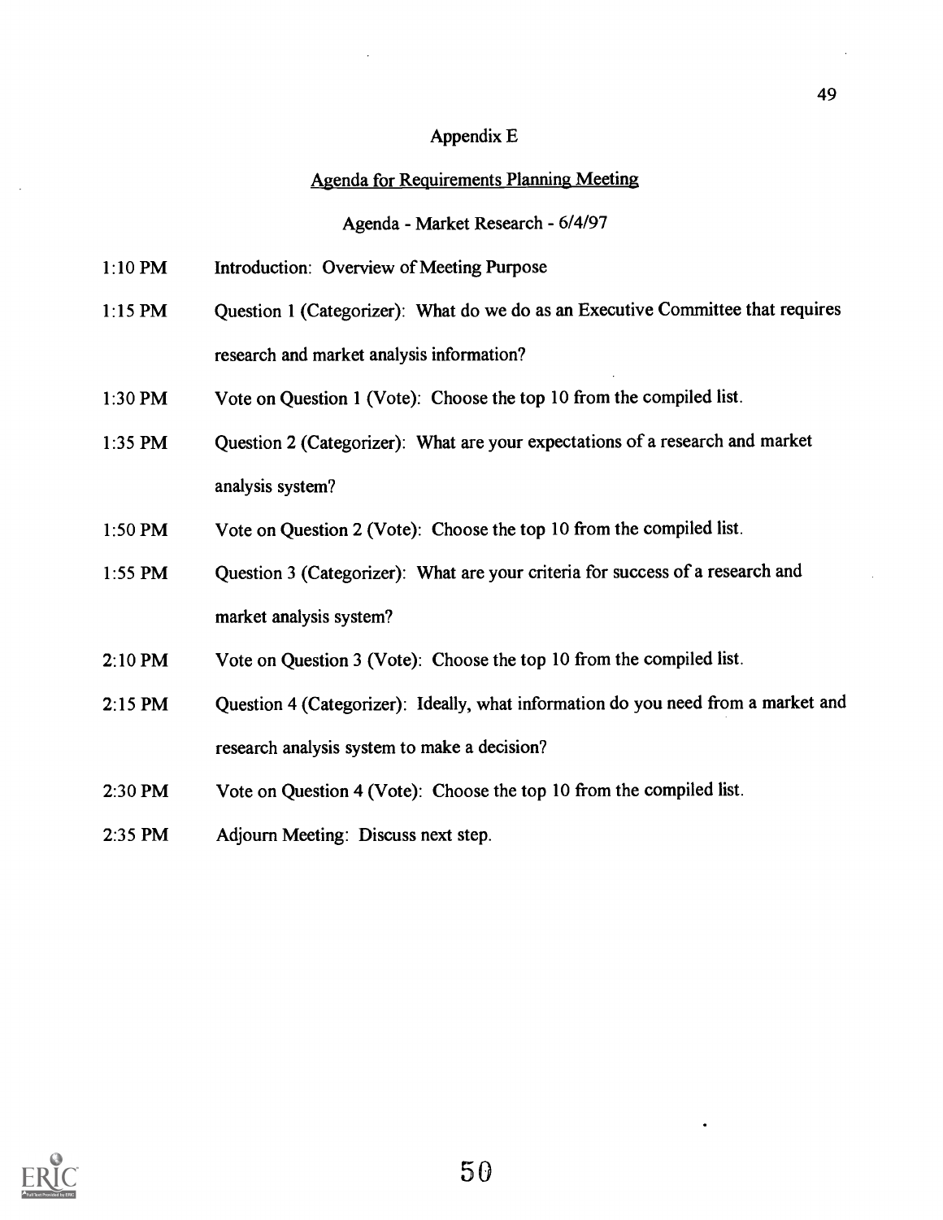# Appendix E

## Agenda for Requirements Planning Meeting

### Agenda - Market Research - 6/4/97

| | |
|---|---|
| 1:10 PM | Introduction: Overview of Meeting Purpose |
| 1:15 PM | Question 1 (Categorizer): What do we do as an Executive Committee that requires research and market analysis information? |
| 1:30 PM | Vote on Question 1 (Vote): Choose the top 10 from the compiled list. |
| 1:35 PM | Question 2 (Categorizer): What are your expectations of a research and market analysis system? |
| 1:50 PM | Vote on Question 2 (Vote): Choose the top 10 from the compiled list. |
| 1:55 PM | Question 3 (Categorizer): What are your criteria for success of a research and market analysis system? |
| 2:10 PM | Vote on Question 3 (Vote): Choose the top 10 from the compiled list. |
| 2:15 PM | Question 4 (Categorizer): Ideally, what information do you need from a market and research analysis system to make a decision? |
| 2:30 PM | Vote on Question 4 (Vote): Choose the top 10 from the compiled list. |
| 2:35 PM | Adjourn Meeting: Discuss next step. |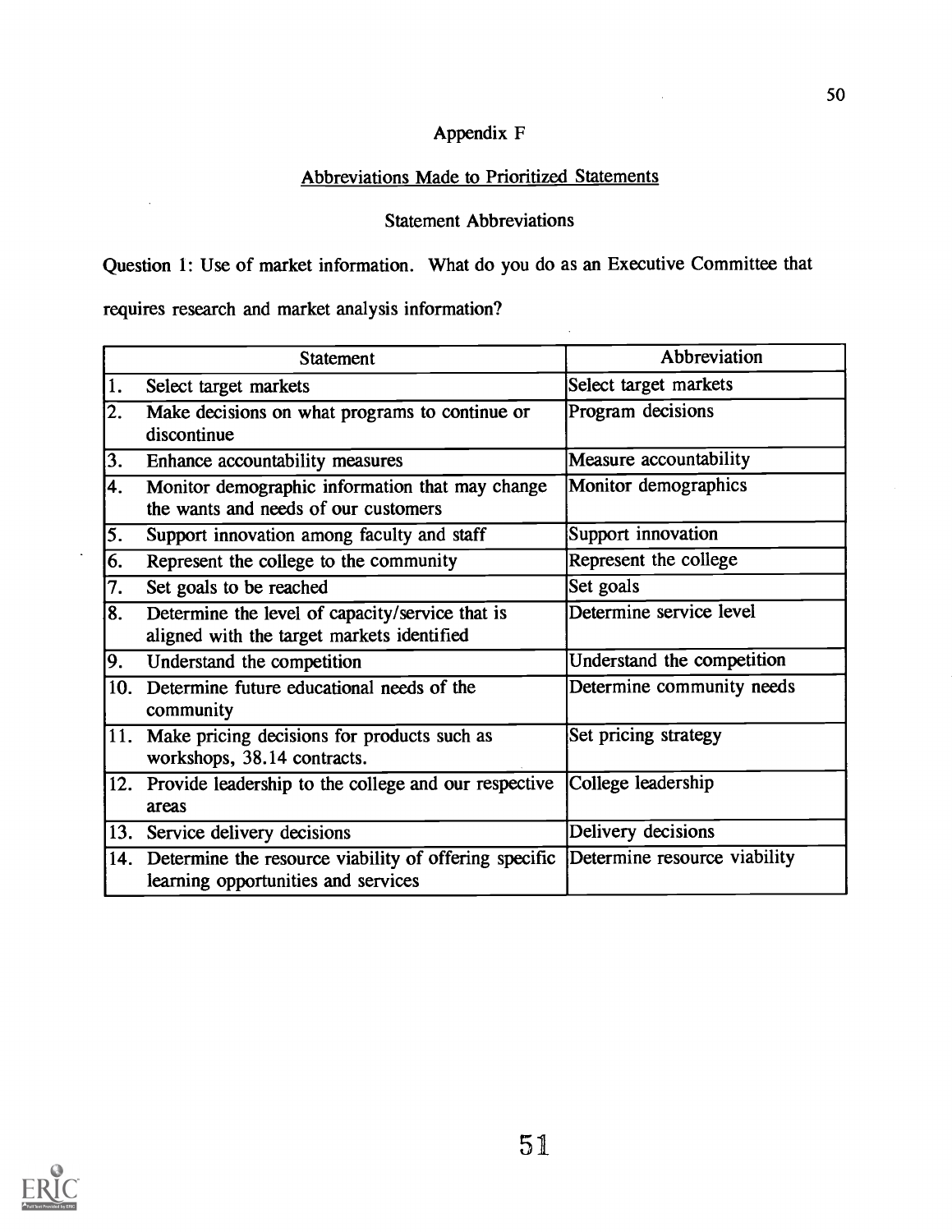## Appendix F

### Abbreviations Made to Prioritized Statements

#### Statement Abbreviations

Question 1: Use of market information. What do you do as an Executive Committee that requires research and market analysis information?

| Statement | Abbreviation |
|---|---|
| 1. Select target markets | Select target markets |
| 2. Make decisions on what programs to continue or discontinue | Program decisions |
| 3. Enhance accountability measures | Measure accountability |
| 4. Monitor demographic information that may change the wants and needs of our customers | Monitor demographics |
| 5. Support innovation among faculty and staff | Support innovation |
| 6. Represent the college to the community | Represent the college |
| 7. Set goals to be reached | Set goals |
| 8. Determine the level of capacity/service that is aligned with the target markets identified | Determine service level |
| 9. Understand the competition | Understand the competition |
| 10. Determine future educational needs of the community | Determine community needs |
| 11. Make pricing decisions for products such as workshops, 38.14 contracts. | Set pricing strategy |
| 12. Provide leadership to the college and our respective areas | College leadership |
| 13. Service delivery decisions | Delivery decisions |
| 14. Determine the resource viability of offering specific learning opportunities and services | Determine resource viability |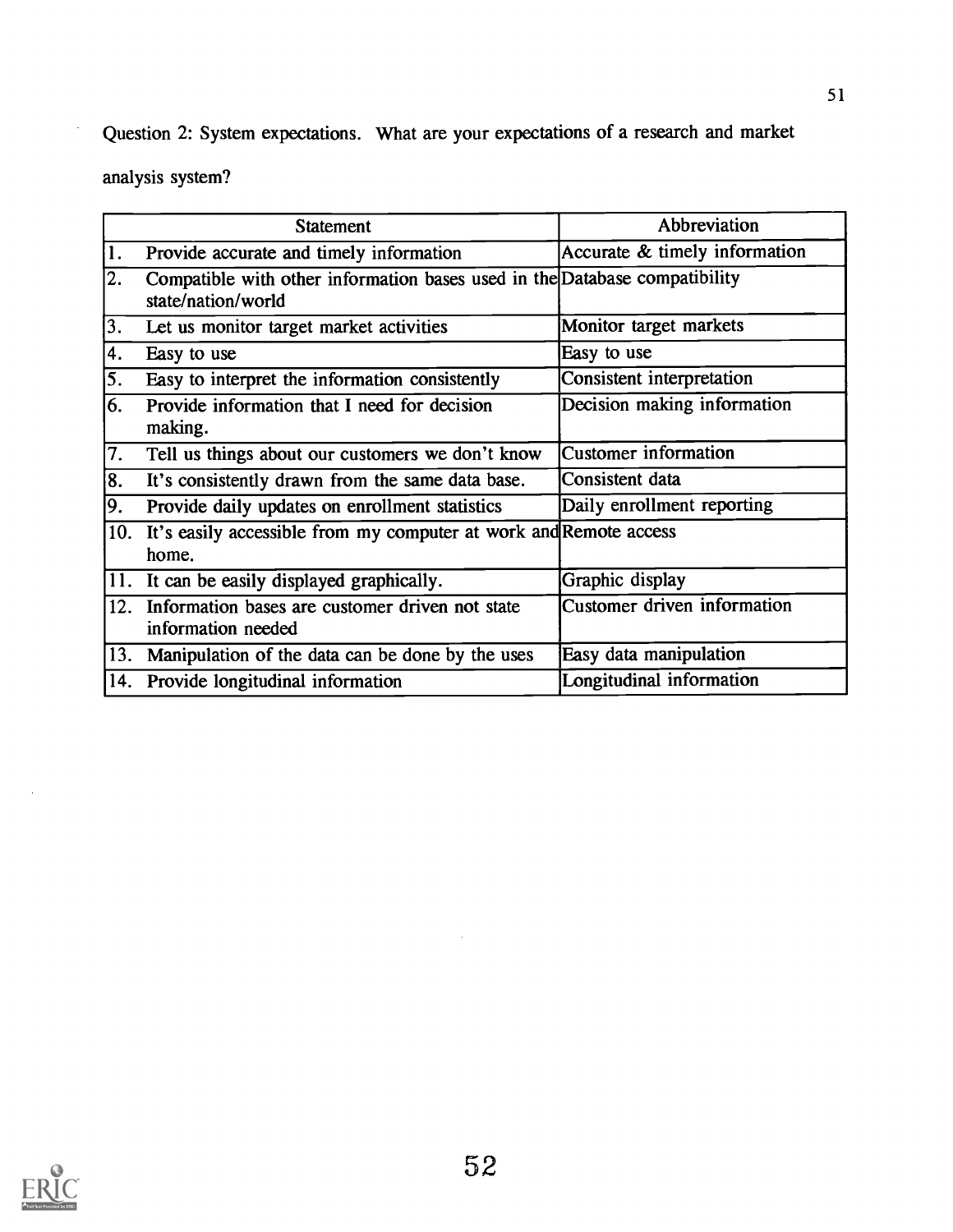Question 2: System expectations. What are your expectations of a research and market analysis system?

| Statement | Abbreviation |
|---|---|
| 1. Provide accurate and timely information | Accurate & timely information |
| 2. Compatible with other information bases used in the state/nation/world | Database compatibility |
| 3. Let us monitor target market activities | Monitor target markets |
| 4. Easy to use | Easy to use |
| 5. Easy to interpret the information consistently | Consistent interpretation |
| 6. Provide information that I need for decision making. | Decision making information |
| 7. Tell us things about our customers we don't know | Customer information |
| 8. It's consistently drawn from the same data base. | Consistent data |
| 9. Provide daily updates on enrollment statistics | Daily enrollment reporting |
| 10. It's easily accessible from my computer at work and home. | Remote access |
| 11. It can be easily displayed graphically. | Graphic display |
| 12. Information bases are customer driven not state information needed | Customer driven information |
| 13. Manipulation of the data can be done by the uses | Easy data manipulation |
| 14. Provide longitudinal information | Longitudinal information |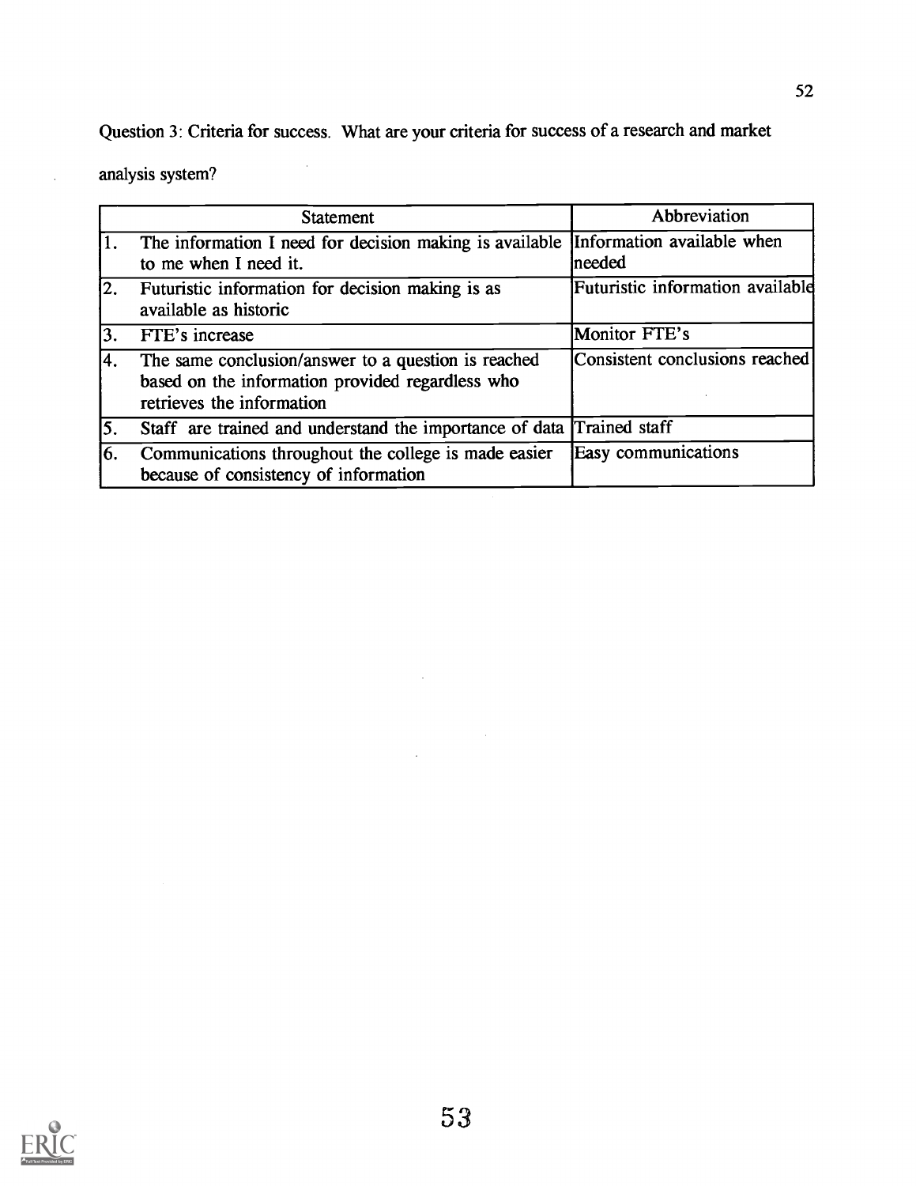Question 3: Criteria for success. What are your criteria for success of a research and market analysis system?

| | Statement | Abbreviation |
|---|---|---|
| 1. | The information I need for decision making is available to me when I need it. | Information available when needed |
| 2. | Futuristic information for decision making is as available as historic | Futuristic information available |
| 3. | FTE's increase | Monitor FTE's |
| 4. | The same conclusion/answer to a question is reached based on the information provided regardless who retrieves the information | Consistent conclusions reached |
| 5. | Staff are trained and understand the importance of data | Trained staff |
| 6. | Communications throughout the college is made easier because of consistency of information | Easy communications |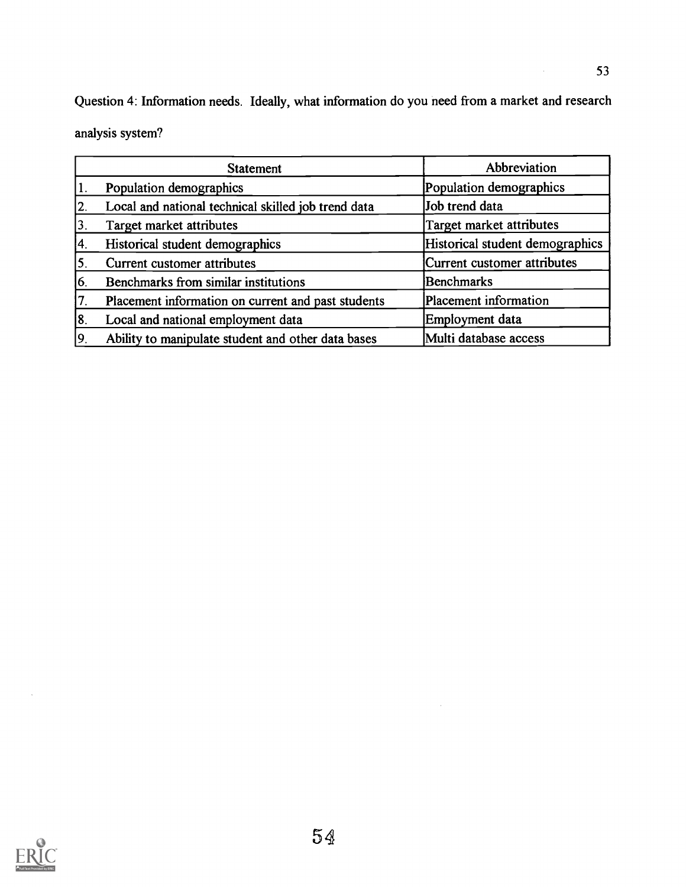Question 4: Information needs. Ideally, what information do you need from a market and research analysis system?

| Statement | Abbreviation |
|---|---|
| 1. Population demographics | Population demographics |
| 2. Local and national technical skilled job trend data | Job trend data |
| 3. Target market attributes | Target market attributes |
| 4. Historical student demographics | Historical student demographics |
| 5. Current customer attributes | Current customer attributes |
| 6. Benchmarks from similar institutions | Benchmarks |
| 7. Placement information on current and past students | Placement information |
| 8. Local and national employment data | Employment data |
| 9. Ability to manipulate student and other data bases | Multi database access |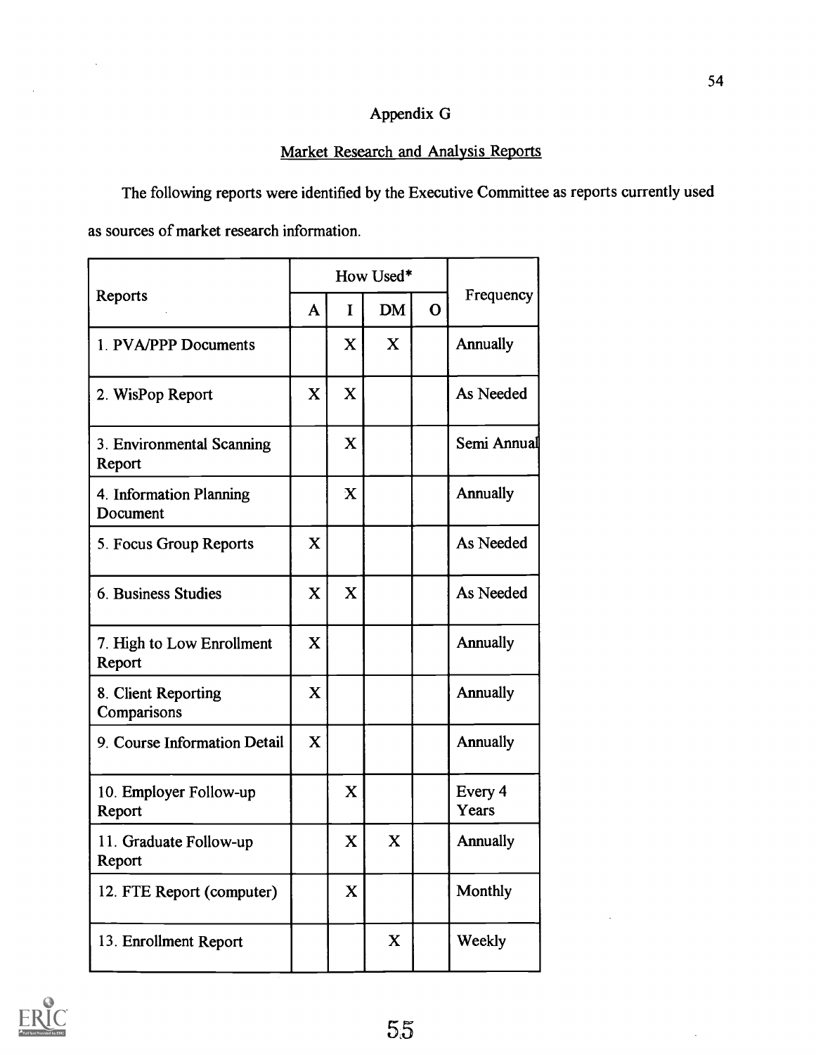# Appendix G

## Market Research and Analysis Reports

The following reports were identified by the Executive Committee as reports currently used as sources of market research information.

| Reports | How Used* | | | | Frequency |
|---|---|---|---|---|---|
| | A | I | DM | O | |
| 1. PVA/PPP Documents | | X | X | | Annually |
| 2. WisPop Report | X | X | | | As Needed |
| 3. Environmental Scanning Report | | X | | | Semi Annual |
| 4. Information Planning Document | | X | | | Annually |
| 5. Focus Group Reports | X | | | | As Needed |
| 6. Business Studies | X | X | | | As Needed |
| 7. High to Low Enrollment Report | X | | | | Annually |
| 8. Client Reporting Comparisons | X | | | | Annually |
| 9. Course Information Detail | X | | | | Annually |
| 10. Employer Follow-up Report | | X | | | Every 4 Years |
| 11. Graduate Follow-up Report | | X | X | | Annually |
| 12. FTE Report (computer) | | X | | | Monthly |
| 13. Enrollment Report | | | X | | Weekly |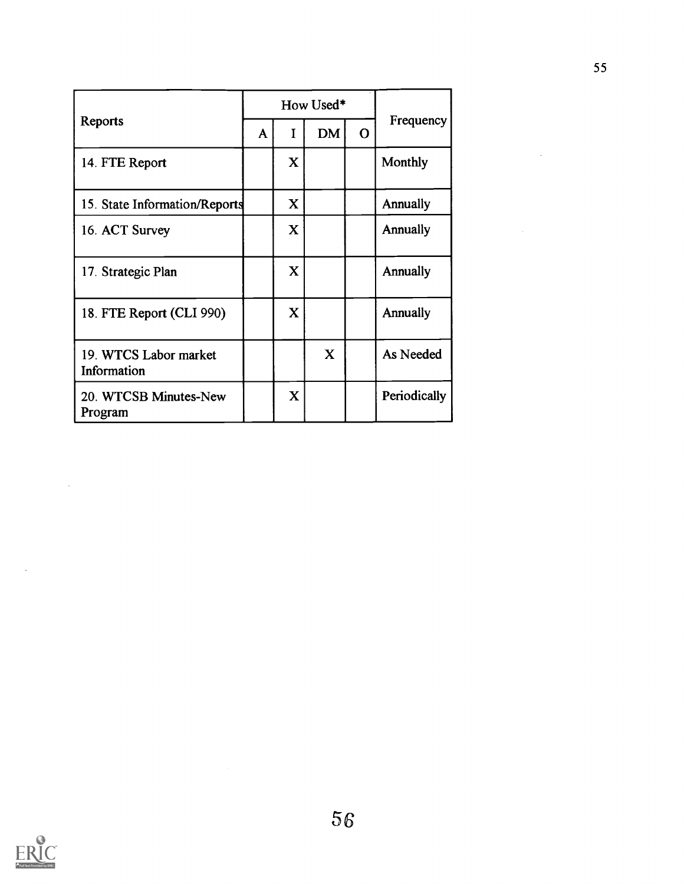| Reports | How Used* | | | | Frequency |
|---|---|---|---|---|---|
| | A | I | DM | O | |
| 14. FTE Report | | X | | | Monthly |
| 15. State Information/Reports | | X | | | Annually |
| 16. ACT Survey | | X | | | Annually |
| 17. Strategic Plan | | X | | | Annually |
| 18. FTE Report (CLI 990) | | X | | | Annually |
| 19. WTCS Labor market Information | | | X | | As Needed |
| 20. WTCSB Minutes-New Program | | X | | | Periodically |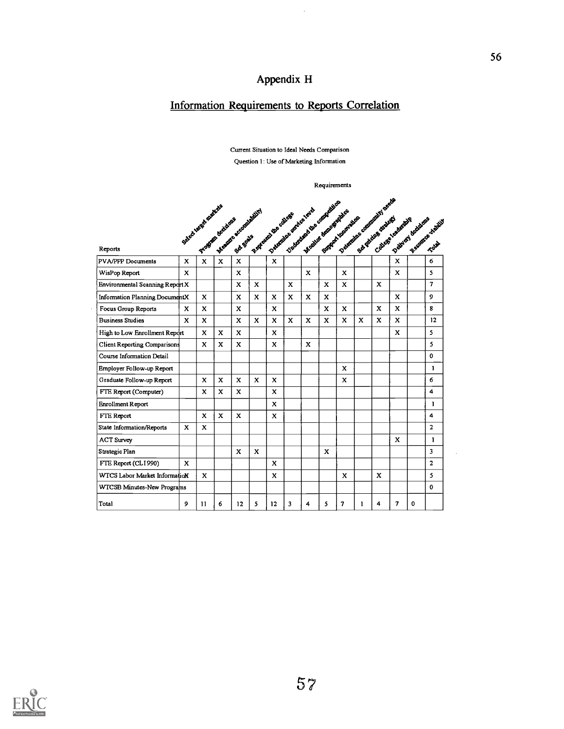# Appendix H

## Information Requirements to Reports Correlation

Current Situation to Ideal Needs Comparison

Question 1: Use of Marketing Information

Requirements

| Reports | Select target markets | Program decisions | Measure accountability | Set goals | Represent the college | Determine service level | Understand the competition | Monitor demographics | Support innovation | Determine community needs | Set pricing strategy | College leadership | Delivery decisions | Resource viability | Total |
|---|---|---|---|---|---|---|---|---|---|---|---|---|---|---|---|
| PVA/PPP Documents | X | X | X | X | | X | | | | | | | X | | 6 |
| WisPop Report | X | | | X | | | | X | | X | | | X | | 5 |
| Environmental Scanning Report | X | | | X | X | | X | | X | X | | X | | | 7 |
| Information Planning Document | X | X | | X | X | X | X | X | X | | | | X | | 9 |
| Focus Group Reports | X | X | | X | | X | | | X | X | | X | X | | 8 |
| Business Studies | X | X | | X | X | X | X | X | X | X | X | X | X | | 12 |
| High to Low Enrollment Report | | X | X | X | | X | | | | | | | X | | 5 |
| Client Reporting Comparisons | | X | X | X | | X | | X | | | | | | | 5 |
| Course Information Detail | | | | | | | | | | | | | | | 0 |
| Employer Follow-up Report | | | | | | | | | | X | | | | | 1 |
| Graduate Follow-up Report | | X | X | X | X | X | | | | X | | | | | 6 |
| FTE Report (Computer) | | X | X | X | | X | | | | | | | | | 4 |
| Enrollment Report | | | | | | X | | | | | | | | | 1 |
| FTE Report | | X | X | X | | X | | | | | | | | | 4 |
| State Information/Reports | X | X | | | | | | | | | | | | | 2 |
| ACT Survey | | | | | | | | | | | | | X | | 1 |
| Strategic Plan | | | | X | X | | | | X | | | | | | 3 |
| FTE Report (CL1990) | X | | | | | X | | | | | | | | | 2 |
| WTCS Labor Market Information | X | X | | | | X | | | | X | | X | | | 5 |
| WTCSB Minutes-New Programs | | | | | | | | | | | | | | | 0 |
| Total | 9 | 11 | 6 | 12 | 5 | 12 | 3 | 4 | 5 | 7 | 1 | 4 | 7 | 0 | |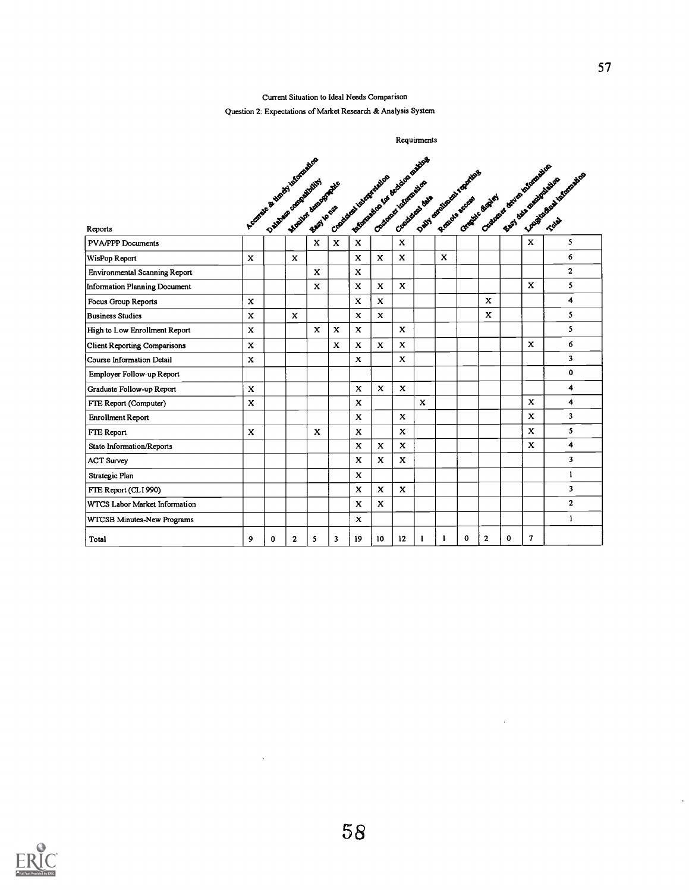Current Situation to Ideal Needs Comparison

Question 2: Expectations of Market Research & Analysis System

Requirments

| Reports | Accurate & timely information | Database compatibility | Monitor demographic | Easy to use | Consistent interpretation | Information for decision making | Customer information | Consistent data | Daily enrollment reporting | Remote access | Graphic display | Customer driven information | Easy data manipulation | Longitudinal information | Total |
|---|---|---|---|---|---|---|---|---|---|---|---|---|---|---|---|
| PVA/PPP Documents | | | | X | X | X | | X | | | | | | X | 5 |
| WisPop Report | X | | X | | | X | X | X | | X | | | | | 6 |
| Environmental Scanning Report | | | | X | | X | | | | | | | | | 2 |
| Information Planning Document | | | | X | | X | X | X | | | | | | X | 5 |
| Focus Group Reports | X | | | | | X | X | | | | | X | | | 4 |
| Business Studies | X | | X | | | X | X | | | | | X | | | 5 |
| High to Low Enrollment Report | X | | | X | X | X | | X | | | | | | | 5 |
| Client Reporting Comparisons | X | | | | X | X | X | X | | | | | | X | 6 |
| Course Information Detail | X | | | | | X | | X | | | | | | | 3 |
| Employer Follow-up Report | | | | | | | | | | | | | | | 0 |
| Graduate Follow-up Report | X | | | | | X | X | X | | | | | | | 4 |
| FTE Report (Computer) | X | | | | | X | | | X | | | | | X | 4 |
| Enrollment Report | | | | | | X | | X | | | | | | X | 3 |
| FTE Report | X | | | X | | X | | X | | | | | | X | 5 |
| State Information/Reports | | | | | | X | X | X | | | | | | X | 4 |
| ACT Survey | | | | | | X | X | X | | | | | | | 3 |
| Strategic Plan | | | | | | X | | | | | | | | | 1 |
| FTE Report (CLI 990) | | | | | | X | X | X | | | | | | | 3 |
| WTCS Labor Market Information | | | | | | X | X | | | | | | | | 2 |
| WTCSB Minutes-New Programs | | | | | | X | | | | | | | | | 1 |
| Total | 9 | 0 | 2 | 5 | 3 | 19 | 10 | 12 | 1 | 1 | 0 | 2 | 0 | 7 | |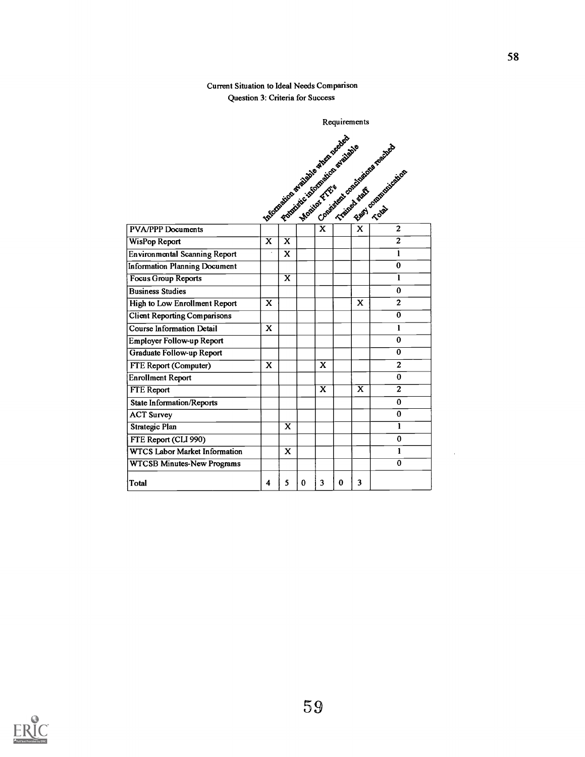Current Situation to Ideal Needs Comparison

Question 3: Criteria for Success

| | Requirements | | | | | | |
|---|---|---|---|---|---|---|---|
| | Information available when needed | Futuristic information available | Monitor FTE's | Consistent conclusions reached | Trained staff | Easy communication | Total |
| PVA/PPP Documents | | | | X | | X | 2 |
| WisPop Report | X | X | | | | | 2 |
| Environmental Scanning Report | | X | | | | | 1 |
| Information Planning Document | | | | | | | 0 |
| Focus Group Reports | | X | | | | | 1 |
| Business Studies | | | | | | | 0 |
| High to Low Enrollment Report | X | | | | | X | 2 |
| Client Reporting Comparisons | | | | | | | 0 |
| Course Information Detail | X | | | | | | 1 |
| Employer Follow-up Report | | | | | | | 0 |
| Graduate Follow-up Report | | | | | | | 0 |
| FTE Report (Computer) | X | | | X | | | 2 |
| Enrollment Report | | | | | | | 0 |
| FTE Report | | | | X | | X | 2 |
| State Information/Reports | | | | | | | 0 |
| ACT Survey | | | | | | | 0 |
| Strategic Plan | | X | | | | | 1 |
| FTE Report (CLI 990) | | | | | | | 0 |
| WTCS Labor Market Information | | X | | | | | 1 |
| WTCSB Minutes-New Programs | | | | | | | 0 |
| Total | 4 | 5 | 0 | 3 | 0 | 3 | |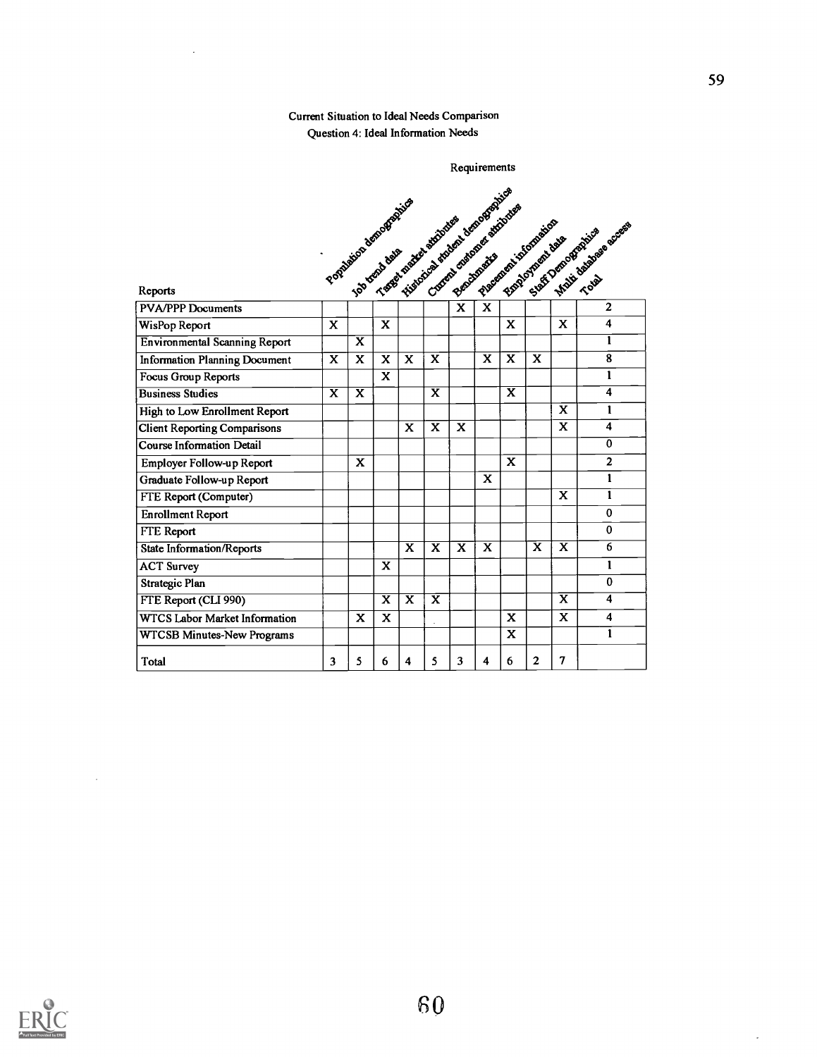Current Situation to Ideal Needs Comparison

Question 4: Ideal Information Needs

Requirements

| Reports | Population demographics | Job trend data | Target market attributes | Historical student demographics | Current customer attributes | Benchmarks | Placement information | Employment data | Staff Demographics | Multi database access | Total |
|---|---|---|---|---|---|---|---|---|---|---|---|
| PVA/PPP Documents | | | | | | X | X | | | | 2 |
| WisPop Report | X | | X | | | | | X | | X | 4 |
| Environmental Scanning Report | | X | | | | | | | | | 1 |
| Information Planning Document | X | X | X | X | X | | X | X | X | | 8 |
| Focus Group Reports | | | X | | | | | | | | 1 |
| Business Studies | X | X | | | X | | | X | | | 4 |
| High to Low Enrollment Report | | | | | | | | | | X | 1 |
| Client Reporting Comparisons | | | | X | X | X | | | | X | 4 |
| Course Information Detail | | | | | | | | | | | 0 |
| Employer Follow-up Report | | X | | | | | | X | | | 2 |
| Graduate Follow-up Report | | | | | | | X | | | | 1 |
| FTE Report (Computer) | | | | | | | | | | X | 1 |
| Enrollment Report | | | | | | | | | | | 0 |
| FTE Report | | | | | | | | | | | 0 |
| State Information/Reports | | | | X | X | X | X | | X | X | 6 |
| ACT Survey | | | X | | | | | | | | 1 |
| Strategic Plan | | | | | | | | | | | 0 |
| FTE Report (CLI 990) | | | X | X | X | | | | | X | 4 |
| WTCS Labor Market Information | | X | X | | | | | X | | X | 4 |
| WTCSB Minutes-New Programs | | | | | | | | X | | | 1 |
| Total | 3 | 5 | 6 | 4 | 5 | 3 | 4 | 6 | 2 | 7 | |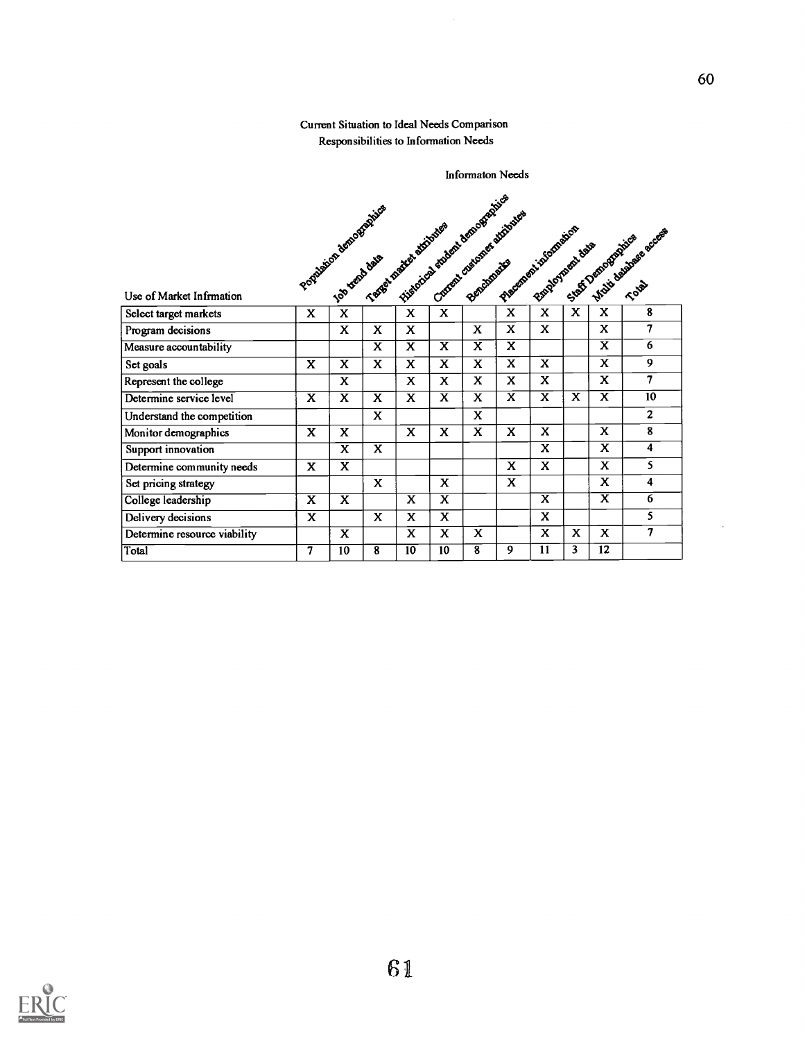Current Situation to Ideal Needs Comparison
Responsibilities to Information Needs

Informaton Needs

| Use of Market Infrmation | Population demographics | Job trend data | Target market attributes | Historical student demographics | Current customer attributes | Benchmarks | Placement information | Employment data | Staff Demographics | Multi database access | Total |
|---|---|---|---|---|---|---|---|---|---|---|---|
| Select target markets | X | X | | X | X | | X | X | X | X | 8 |
| Program decisions | | X | X | X | | X | X | X | | X | 7 |
| Measure accountability | | | X | X | X | X | X | | | X | 6 |
| Set goals | X | X | X | X | X | X | X | X | | X | 9 |
| Represent the college | | X | | X | X | X | X | X | | X | 7 |
| Determine service level | X | X | X | X | X | X | X | X | X | X | 10 |
| Understand the competition | | | X | | | X | | | | | 2 |
| Monitor demographics | X | X | | X | X | X | X | X | | X | 8 |
| Support innovation | | X | X | | | | | X | | X | 4 |
| Determine community needs | X | X | | | | | X | X | | X | 5 |
| Set pricing strategy | | | X | | X | | X | | | X | 4 |
| College leadership | X | X | | X | X | | | X | | X | 6 |
| Delivery decisions | X | | X | X | X | | | X | | | 5 |
| Determine resource viability | | X | | X | X | X | | X | X | X | 7 |
| Total | 7 | 10 | 8 | 10 | 10 | 8 | 9 | 11 | 3 | 12 | |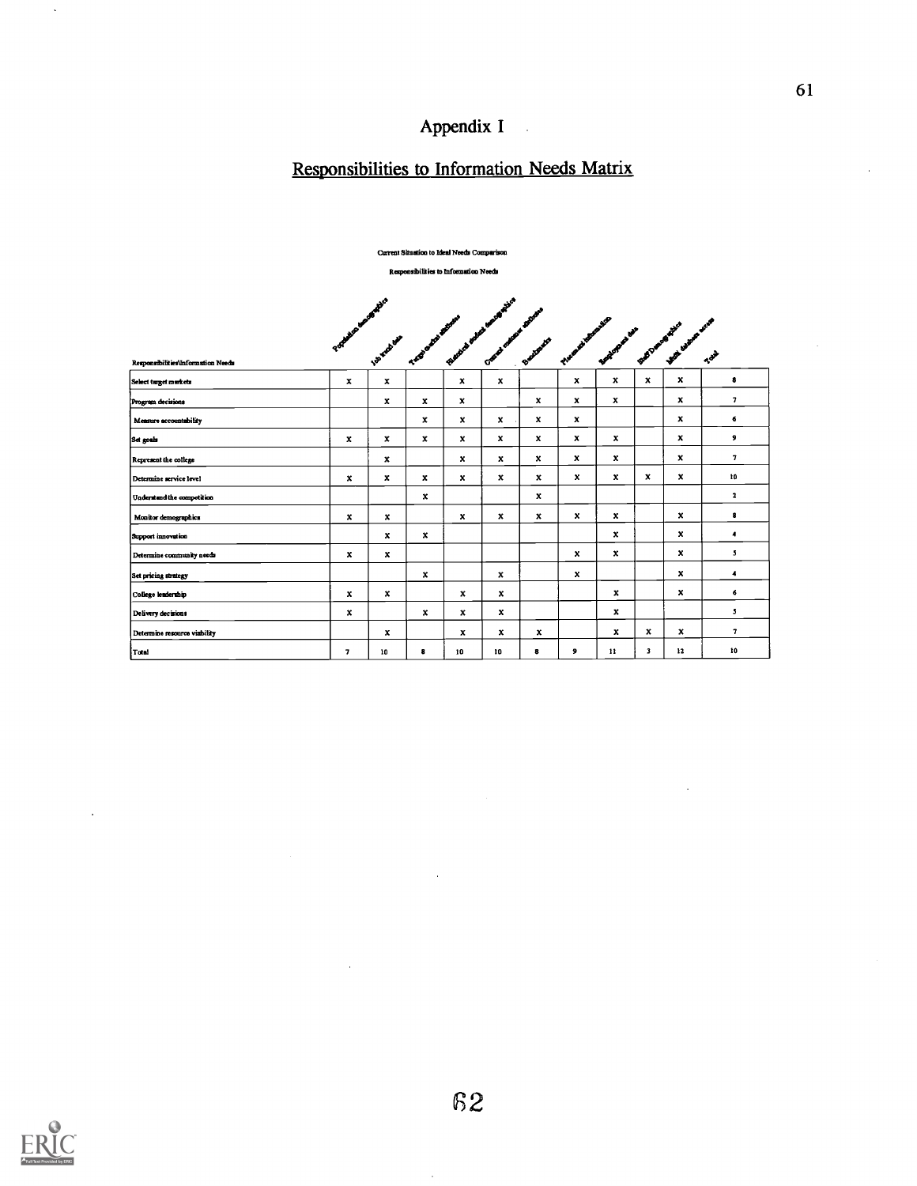# Appendix I

## Responsibilities to Information Needs Matrix

Current Situation to Ideal Needs Comparison

Responsibilities to Information Needs

| Responsibilities\Information Needs | Population demographics | Job level data | Target market attributes | Historical student demographics | Current customer attributes | Benchmarks | Placement information | Employment data | Staff Demographics | MIS database access | Total |
|---|---|---|---|---|---|---|---|---|---|---|---|
| Select target markets | x | x | | x | x | | x | x | x | x | 8 |
| Program decisions | | x | x | x | | x | x | x | | x | 7 |
| Measure accountability | | | x | x | x | x | x | | | x | 6 |
| Set goals | x | x | x | x | x | x | x | x | | x | 9 |
| Represent the college | | x | | x | x | x | x | x | | x | 7 |
| Determine service level | x | x | x | x | x | x | x | x | x | x | 10 |
| Understand the competition | | | x | | | x | | | | | 2 |
| Monitor demographics | x | x | | x | x | x | x | x | | x | 8 |
| Support innovation | | x | x | | | | | x | | x | 4 |
| Determine community needs | x | x | | | | | x | x | | x | 5 |
| Set pricing strategy | | | x | | x | | x | | | x | 4 |
| College leadership | x | x | | x | x | | | x | | x | 6 |
| Delivery decisions | x | | x | x | x | | | x | | | 5 |
| Determine resource viability | | x | | x | x | x | | x | x | x | 7 |
| Total | 7 | 10 | 8 | 10 | 10 | 8 | 9 | 11 | 3 | 12 | 10 |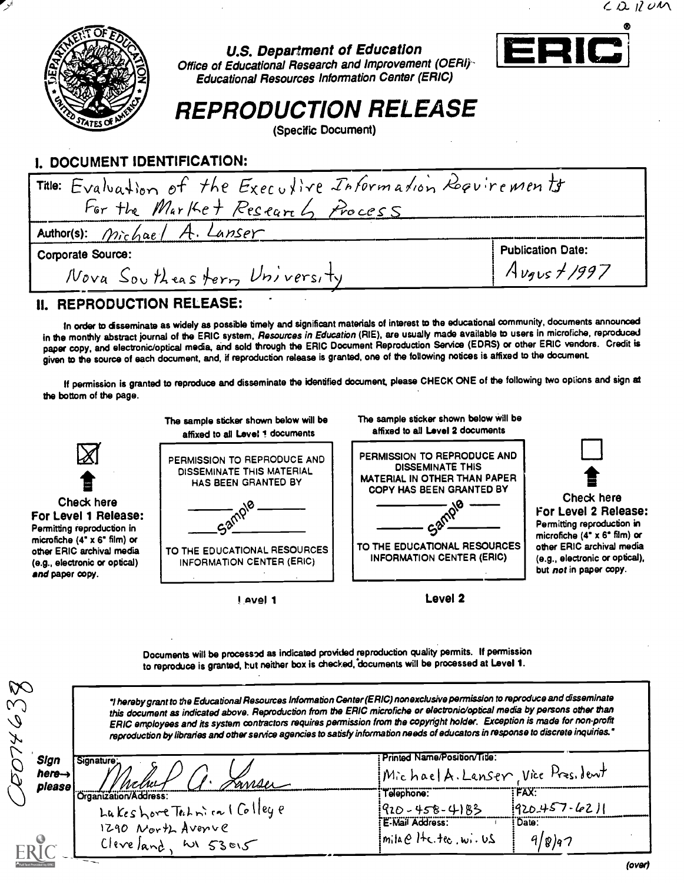CD 11 UM

U.S. Department of Education
Office of Educational Research and Improvement (OERI)
Educational Resources Information Center (ERIC)

ERIC

# REPRODUCTION RELEASE

(Specific Document)

## I. DOCUMENT IDENTIFICATION:

| | |
|---|---|
| Title: Evaluation of the Executive Information Requirements For the Market Research Process | |
| Author(s): Michael A. Lanser | |
| Corporate Source: Nova Southeastern University | Publication Date: August 1997 |

## II. REPRODUCTION RELEASE:

In order to disseminate as widely as possible timely and significant materials of interest to the educational community, documents announced in the monthly abstract journal of the ERIC system, *Resources in Education* (RIE), are usually made available to users in microfiche, reproduced paper copy, and electronic/optical media, and sold through the ERIC Document Reproduction Service (EDRS) or other ERIC vendors. Credit is given to the source of each document, and, if reproduction release is granted, one of the following notices is affixed to the document.

If permission is granted to reproduce and disseminate the identified document, please CHECK ONE of the following two options and sign at the bottom of the page.

| ☒ Check here For Level 1 Release: Permitting reproduction in microfiche (4" x 6" film) or other ERIC archival media (e.g., electronic or optical) *and* paper copy. | The sample sticker shown below will be affixed to all Level 1 documents: PERMISSION TO REPRODUCE AND DISSEMINATE THIS MATERIAL HAS BEEN GRANTED BY _____ Sample _____ TO THE EDUCATIONAL RESOURCES INFORMATION CENTER (ERIC) | The sample sticker shown below will be affixed to all Level 2 documents: PERMISSION TO REPRODUCE AND DISSEMINATE THIS MATERIAL IN OTHER THAN PAPER COPY HAS BEEN GRANTED BY _____ Sample _____ TO THE EDUCATIONAL RESOURCES INFORMATION CENTER (ERIC) | ☐ Check here For Level 2 Release: Permitting reproduction in microfiche (4" x 6" film) or other ERIC archival media (e.g., electronic or optical), but *not* in paper copy. |
|---|---|---|---|
| | Level 1 | Level 2 | |

Documents will be processed as indicated provided reproduction quality permits. If permission to reproduce is granted, but neither box is checked, documents will be processed at Level 1.

"I hereby grant to the Educational Resources Information Center (ERIC) nonexclusive permission to reproduce and disseminate this document as indicated above. Reproduction from the ERIC microfiche or electronic/optical media by persons other than ERIC employees and its system contractors requires permission from the copyright holder. Exception is made for non-profit reproduction by libraries and other service agencies to satisfy information needs of educators in response to discrete inquiries."

**Sign here→ please**

| | | |
|---|---|---|
| Signature: Michael A. Lanser | Printed Name/Position/Title: Michael A. Lanser, Vice President | |
| Organization/Address: Lakeshore Technical College, 1290 North Avenue, Cleveland, WI 53015 | Telephone: 920-458-4183 | FAX: 920-457-6211 |
| | E-Mail Address: mila@ltc.tec.wi.us | Date: 9/8/97 |

CE074638

(over)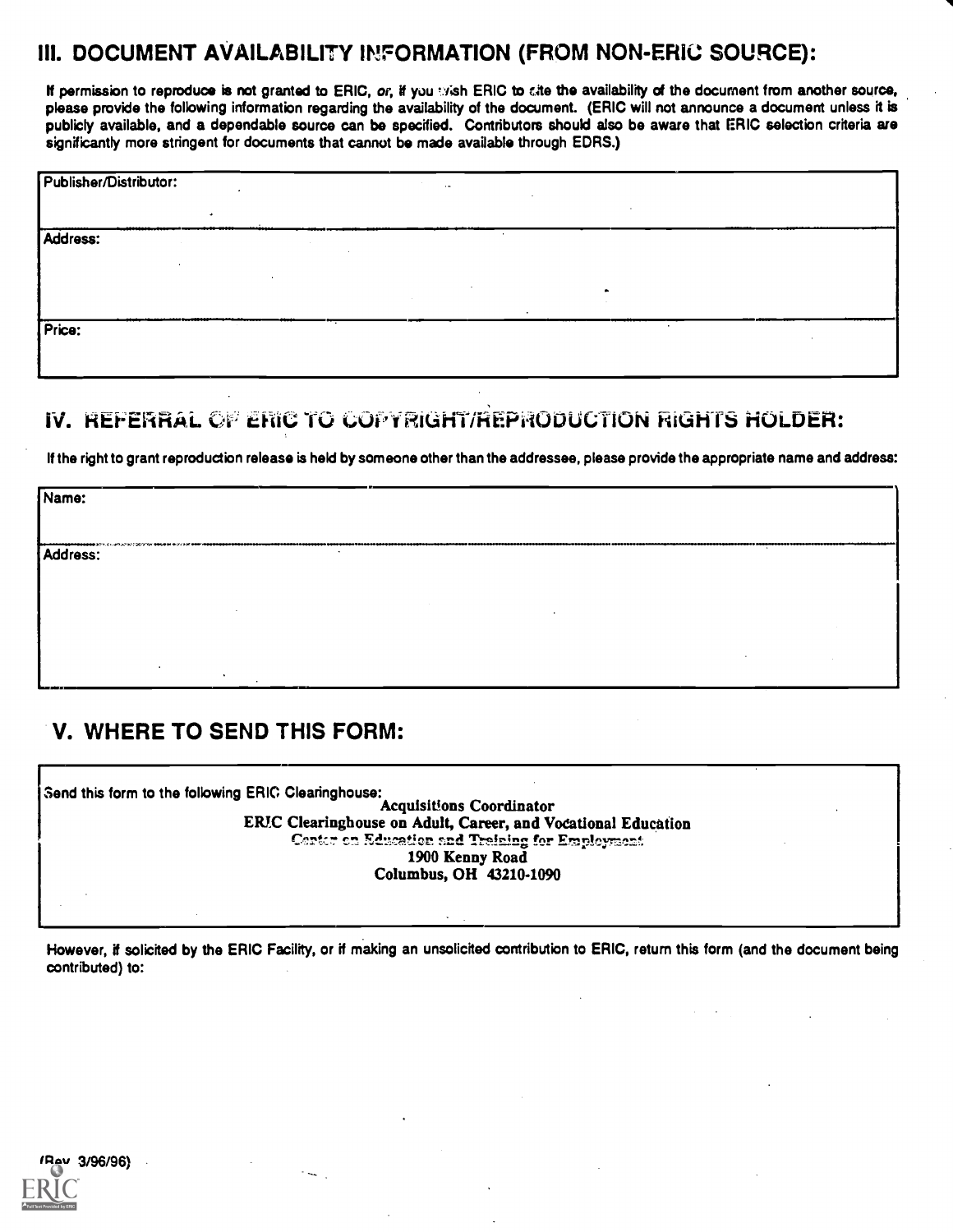## III. DOCUMENT AVAILABILITY INFORMATION (FROM NON-ERIC SOURCE):

If permission to reproduce is not granted to ERIC, *or*, if you wish ERIC to cite the availability of the document from another source, please provide the following information regarding the availability of the document. (ERIC will not announce a document unless it is publicly available, and a dependable source can be specified. Contributors should also be aware that ERIC selection criteria are significantly more stringent for documents that cannot be made available through EDRS.)

Publisher/Distributor:

Address:

Price:

## IV. REFERRAL OF ERIC TO COPYRIGHT/REPRODUCTION RIGHTS HOLDER:

If the right to grant reproduction release is held by someone other than the addressee, please provide the appropriate name and address:

Name:

Address:

## V. WHERE TO SEND THIS FORM:

Send this form to the following ERIC Clearinghouse:

**Acquisitions Coordinator**
**ERIC Clearinghouse on Adult, Career, and Vocational Education**
**Center on Education and Training for Employment**
**1900 Kenny Road**
**Columbus, OH 43210-1090**

However, if solicited by the ERIC Facility, or if making an unsolicited contribution to ERIC, return this form (and the document being contributed) to:

(Rev. 3/96/96)